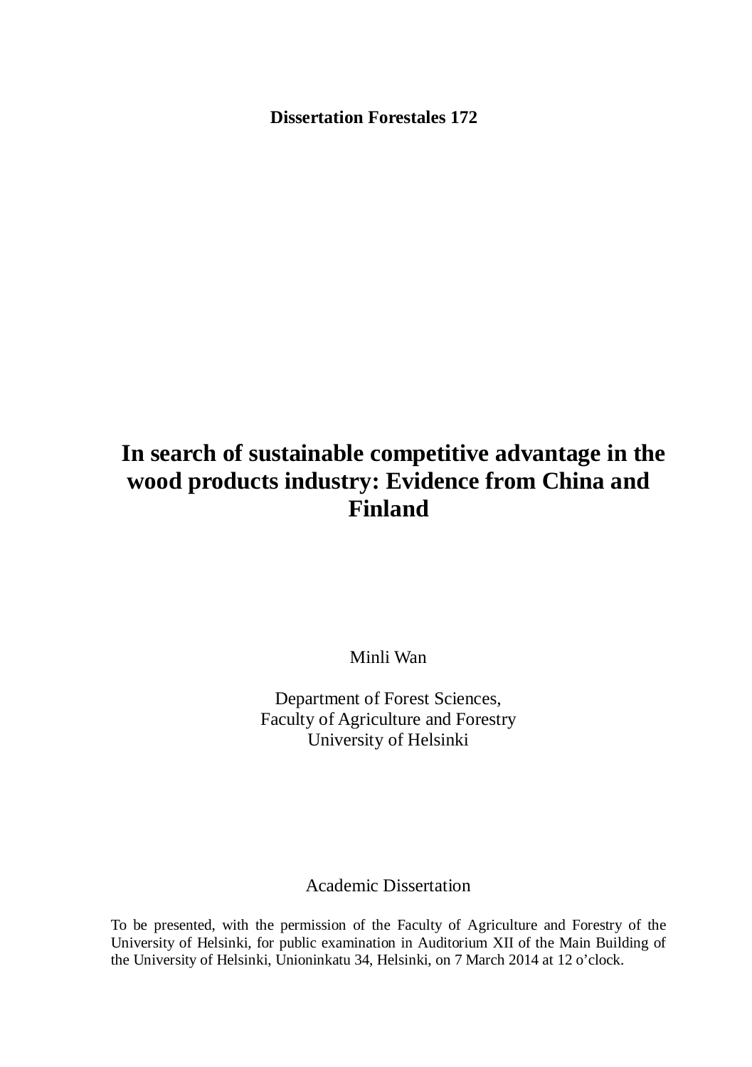**Dissertation Forestales 172**

# In search of sustainable competitive advantage in the wood products industry: Evidence from China and Finland

Minli Wan

Department of Forest Sciences,
Faculty of Agriculture and Forestry
University of Helsinki

Academic Dissertation

To be presented, with the permission of the Faculty of Agriculture and Forestry of the University of Helsinki, for public examination in Auditorium XII of the Main Building of the University of Helsinki, Unioninkatu 34, Helsinki, on 7 March 2014 at 12 o'clock.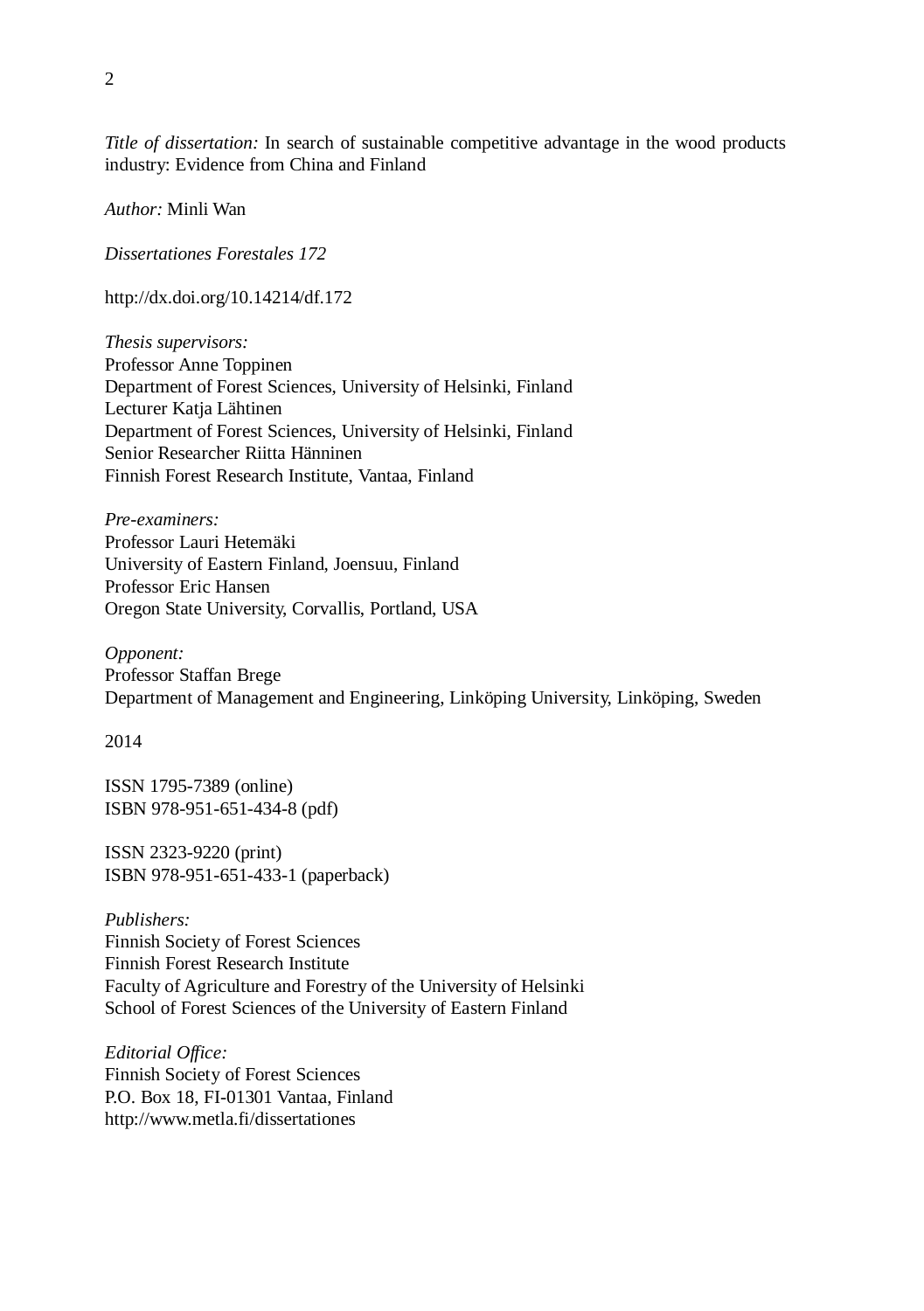*Title of dissertation:* In search of sustainable competitive advantage in the wood products industry: Evidence from China and Finland

*Author:* Minli Wan

*Dissertationes Forestales 172*

http://dx.doi.org/10.14214/df.172

*Thesis supervisors:*  
Professor Anne Toppinen  
Department of Forest Sciences, University of Helsinki, Finland  
Lecturer Katja Lähtinen  
Department of Forest Sciences, University of Helsinki, Finland  
Senior Researcher Riitta Hänninen  
Finnish Forest Research Institute, Vantaa, Finland

*Pre-examiners:*  
Professor Lauri Hetemäki  
University of Eastern Finland, Joensuu, Finland  
Professor Eric Hansen  
Oregon State University, Corvallis, Portland, USA

*Opponent:*  
Professor Staffan Brege  
Department of Management and Engineering, Linköping University, Linköping, Sweden

2014

ISSN 1795-7389 (online)  
ISBN 978-951-651-434-8 (pdf)

ISSN 2323-9220 (print)  
ISBN 978-951-651-433-1 (paperback)

*Publishers:*  
Finnish Society of Forest Sciences  
Finnish Forest Research Institute  
Faculty of Agriculture and Forestry of the University of Helsinki  
School of Forest Sciences of the University of Eastern Finland

*Editorial Office:*  
Finnish Society of Forest Sciences  
P.O. Box 18, FI-01301 Vantaa, Finland  
http://www.metla.fi/dissertationes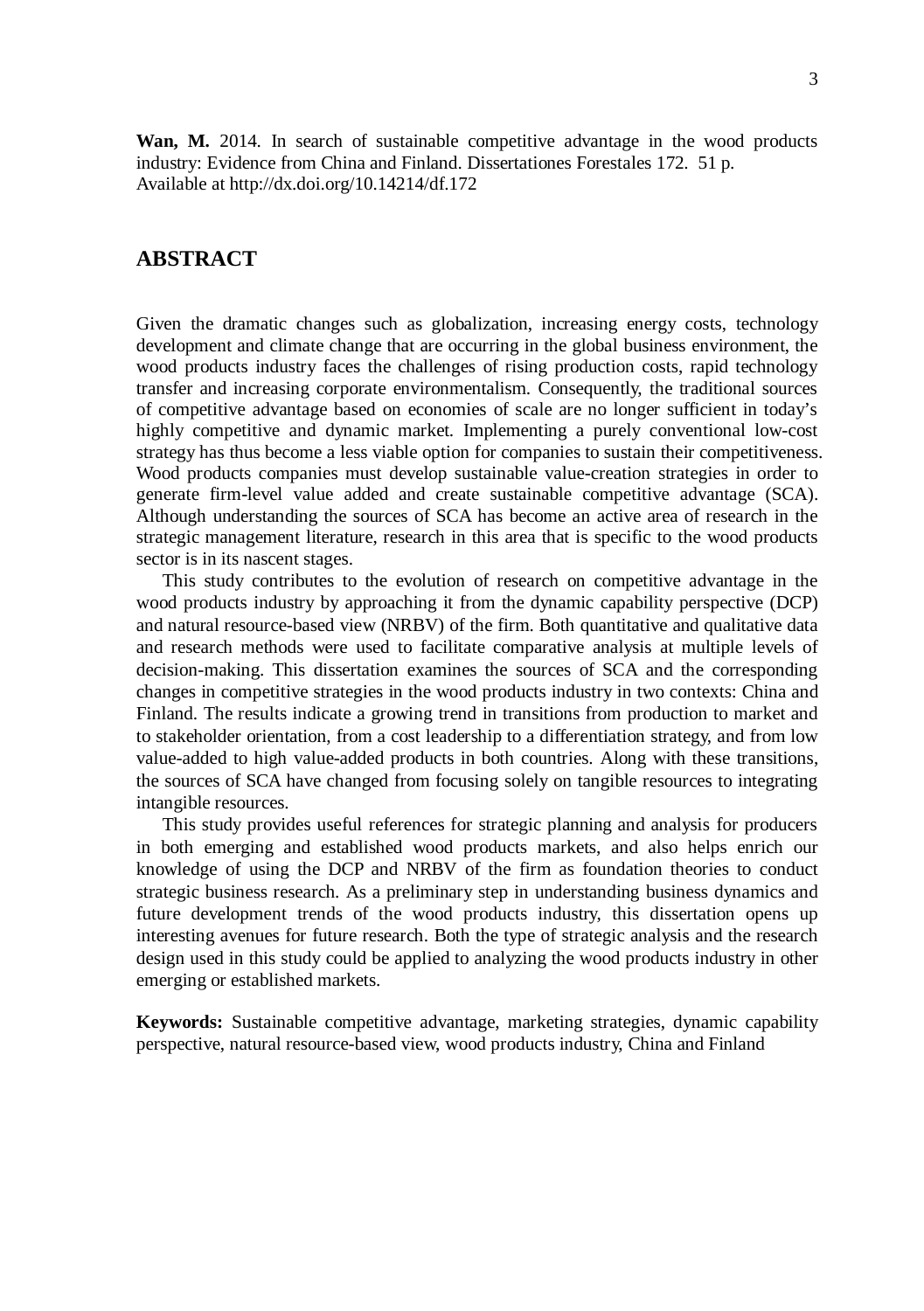**Wan, M.** 2014. In search of sustainable competitive advantage in the wood products industry: Evidence from China and Finland. Dissertationes Forestales 172. 51 p.
Available at http://dx.doi.org/10.14214/df.172

## ABSTRACT

Given the dramatic changes such as globalization, increasing energy costs, technology development and climate change that are occurring in the global business environment, the wood products industry faces the challenges of rising production costs, rapid technology transfer and increasing corporate environmentalism. Consequently, the traditional sources of competitive advantage based on economies of scale are no longer sufficient in today's highly competitive and dynamic market. Implementing a purely conventional low-cost strategy has thus become a less viable option for companies to sustain their competitiveness. Wood products companies must develop sustainable value-creation strategies in order to generate firm-level value added and create sustainable competitive advantage (SCA). Although understanding the sources of SCA has become an active area of research in the strategic management literature, research in this area that is specific to the wood products sector is in its nascent stages.

This study contributes to the evolution of research on competitive advantage in the wood products industry by approaching it from the dynamic capability perspective (DCP) and natural resource-based view (NRBV) of the firm. Both quantitative and qualitative data and research methods were used to facilitate comparative analysis at multiple levels of decision-making. This dissertation examines the sources of SCA and the corresponding changes in competitive strategies in the wood products industry in two contexts: China and Finland. The results indicate a growing trend in transitions from production to market and to stakeholder orientation, from a cost leadership to a differentiation strategy, and from low value-added to high value-added products in both countries. Along with these transitions, the sources of SCA have changed from focusing solely on tangible resources to integrating intangible resources.

This study provides useful references for strategic planning and analysis for producers in both emerging and established wood products markets, and also helps enrich our knowledge of using the DCP and NRBV of the firm as foundation theories to conduct strategic business research. As a preliminary step in understanding business dynamics and future development trends of the wood products industry, this dissertation opens up interesting avenues for future research. Both the type of strategic analysis and the research design used in this study could be applied to analyzing the wood products industry in other emerging or established markets.

**Keywords:** Sustainable competitive advantage, marketing strategies, dynamic capability perspective, natural resource-based view, wood products industry, China and Finland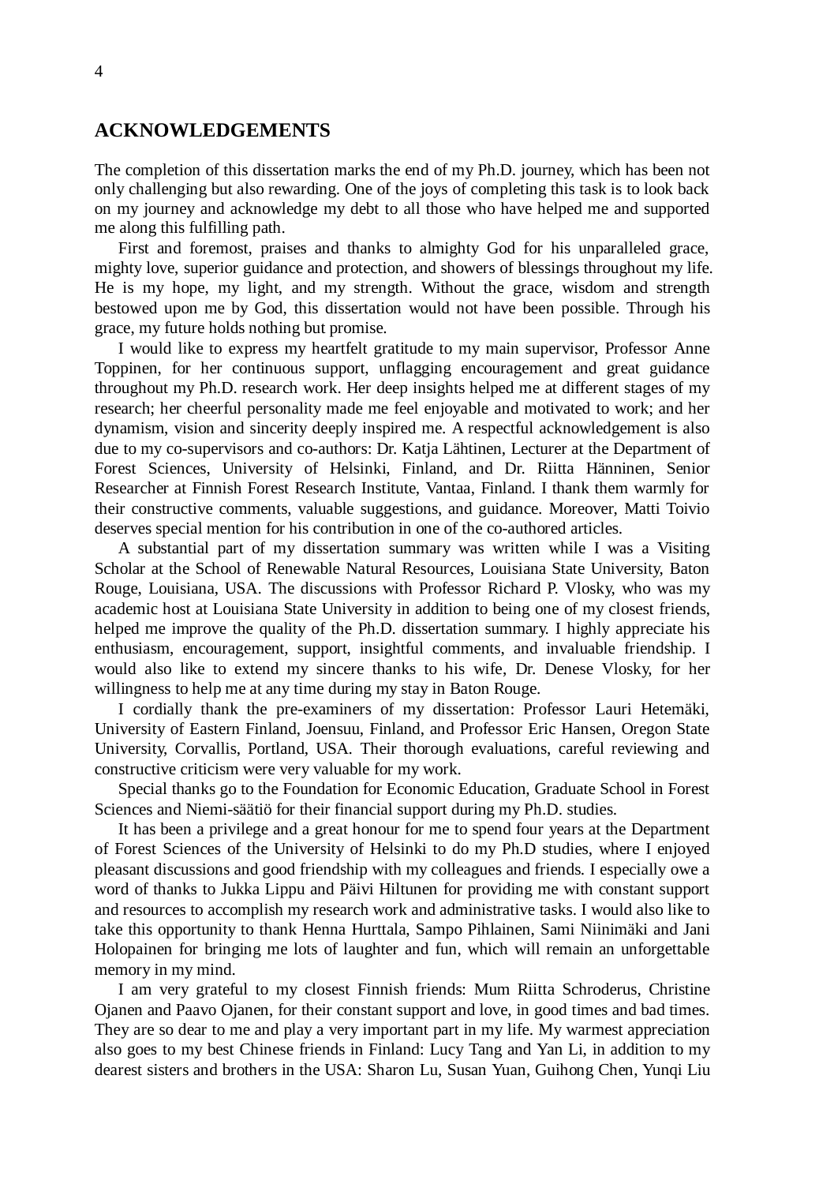## ACKNOWLEDGEMENTS

The completion of this dissertation marks the end of my Ph.D. journey, which has been not only challenging but also rewarding. One of the joys of completing this task is to look back on my journey and acknowledge my debt to all those who have helped me and supported me along this fulfilling path.

First and foremost, praises and thanks to almighty God for his unparalleled grace, mighty love, superior guidance and protection, and showers of blessings throughout my life. He is my hope, my light, and my strength. Without the grace, wisdom and strength bestowed upon me by God, this dissertation would not have been possible. Through his grace, my future holds nothing but promise.

I would like to express my heartfelt gratitude to my main supervisor, Professor Anne Toppinen, for her continuous support, unflagging encouragement and great guidance throughout my Ph.D. research work. Her deep insights helped me at different stages of my research; her cheerful personality made me feel enjoyable and motivated to work; and her dynamism, vision and sincerity deeply inspired me. A respectful acknowledgement is also due to my co-supervisors and co-authors: Dr. Katja Lähtinen, Lecturer at the Department of Forest Sciences, University of Helsinki, Finland, and Dr. Riitta Hänninen, Senior Researcher at Finnish Forest Research Institute, Vantaa, Finland. I thank them warmly for their constructive comments, valuable suggestions, and guidance. Moreover, Matti Toivio deserves special mention for his contribution in one of the co-authored articles.

A substantial part of my dissertation summary was written while I was a Visiting Scholar at the School of Renewable Natural Resources, Louisiana State University, Baton Rouge, Louisiana, USA. The discussions with Professor Richard P. Vlosky, who was my academic host at Louisiana State University in addition to being one of my closest friends, helped me improve the quality of the Ph.D. dissertation summary. I highly appreciate his enthusiasm, encouragement, support, insightful comments, and invaluable friendship. I would also like to extend my sincere thanks to his wife, Dr. Denese Vlosky, for her willingness to help me at any time during my stay in Baton Rouge.

I cordially thank the pre-examiners of my dissertation: Professor Lauri Hetemäki, University of Eastern Finland, Joensuu, Finland, and Professor Eric Hansen, Oregon State University, Corvallis, Portland, USA. Their thorough evaluations, careful reviewing and constructive criticism were very valuable for my work.

Special thanks go to the Foundation for Economic Education, Graduate School in Forest Sciences and Niemi-säätiö for their financial support during my Ph.D. studies.

It has been a privilege and a great honour for me to spend four years at the Department of Forest Sciences of the University of Helsinki to do my Ph.D studies, where I enjoyed pleasant discussions and good friendship with my colleagues and friends. I especially owe a word of thanks to Jukka Lippu and Päivi Hiltunen for providing me with constant support and resources to accomplish my research work and administrative tasks. I would also like to take this opportunity to thank Henna Hurttala, Sampo Pihlainen, Sami Niinimäki and Jani Holopainen for bringing me lots of laughter and fun, which will remain an unforgettable memory in my mind.

I am very grateful to my closest Finnish friends: Mum Riitta Schroderus, Christine Ojanen and Paavo Ojanen, for their constant support and love, in good times and bad times. They are so dear to me and play a very important part in my life. My warmest appreciation also goes to my best Chinese friends in Finland: Lucy Tang and Yan Li, in addition to my dearest sisters and brothers in the USA: Sharon Lu, Susan Yuan, Guihong Chen, Yunqi Liu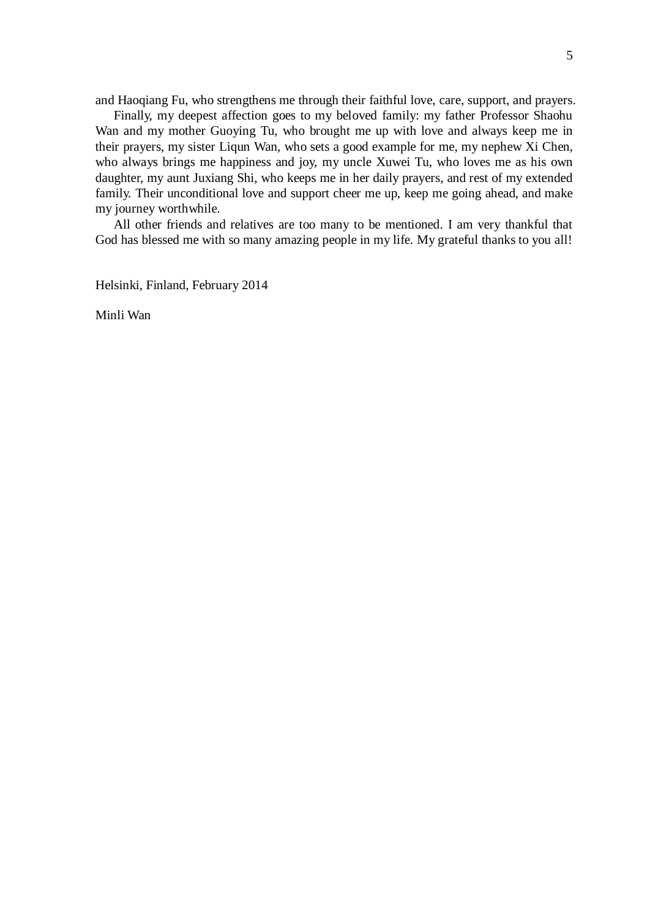and Haoqiang Fu, who strengthens me through their faithful love, care, support, and prayers.

Finally, my deepest affection goes to my beloved family: my father Professor Shaohu Wan and my mother Guoying Tu, who brought me up with love and always keep me in their prayers, my sister Liqun Wan, who sets a good example for me, my nephew Xi Chen, who always brings me happiness and joy, my uncle Xuwei Tu, who loves me as his own daughter, my aunt Juxiang Shi, who keeps me in her daily prayers, and rest of my extended family. Their unconditional love and support cheer me up, keep me going ahead, and make my journey worthwhile.

All other friends and relatives are too many to be mentioned. I am very thankful that God has blessed me with so many amazing people in my life. My grateful thanks to you all!

Helsinki, Finland, February 2014

Minli Wan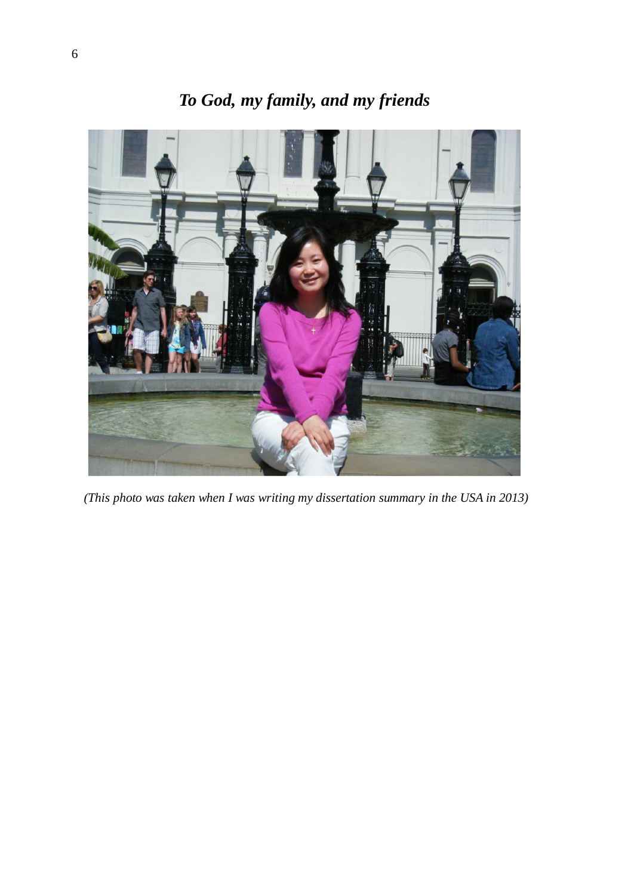***To God, my family, and my friends***

*(This photo was taken when I was writing my dissertation summary in the USA in 2013)*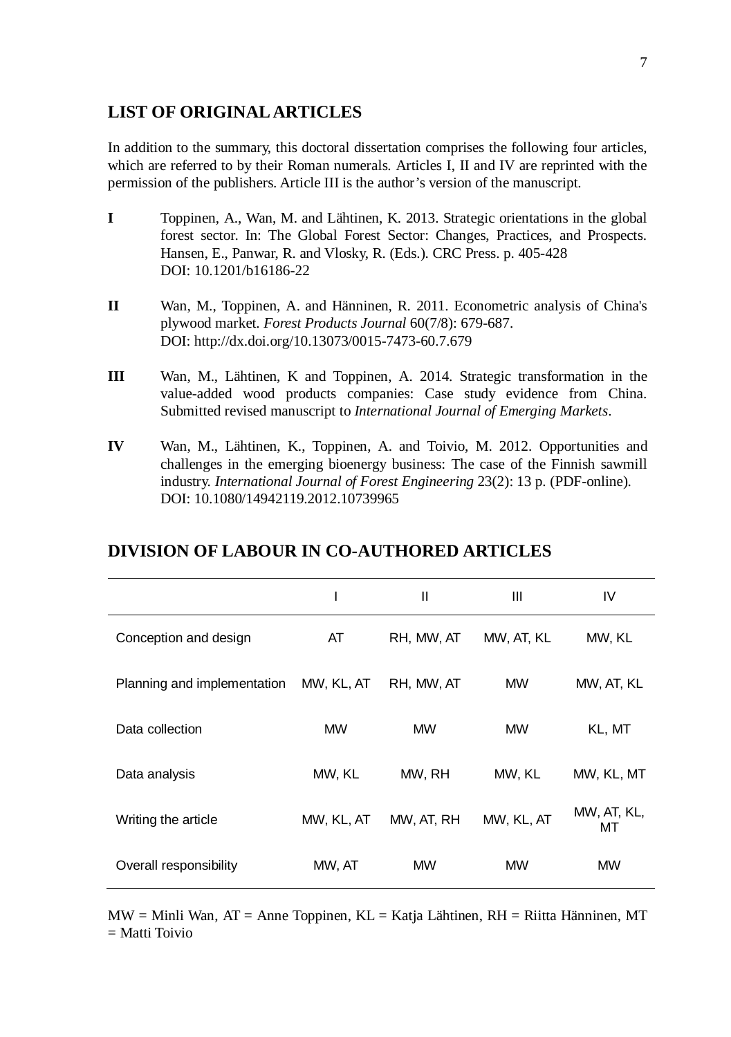## LIST OF ORIGINAL ARTICLES

In addition to the summary, this doctoral dissertation comprises the following four articles, which are referred to by their Roman numerals. Articles I, II and IV are reprinted with the permission of the publishers. Article III is the author's version of the manuscript.

**I** Toppinen, A., Wan, M. and Lähtinen, K. 2013. Strategic orientations in the global forest sector. In: The Global Forest Sector: Changes, Practices, and Prospects. Hansen, E., Panwar, R. and Vlosky, R. (Eds.). CRC Press. p. 405-428
DOI: 10.1201/b16186-22

**II** Wan, M., Toppinen, A. and Hänninen, R. 2011. Econometric analysis of China's plywood market. *Forest Products Journal* 60(7/8): 679-687.
DOI: http://dx.doi.org/10.13073/0015-7473-60.7.679

**III** Wan, M., Lähtinen, K and Toppinen, A. 2014. Strategic transformation in the value-added wood products companies: Case study evidence from China. Submitted revised manuscript to *International Journal of Emerging Markets*.

**IV** Wan, M., Lähtinen, K., Toppinen, A. and Toivio, M. 2012. Opportunities and challenges in the emerging bioenergy business: The case of the Finnish sawmill industry. *International Journal of Forest Engineering* 23(2): 13 p. (PDF-online).
DOI: 10.1080/14942119.2012.10739965

## DIVISION OF LABOUR IN CO-AUTHORED ARTICLES

| | I | II | III | IV |
|---|---|---|---|---|
| Conception and design | AT | RH, MW, AT | MW, AT, KL | MW, KL |
| Planning and implementation | MW, KL, AT | RH, MW, AT | MW | MW, AT, KL |
| Data collection | MW | MW | MW | KL, MT |
| Data analysis | MW, KL | MW, RH | MW, KL | MW, KL, MT |
| Writing the article | MW, KL, AT | MW, AT, RH | MW, KL, AT | MW, AT, KL, MT |
| Overall responsibility | MW, AT | MW | MW | MW |

MW = Minli Wan, AT = Anne Toppinen, KL = Katja Lähtinen, RH = Riitta Hänninen, MT = Matti Toivio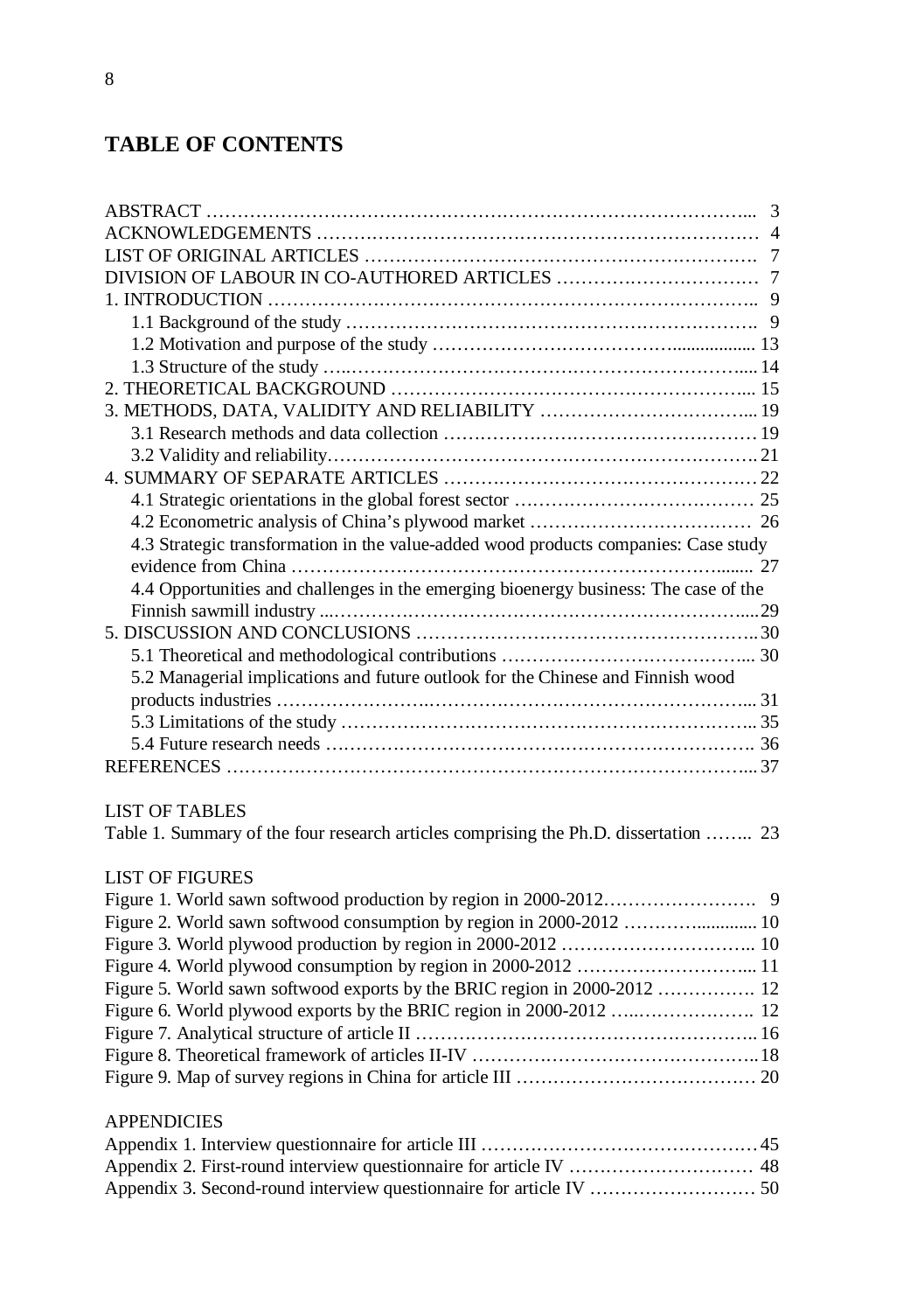# TABLE OF CONTENTS

ABSTRACT ………………………………………………………………………………... 3
ACKNOWLEDGEMENTS ……………………………………………………………… 4
LIST OF ORIGINAL ARTICLES ………………………………………………………. 7
DIVISION OF LABOUR IN CO-AUTHORED ARTICLES …………………………… 7
1. INTRODUCTION ……………………………………………………………………….. 9
    1.1 Background of the study …………………………………………………………. 9
    1.2 Motivation and purpose of the study …………………………………................. 13
    1.3 Structure of the study …..…………………………………………………….... 14
2. THEORETICAL BACKGROUND …………………………………………………... 15
3. METHODS, DATA, VALIDITY AND RELIABILITY ……………………………..... 19
    3.1 Research methods and data collection …………………………………………… 19
    3.2 Validity and reliability……………………………………………………………. 21
4. SUMMARY OF SEPARATE ARTICLES …………………………………………… 22
    4.1 Strategic orientations in the global forest sector ………………………………… 25
    4.2 Econometric analysis of China's plywood market ……………………………… 26
    4.3 Strategic transformation in the value-added wood products companies: Case study evidence from China …………………………………………………………........ 27
    4.4 Opportunities and challenges in the emerging bioenergy business: The case of the Finnish sawmill industry ...……………………………………………………….....29
5. DISCUSSION AND CONCLUSIONS ……………………………………………….. 30
    5.1 Theoretical and methodological contributions ………………………………... 30
    5.2 Managerial implications and future outlook for the Chinese and Finnish wood products industries …………………….…………………………………………... 31
    5.3 Limitations of the study …………………………………………………………... 35
    5.4 Future research needs ……………………………………………………………. 36
REFERENCES ………………………………………………………………………….... 37

LIST OF TABLES
Table 1. Summary of the four research articles comprising the Ph.D. dissertation …….. 23

LIST OF FIGURES
Figure 1. World sawn softwood production by region in 2000-2012……………………. 9
Figure 2. World sawn softwood consumption by region in 2000-2012 ……….............. 10
Figure 3. World plywood production by region in 2000-2012 ………………………….. 10
Figure 4. World plywood consumption by region in 2000-2012 ………………………... 11
Figure 5. World sawn softwood exports by the BRIC region in 2000-2012 ……………. 12
Figure 6. World plywood exports by the BRIC region in 2000-2012 …..………………. 12
Figure 7. Analytical structure of article II ……………………………………………... 16
Figure 8. Theoretical framework of articles II-IV ……………………………………….. 18
Figure 9. Map of survey regions in China for article III ………………………………… 20

APPENDICIES
Appendix 1. Interview questionnaire for article III ……………………………………… 45
Appendix 2. First-round interview questionnaire for article IV ………………………… 48
Appendix 3. Second-round interview questionnaire for article IV ……………………… 50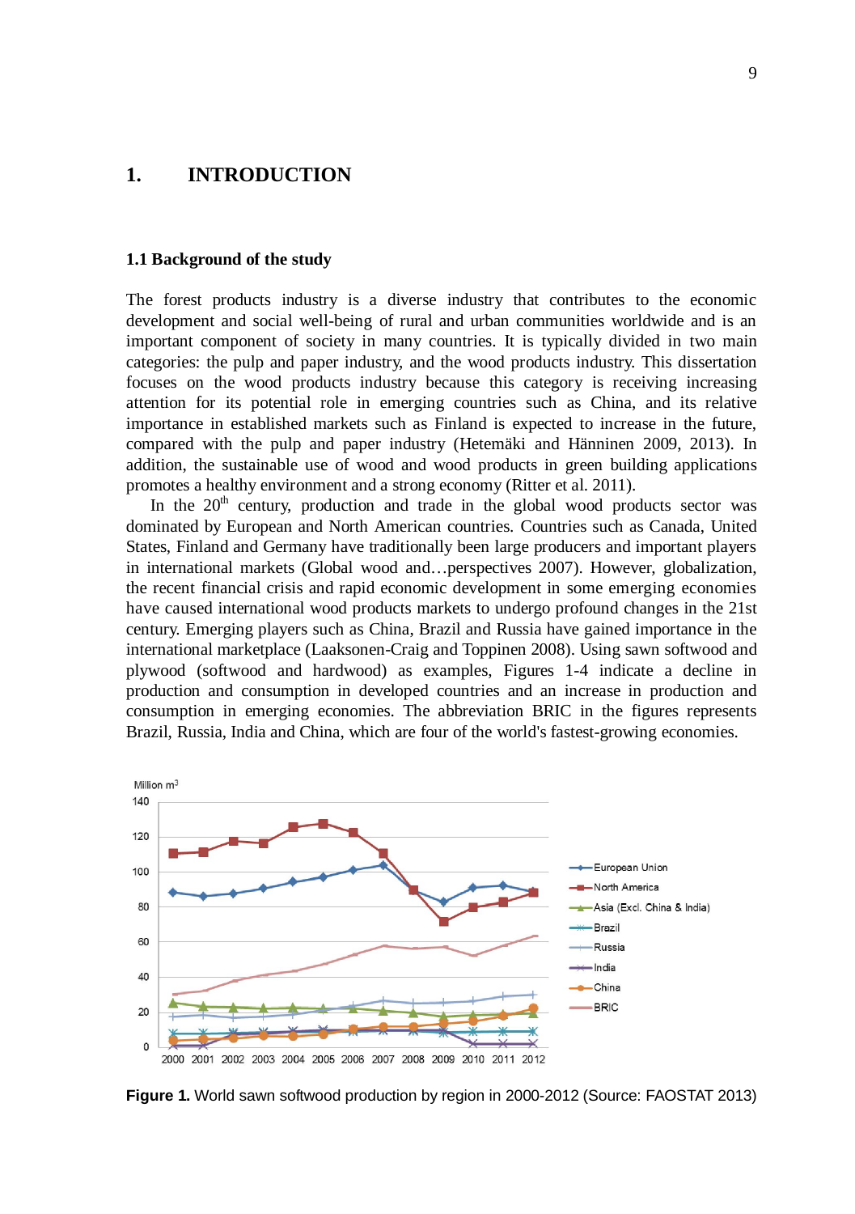# 1. INTRODUCTION

## 1.1 Background of the study

The forest products industry is a diverse industry that contributes to the economic development and social well-being of rural and urban communities worldwide and is an important component of society in many countries. It is typically divided in two main categories: the pulp and paper industry, and the wood products industry. This dissertation focuses on the wood products industry because this category is receiving increasing attention for its potential role in emerging countries such as China, and its relative importance in established markets such as Finland is expected to increase in the future, compared with the pulp and paper industry (Hetemäki and Hänninen 2009, 2013). In addition, the sustainable use of wood and wood products in green building applications promotes a healthy environment and a strong economy (Ritter et al. 2011).

In the 20th century, production and trade in the global wood products sector was dominated by European and North American countries. Countries such as Canada, United States, Finland and Germany have traditionally been large producers and important players in international markets (Global wood and…perspectives 2007). However, globalization, the recent financial crisis and rapid economic development in some emerging economies have caused international wood products markets to undergo profound changes in the 21st century. Emerging players such as China, Brazil and Russia have gained importance in the international marketplace (Laaksonen-Craig and Toppinen 2008). Using sawn softwood and plywood (softwood and hardwood) as examples, Figures 1-4 indicate a decline in production and consumption in developed countries and an increase in production and consumption in emerging economies. The abbreviation BRIC in the figures represents Brazil, Russia, India and China, which are four of the world's fastest-growing economies.

**Figure 1.** World sawn softwood production by region in 2000-2012 (Source: FAOSTAT 2013)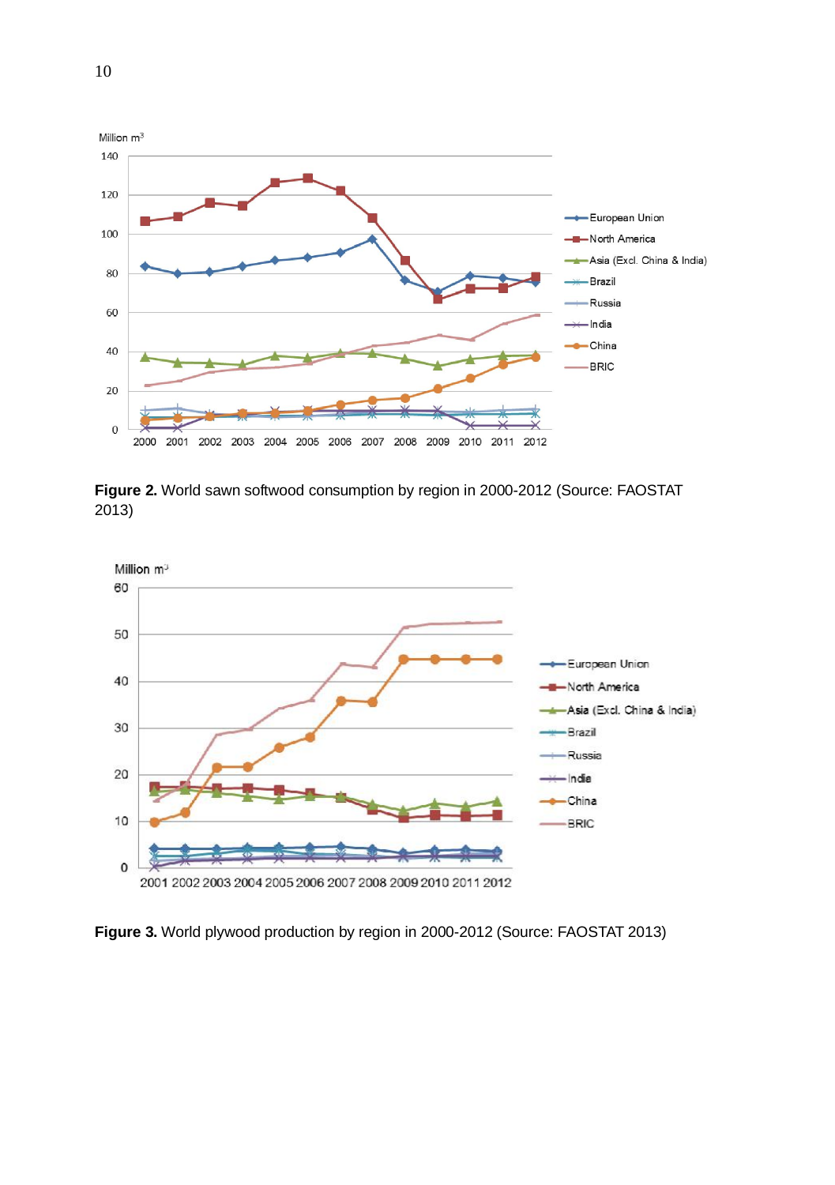**Figure 2.** World sawn softwood consumption by region in 2000-2012 (Source: FAOSTAT 2013)

**Figure 3.** World plywood production by region in 2000-2012 (Source: FAOSTAT 2013)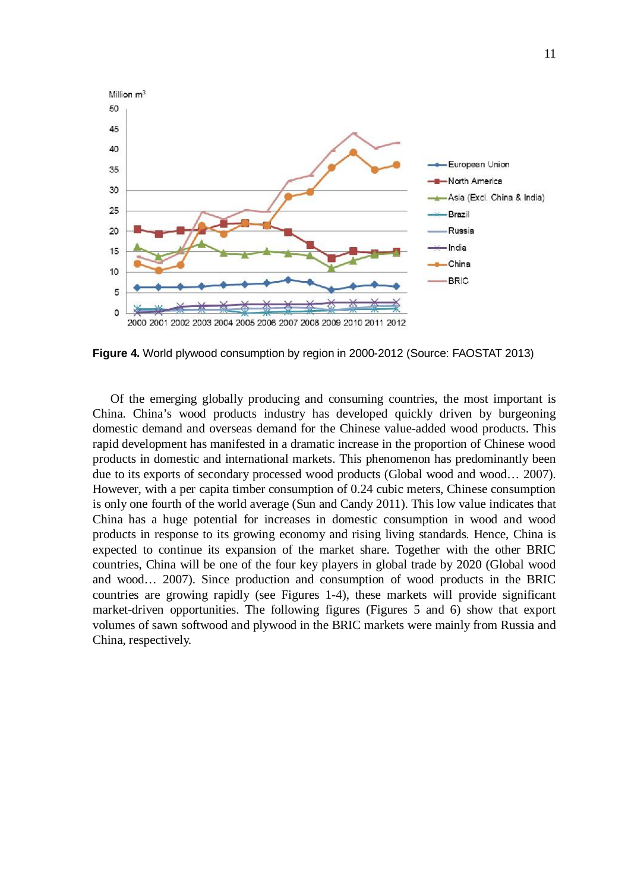**Figure 4.** World plywood consumption by region in 2000-2012 (Source: FAOSTAT 2013)

Of the emerging globally producing and consuming countries, the most important is China. China's wood products industry has developed quickly driven by burgeoning domestic demand and overseas demand for the Chinese value-added wood products. This rapid development has manifested in a dramatic increase in the proportion of Chinese wood products in domestic and international markets. This phenomenon has predominantly been due to its exports of secondary processed wood products (Global wood and wood… 2007). However, with a per capita timber consumption of 0.24 cubic meters, Chinese consumption is only one fourth of the world average (Sun and Candy 2011). This low value indicates that China has a huge potential for increases in domestic consumption in wood and wood products in response to its growing economy and rising living standards. Hence, China is expected to continue its expansion of the market share. Together with the other BRIC countries, China will be one of the four key players in global trade by 2020 (Global wood and wood… 2007). Since production and consumption of wood products in the BRIC countries are growing rapidly (see Figures 1-4), these markets will provide significant market-driven opportunities. The following figures (Figures 5 and 6) show that export volumes of sawn softwood and plywood in the BRIC markets were mainly from Russia and China, respectively.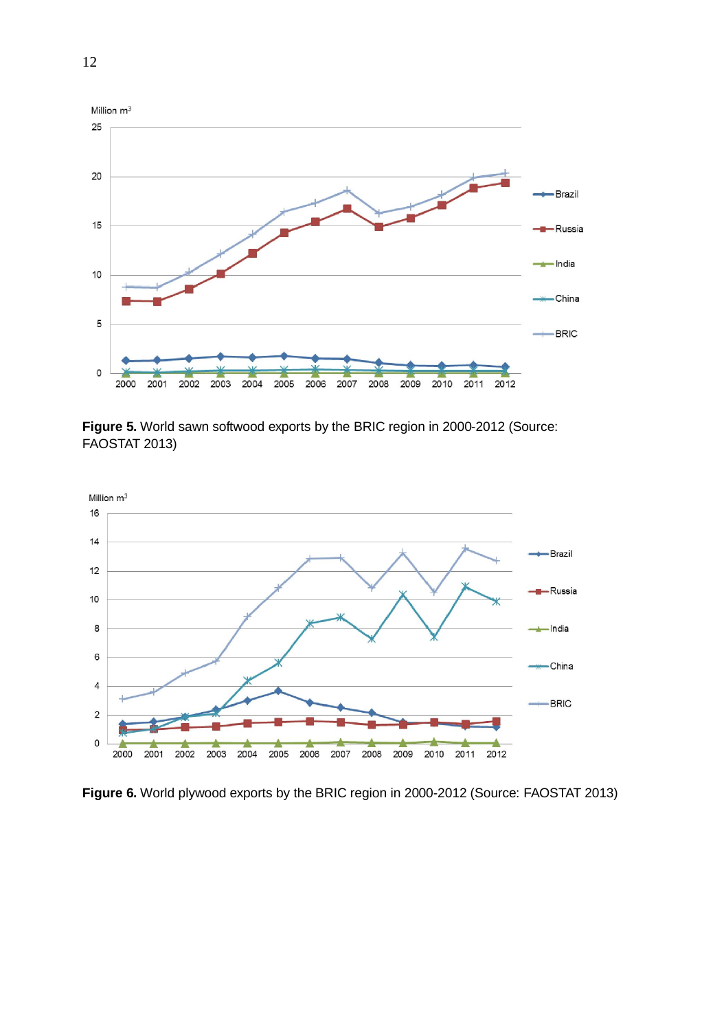**Figure 5.** World sawn softwood exports by the BRIC region in 2000-2012 (Source: FAOSTAT 2013)

**Figure 6.** World plywood exports by the BRIC region in 2000-2012 (Source: FAOSTAT 2013)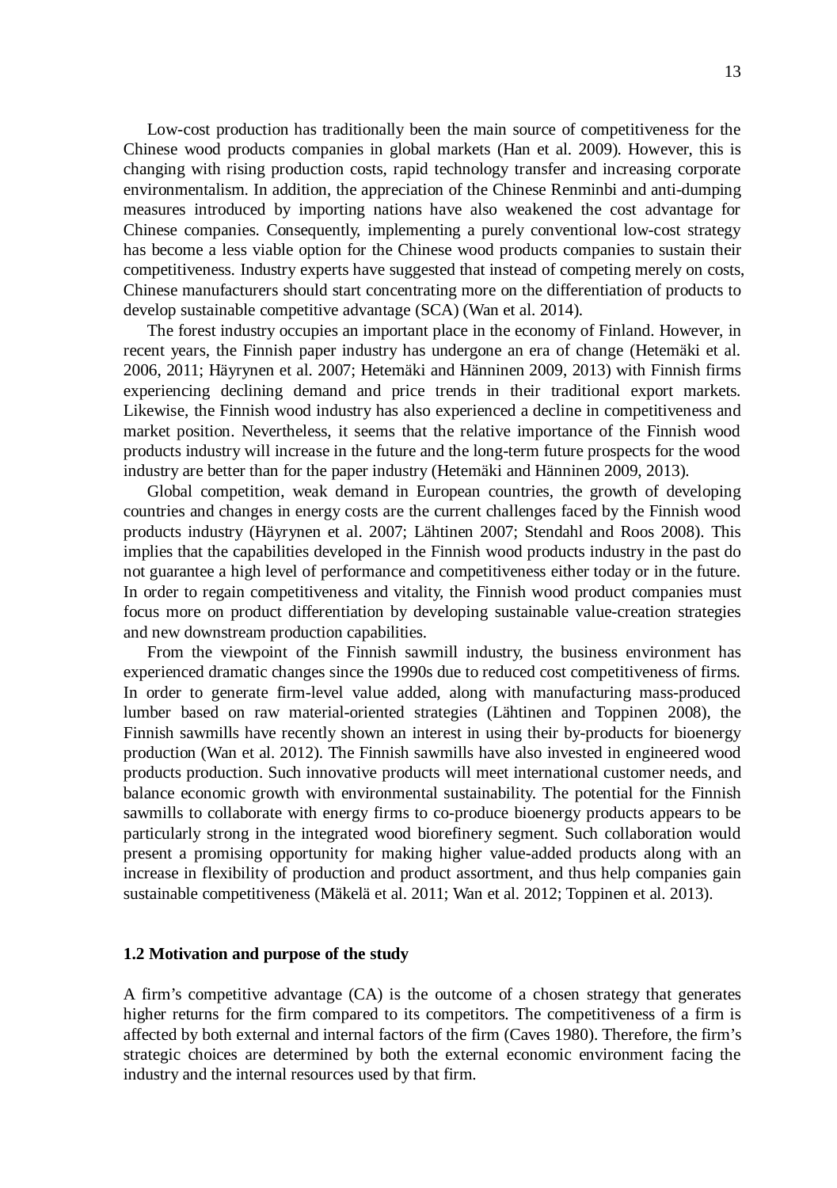Low-cost production has traditionally been the main source of competitiveness for the Chinese wood products companies in global markets (Han et al. 2009). However, this is changing with rising production costs, rapid technology transfer and increasing corporate environmentalism. In addition, the appreciation of the Chinese Renminbi and anti-dumping measures introduced by importing nations have also weakened the cost advantage for Chinese companies. Consequently, implementing a purely conventional low-cost strategy has become a less viable option for the Chinese wood products companies to sustain their competitiveness. Industry experts have suggested that instead of competing merely on costs, Chinese manufacturers should start concentrating more on the differentiation of products to develop sustainable competitive advantage (SCA) (Wan et al. 2014).

The forest industry occupies an important place in the economy of Finland. However, in recent years, the Finnish paper industry has undergone an era of change (Hetemäki et al. 2006, 2011; Häyrynen et al. 2007; Hetemäki and Hänninen 2009, 2013) with Finnish firms experiencing declining demand and price trends in their traditional export markets. Likewise, the Finnish wood industry has also experienced a decline in competitiveness and market position. Nevertheless, it seems that the relative importance of the Finnish wood products industry will increase in the future and the long-term future prospects for the wood industry are better than for the paper industry (Hetemäki and Hänninen 2009, 2013).

Global competition, weak demand in European countries, the growth of developing countries and changes in energy costs are the current challenges faced by the Finnish wood products industry (Häyrynen et al. 2007; Lähtinen 2007; Stendahl and Roos 2008). This implies that the capabilities developed in the Finnish wood products industry in the past do not guarantee a high level of performance and competitiveness either today or in the future. In order to regain competitiveness and vitality, the Finnish wood product companies must focus more on product differentiation by developing sustainable value-creation strategies and new downstream production capabilities.

From the viewpoint of the Finnish sawmill industry, the business environment has experienced dramatic changes since the 1990s due to reduced cost competitiveness of firms. In order to generate firm-level value added, along with manufacturing mass-produced lumber based on raw material-oriented strategies (Lähtinen and Toppinen 2008), the Finnish sawmills have recently shown an interest in using their by-products for bioenergy production (Wan et al. 2012). The Finnish sawmills have also invested in engineered wood products production. Such innovative products will meet international customer needs, and balance economic growth with environmental sustainability. The potential for the Finnish sawmills to collaborate with energy firms to co-produce bioenergy products appears to be particularly strong in the integrated wood biorefinery segment. Such collaboration would present a promising opportunity for making higher value-added products along with an increase in flexibility of production and product assortment, and thus help companies gain sustainable competitiveness (Mäkelä et al. 2011; Wan et al. 2012; Toppinen et al. 2013).

### 1.2 Motivation and purpose of the study

A firm's competitive advantage (CA) is the outcome of a chosen strategy that generates higher returns for the firm compared to its competitors. The competitiveness of a firm is affected by both external and internal factors of the firm (Caves 1980). Therefore, the firm's strategic choices are determined by both the external economic environment facing the industry and the internal resources used by that firm.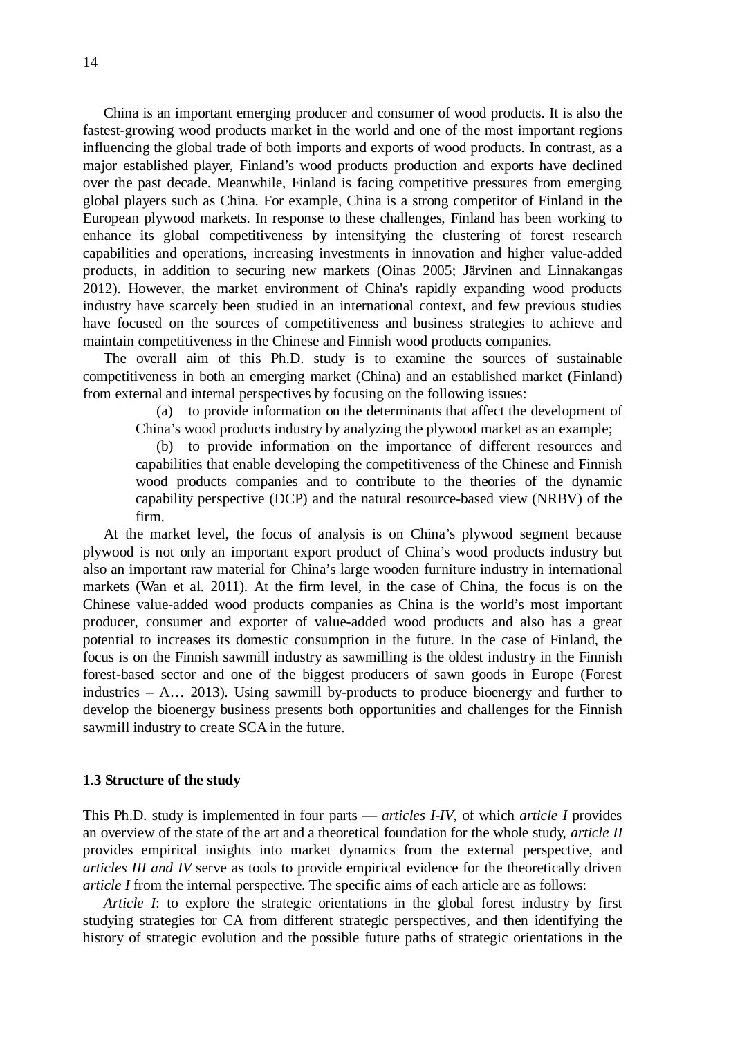China is an important emerging producer and consumer of wood products. It is also the fastest-growing wood products market in the world and one of the most important regions influencing the global trade of both imports and exports of wood products. In contrast, as a major established player, Finland's wood products production and exports have declined over the past decade. Meanwhile, Finland is facing competitive pressures from emerging global players such as China. For example, China is a strong competitor of Finland in the European plywood markets. In response to these challenges, Finland has been working to enhance its global competitiveness by intensifying the clustering of forest research capabilities and operations, increasing investments in innovation and higher value-added products, in addition to securing new markets (Oinas 2005; Järvinen and Linnakangas 2012). However, the market environment of China's rapidly expanding wood products industry have scarcely been studied in an international context, and few previous studies have focused on the sources of competitiveness and business strategies to achieve and maintain competitiveness in the Chinese and Finnish wood products companies.

The overall aim of this Ph.D. study is to examine the sources of sustainable competitiveness in both an emerging market (China) and an established market (Finland) from external and internal perspectives by focusing on the following issues:

(a) to provide information on the determinants that affect the development of China's wood products industry by analyzing the plywood market as an example;

(b) to provide information on the importance of different resources and capabilities that enable developing the competitiveness of the Chinese and Finnish wood products companies and to contribute to the theories of the dynamic capability perspective (DCP) and the natural resource-based view (NRBV) of the firm.

At the market level, the focus of analysis is on China's plywood segment because plywood is not only an important export product of China's wood products industry but also an important raw material for China's large wooden furniture industry in international markets (Wan et al. 2011). At the firm level, in the case of China, the focus is on the Chinese value-added wood products companies as China is the world's most important producer, consumer and exporter of value-added wood products and also has a great potential to increases its domestic consumption in the future. In the case of Finland, the focus is on the Finnish sawmill industry as sawmilling is the oldest industry in the Finnish forest-based sector and one of the biggest producers of sawn goods in Europe (Forest industries – A… 2013). Using sawmill by-products to produce bioenergy and further to develop the bioenergy business presents both opportunities and challenges for the Finnish sawmill industry to create SCA in the future.

### 1.3 Structure of the study

This Ph.D. study is implemented in four parts — *articles I-IV*, of which *article I* provides an overview of the state of the art and a theoretical foundation for the whole study, *article II* provides empirical insights into market dynamics from the external perspective, and *articles III and IV* serve as tools to provide empirical evidence for the theoretically driven *article I* from the internal perspective. The specific aims of each article are as follows:

*Article I*: to explore the strategic orientations in the global forest industry by first studying strategies for CA from different strategic perspectives, and then identifying the history of strategic evolution and the possible future paths of strategic orientations in the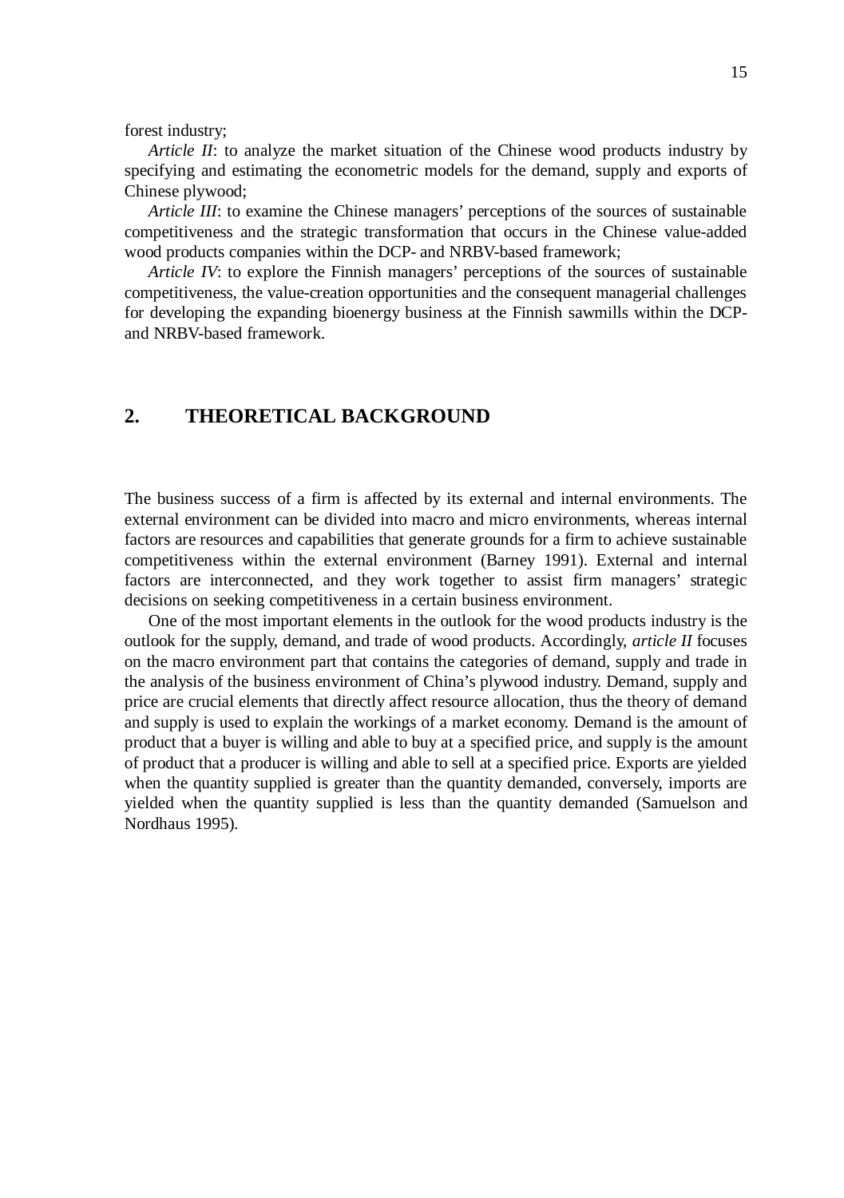forest industry;

*Article II*: to analyze the market situation of the Chinese wood products industry by specifying and estimating the econometric models for the demand, supply and exports of Chinese plywood;

*Article III*: to examine the Chinese managers' perceptions of the sources of sustainable competitiveness and the strategic transformation that occurs in the Chinese value-added wood products companies within the DCP- and NRBV-based framework;

*Article IV*: to explore the Finnish managers' perceptions of the sources of sustainable competitiveness, the value-creation opportunities and the consequent managerial challenges for developing the expanding bioenergy business at the Finnish sawmills within the DCP- and NRBV-based framework.

# 2. THEORETICAL BACKGROUND

The business success of a firm is affected by its external and internal environments. The external environment can be divided into macro and micro environments, whereas internal factors are resources and capabilities that generate grounds for a firm to achieve sustainable competitiveness within the external environment (Barney 1991). External and internal factors are interconnected, and they work together to assist firm managers' strategic decisions on seeking competitiveness in a certain business environment.

One of the most important elements in the outlook for the wood products industry is the outlook for the supply, demand, and trade of wood products. Accordingly, *article II* focuses on the macro environment part that contains the categories of demand, supply and trade in the analysis of the business environment of China's plywood industry. Demand, supply and price are crucial elements that directly affect resource allocation, thus the theory of demand and supply is used to explain the workings of a market economy. Demand is the amount of product that a buyer is willing and able to buy at a specified price, and supply is the amount of product that a producer is willing and able to sell at a specified price. Exports are yielded when the quantity supplied is greater than the quantity demanded, conversely, imports are yielded when the quantity supplied is less than the quantity demanded (Samuelson and Nordhaus 1995).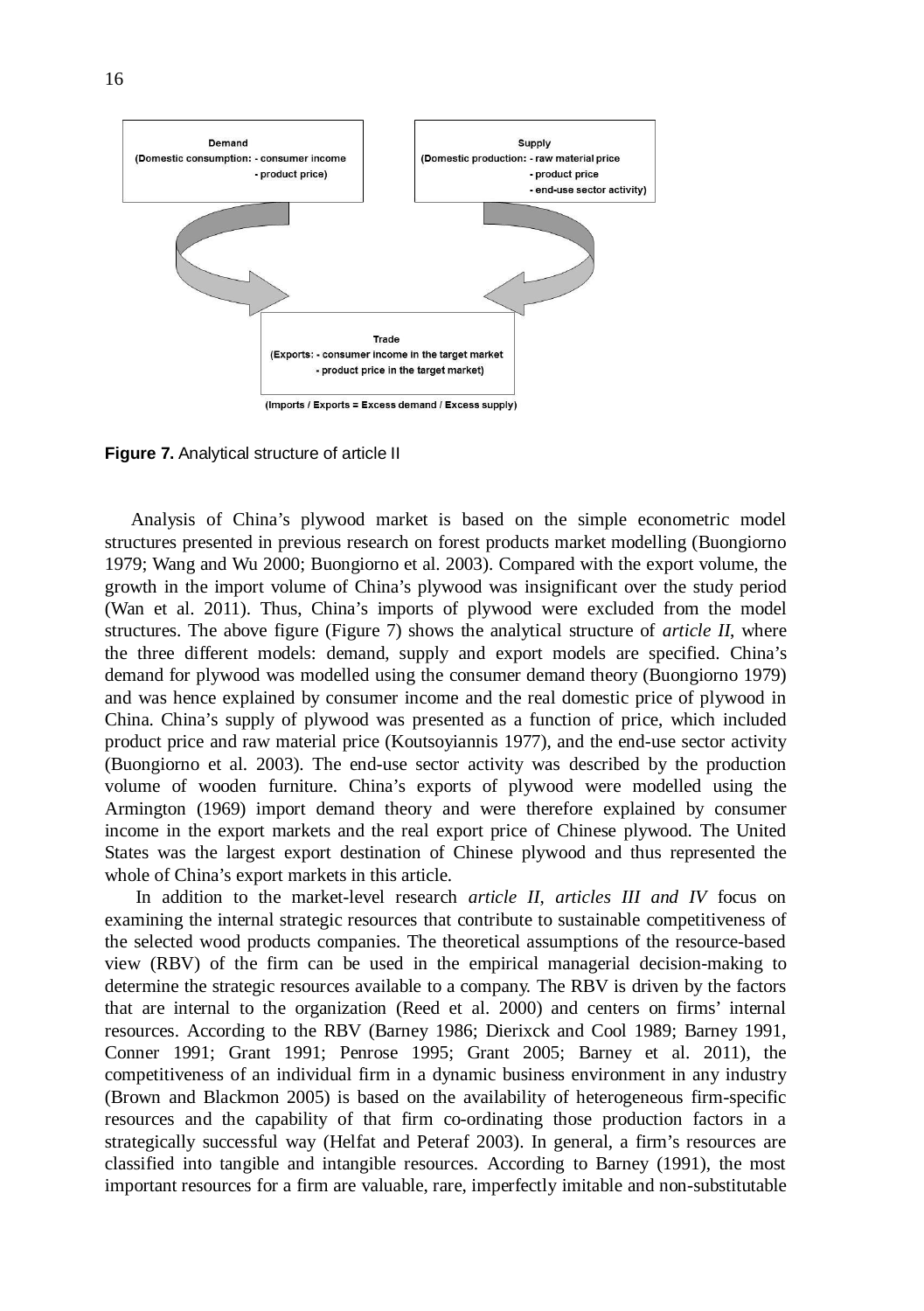Demand
(Domestic consumption: - consumer income
- product price)

Supply
(Domestic production: - raw material price
- product price
- end-use sector activity)

Trade
(Exports: - consumer income in the target market
- product price in the target market)

(Imports / Exports = Excess demand / Excess supply)

**Figure 7.** Analytical structure of article II

Analysis of China's plywood market is based on the simple econometric model structures presented in previous research on forest products market modelling (Buongiorno 1979; Wang and Wu 2000; Buongiorno et al. 2003). Compared with the export volume, the growth in the import volume of China's plywood was insignificant over the study period (Wan et al. 2011). Thus, China's imports of plywood were excluded from the model structures. The above figure (Figure 7) shows the analytical structure of *article II*, where the three different models: demand, supply and export models are specified. China's demand for plywood was modelled using the consumer demand theory (Buongiorno 1979) and was hence explained by consumer income and the real domestic price of plywood in China. China's supply of plywood was presented as a function of price, which included product price and raw material price (Koutsoyiannis 1977), and the end-use sector activity (Buongiorno et al. 2003). The end-use sector activity was described by the production volume of wooden furniture. China's exports of plywood were modelled using the Armington (1969) import demand theory and were therefore explained by consumer income in the export markets and the real export price of Chinese plywood. The United States was the largest export destination of Chinese plywood and thus represented the whole of China's export markets in this article.

In addition to the market-level research *article II*, *articles III and IV* focus on examining the internal strategic resources that contribute to sustainable competitiveness of the selected wood products companies. The theoretical assumptions of the resource-based view (RBV) of the firm can be used in the empirical managerial decision-making to determine the strategic resources available to a company. The RBV is driven by the factors that are internal to the organization (Reed et al. 2000) and centers on firms' internal resources. According to the RBV (Barney 1986; Dierixck and Cool 1989; Barney 1991, Conner 1991; Grant 1991; Penrose 1995; Grant 2005; Barney et al. 2011), the competitiveness of an individual firm in a dynamic business environment in any industry (Brown and Blackmon 2005) is based on the availability of heterogeneous firm-specific resources and the capability of that firm co-ordinating those production factors in a strategically successful way (Helfat and Peteraf 2003). In general, a firm's resources are classified into tangible and intangible resources. According to Barney (1991), the most important resources for a firm are valuable, rare, imperfectly imitable and non-substitutable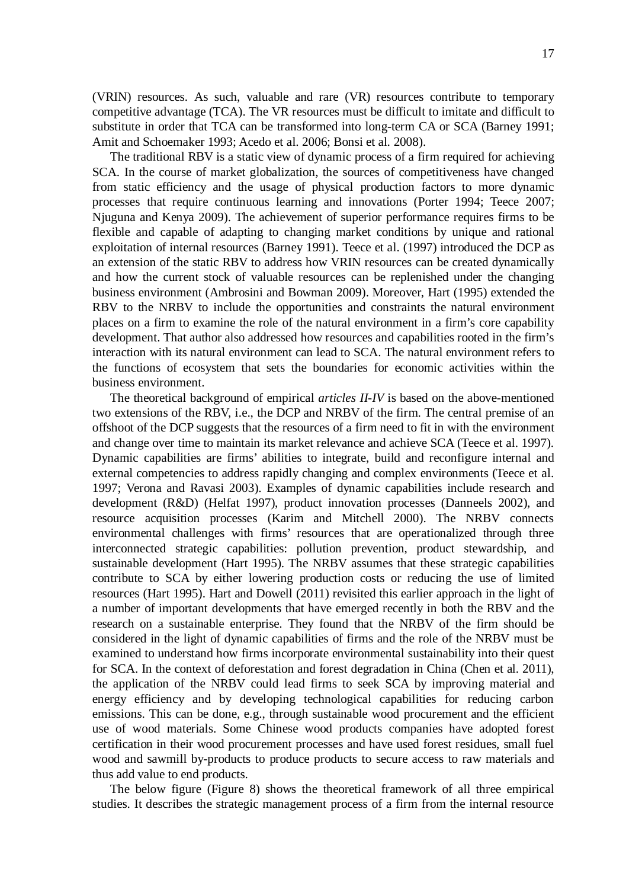(VRIN) resources. As such, valuable and rare (VR) resources contribute to temporary competitive advantage (TCA). The VR resources must be difficult to imitate and difficult to substitute in order that TCA can be transformed into long-term CA or SCA (Barney 1991; Amit and Schoemaker 1993; Acedo et al. 2006; Bonsi et al. 2008).

The traditional RBV is a static view of dynamic process of a firm required for achieving SCA. In the course of market globalization, the sources of competitiveness have changed from static efficiency and the usage of physical production factors to more dynamic processes that require continuous learning and innovations (Porter 1994; Teece 2007; Njuguna and Kenya 2009). The achievement of superior performance requires firms to be flexible and capable of adapting to changing market conditions by unique and rational exploitation of internal resources (Barney 1991). Teece et al. (1997) introduced the DCP as an extension of the static RBV to address how VRIN resources can be created dynamically and how the current stock of valuable resources can be replenished under the changing business environment (Ambrosini and Bowman 2009). Moreover, Hart (1995) extended the RBV to the NRBV to include the opportunities and constraints the natural environment places on a firm to examine the role of the natural environment in a firm's core capability development. That author also addressed how resources and capabilities rooted in the firm's interaction with its natural environment can lead to SCA. The natural environment refers to the functions of ecosystem that sets the boundaries for economic activities within the business environment.

The theoretical background of empirical *articles II-IV* is based on the above-mentioned two extensions of the RBV, i.e., the DCP and NRBV of the firm. The central premise of an offshoot of the DCP suggests that the resources of a firm need to fit in with the environment and change over time to maintain its market relevance and achieve SCA (Teece et al. 1997). Dynamic capabilities are firms' abilities to integrate, build and reconfigure internal and external competencies to address rapidly changing and complex environments (Teece et al. 1997; Verona and Ravasi 2003). Examples of dynamic capabilities include research and development (R&D) (Helfat 1997), product innovation processes (Danneels 2002), and resource acquisition processes (Karim and Mitchell 2000). The NRBV connects environmental challenges with firms' resources that are operationalized through three interconnected strategic capabilities: pollution prevention, product stewardship, and sustainable development (Hart 1995). The NRBV assumes that these strategic capabilities contribute to SCA by either lowering production costs or reducing the use of limited resources (Hart 1995). Hart and Dowell (2011) revisited this earlier approach in the light of a number of important developments that have emerged recently in both the RBV and the research on a sustainable enterprise. They found that the NRBV of the firm should be considered in the light of dynamic capabilities of firms and the role of the NRBV must be examined to understand how firms incorporate environmental sustainability into their quest for SCA. In the context of deforestation and forest degradation in China (Chen et al. 2011), the application of the NRBV could lead firms to seek SCA by improving material and energy efficiency and by developing technological capabilities for reducing carbon emissions. This can be done, e.g., through sustainable wood procurement and the efficient use of wood materials. Some Chinese wood products companies have adopted forest certification in their wood procurement processes and have used forest residues, small fuel wood and sawmill by-products to produce products to secure access to raw materials and thus add value to end products.

The below figure (Figure 8) shows the theoretical framework of all three empirical studies. It describes the strategic management process of a firm from the internal resource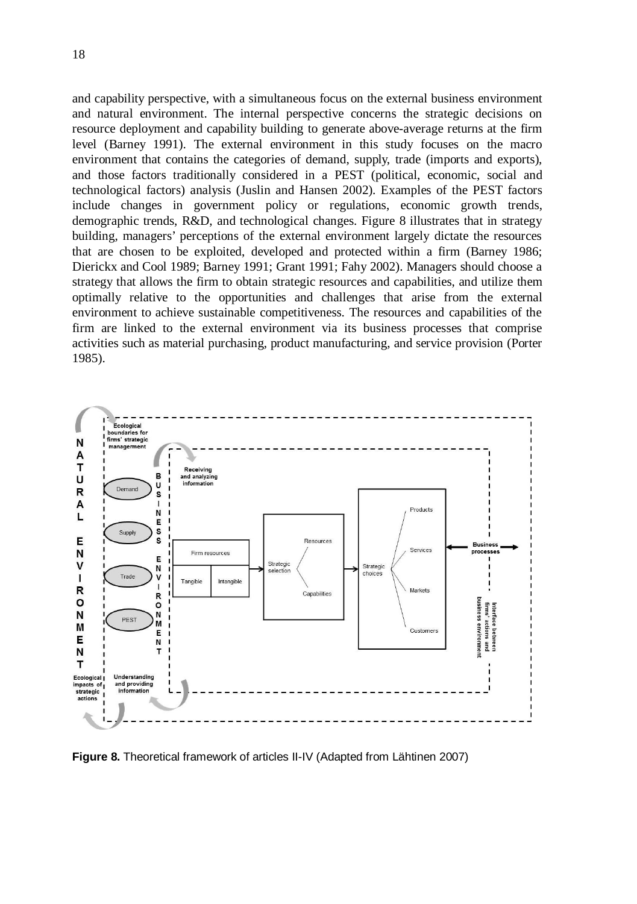and capability perspective, with a simultaneous focus on the external business environment and natural environment. The internal perspective concerns the strategic decisions on resource deployment and capability building to generate above-average returns at the firm level (Barney 1991). The external environment in this study focuses on the macro environment that contains the categories of demand, supply, trade (imports and exports), and those factors traditionally considered in a PEST (political, economic, social and technological factors) analysis (Juslin and Hansen 2002). Examples of the PEST factors include changes in government policy or regulations, economic growth trends, demographic trends, R&D, and technological changes. Figure 8 illustrates that in strategy building, managers' perceptions of the external environment largely dictate the resources that are chosen to be exploited, developed and protected within a firm (Barney 1986; Dierickx and Cool 1989; Barney 1991; Grant 1991; Fahy 2002). Managers should choose a strategy that allows the firm to obtain strategic resources and capabilities, and utilize them optimally relative to the opportunities and challenges that arise from the external environment to achieve sustainable competitiveness. The resources and capabilities of the firm are linked to the external environment via its business processes that comprise activities such as material purchasing, product manufacturing, and service provision (Porter 1985).

**Figure 8.** Theoretical framework of articles II-IV (Adapted from Lähtinen 2007)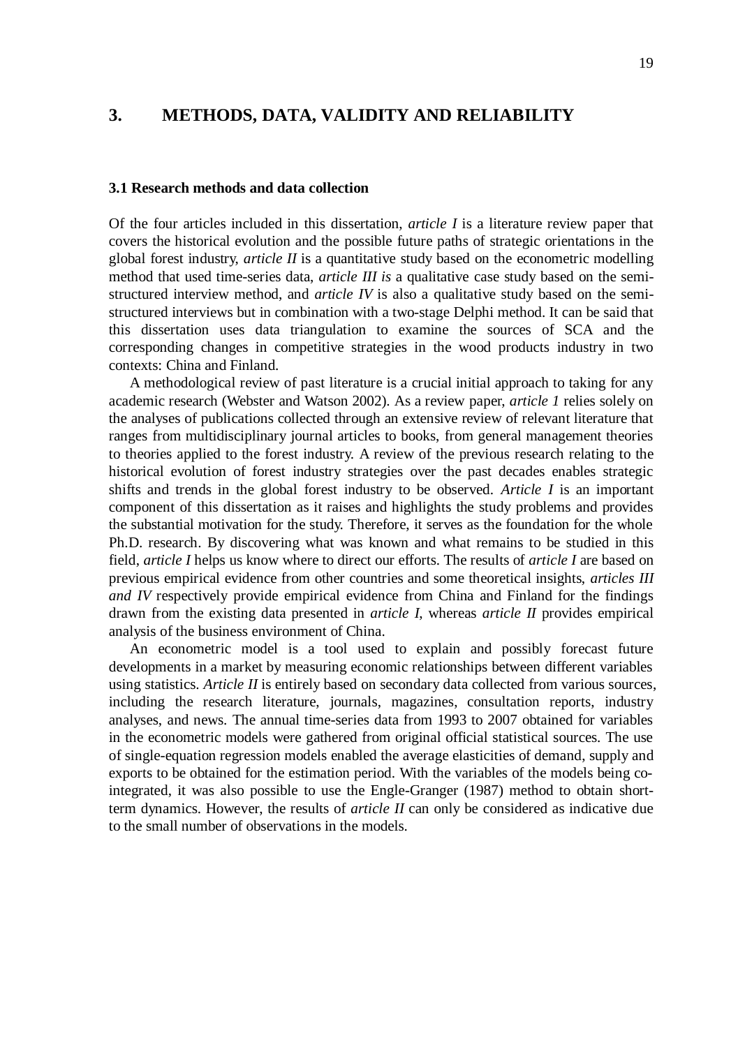# 3. METHODS, DATA, VALIDITY AND RELIABILITY

## 3.1 Research methods and data collection

Of the four articles included in this dissertation, *article I* is a literature review paper that covers the historical evolution and the possible future paths of strategic orientations in the global forest industry, *article II* is a quantitative study based on the econometric modelling method that used time-series data, *article III is* a qualitative case study based on the semi-structured interview method, and *article IV* is also a qualitative study based on the semi-structured interviews but in combination with a two-stage Delphi method. It can be said that this dissertation uses data triangulation to examine the sources of SCA and the corresponding changes in competitive strategies in the wood products industry in two contexts: China and Finland.

A methodological review of past literature is a crucial initial approach to taking for any academic research (Webster and Watson 2002). As a review paper, *article 1* relies solely on the analyses of publications collected through an extensive review of relevant literature that ranges from multidisciplinary journal articles to books, from general management theories to theories applied to the forest industry. A review of the previous research relating to the historical evolution of forest industry strategies over the past decades enables strategic shifts and trends in the global forest industry to be observed. *Article I* is an important component of this dissertation as it raises and highlights the study problems and provides the substantial motivation for the study. Therefore, it serves as the foundation for the whole Ph.D. research. By discovering what was known and what remains to be studied in this field, *article I* helps us know where to direct our efforts. The results of *article I* are based on previous empirical evidence from other countries and some theoretical insights, *articles III and IV* respectively provide empirical evidence from China and Finland for the findings drawn from the existing data presented in *article I*, whereas *article II* provides empirical analysis of the business environment of China.

An econometric model is a tool used to explain and possibly forecast future developments in a market by measuring economic relationships between different variables using statistics. *Article II* is entirely based on secondary data collected from various sources, including the research literature, journals, magazines, consultation reports, industry analyses, and news. The annual time-series data from 1993 to 2007 obtained for variables in the econometric models were gathered from original official statistical sources. The use of single-equation regression models enabled the average elasticities of demand, supply and exports to be obtained for the estimation period. With the variables of the models being co-integrated, it was also possible to use the Engle-Granger (1987) method to obtain short-term dynamics. However, the results of *article II* can only be considered as indicative due to the small number of observations in the models.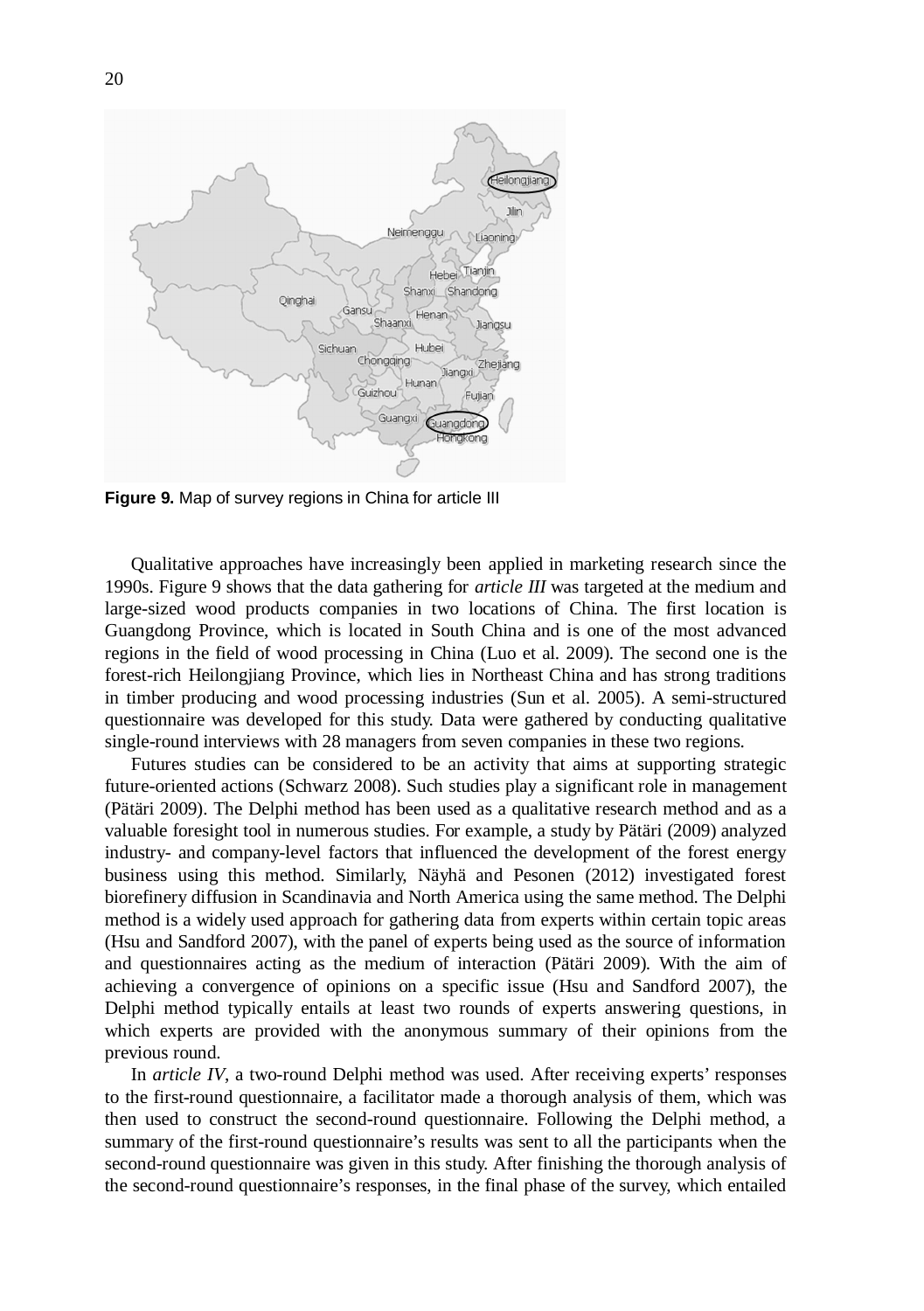**Figure 9.** Map of survey regions in China for article III

Qualitative approaches have increasingly been applied in marketing research since the 1990s. Figure 9 shows that the data gathering for *article III* was targeted at the medium and large-sized wood products companies in two locations of China. The first location is Guangdong Province, which is located in South China and is one of the most advanced regions in the field of wood processing in China (Luo et al. 2009). The second one is the forest-rich Heilongjiang Province, which lies in Northeast China and has strong traditions in timber producing and wood processing industries (Sun et al. 2005). A semi-structured questionnaire was developed for this study. Data were gathered by conducting qualitative single-round interviews with 28 managers from seven companies in these two regions.

Futures studies can be considered to be an activity that aims at supporting strategic future-oriented actions (Schwarz 2008). Such studies play a significant role in management (Pätäri 2009). The Delphi method has been used as a qualitative research method and as a valuable foresight tool in numerous studies. For example, a study by Pätäri (2009) analyzed industry- and company-level factors that influenced the development of the forest energy business using this method. Similarly, Näyhä and Pesonen (2012) investigated forest biorefinery diffusion in Scandinavia and North America using the same method. The Delphi method is a widely used approach for gathering data from experts within certain topic areas (Hsu and Sandford 2007), with the panel of experts being used as the source of information and questionnaires acting as the medium of interaction (Pätäri 2009). With the aim of achieving a convergence of opinions on a specific issue (Hsu and Sandford 2007), the Delphi method typically entails at least two rounds of experts answering questions, in which experts are provided with the anonymous summary of their opinions from the previous round.

In *article IV*, a two-round Delphi method was used. After receiving experts' responses to the first-round questionnaire, a facilitator made a thorough analysis of them, which was then used to construct the second-round questionnaire. Following the Delphi method, a summary of the first-round questionnaire's results was sent to all the participants when the second-round questionnaire was given in this study. After finishing the thorough analysis of the second-round questionnaire's responses, in the final phase of the survey, which entailed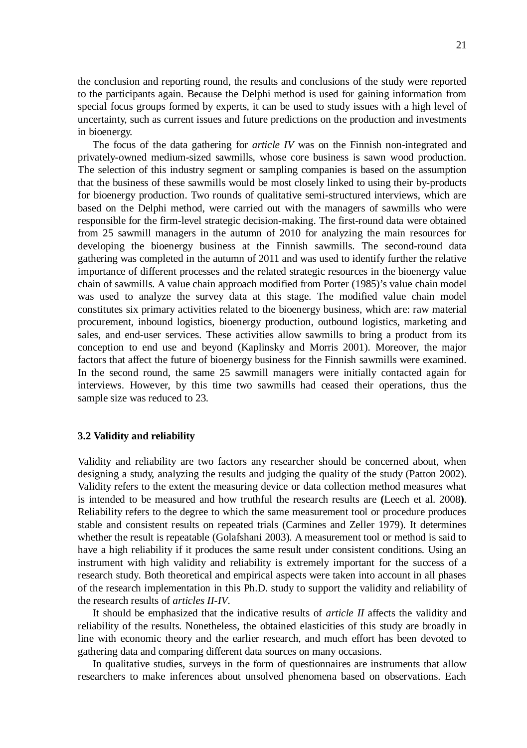the conclusion and reporting round, the results and conclusions of the study were reported to the participants again. Because the Delphi method is used for gaining information from special focus groups formed by experts, it can be used to study issues with a high level of uncertainty, such as current issues and future predictions on the production and investments in bioenergy.

The focus of the data gathering for *article IV* was on the Finnish non-integrated and privately-owned medium-sized sawmills, whose core business is sawn wood production. The selection of this industry segment or sampling companies is based on the assumption that the business of these sawmills would be most closely linked to using their by-products for bioenergy production. Two rounds of qualitative semi-structured interviews, which are based on the Delphi method, were carried out with the managers of sawmills who were responsible for the firm-level strategic decision-making. The first-round data were obtained from 25 sawmill managers in the autumn of 2010 for analyzing the main resources for developing the bioenergy business at the Finnish sawmills. The second-round data gathering was completed in the autumn of 2011 and was used to identify further the relative importance of different processes and the related strategic resources in the bioenergy value chain of sawmills. A value chain approach modified from Porter (1985)'s value chain model was used to analyze the survey data at this stage. The modified value chain model constitutes six primary activities related to the bioenergy business, which are: raw material procurement, inbound logistics, bioenergy production, outbound logistics, marketing and sales, and end-user services. These activities allow sawmills to bring a product from its conception to end use and beyond (Kaplinsky and Morris 2001). Moreover, the major factors that affect the future of bioenergy business for the Finnish sawmills were examined. In the second round, the same 25 sawmill managers were initially contacted again for interviews. However, by this time two sawmills had ceased their operations, thus the sample size was reduced to 23.

### 3.2 Validity and reliability

Validity and reliability are two factors any researcher should be concerned about, when designing a study, analyzing the results and judging the quality of the study (Patton 2002). Validity refers to the extent the measuring device or data collection method measures what is intended to be measured and how truthful the research results are **(**Leech et al. 2008**)**. Reliability refers to the degree to which the same measurement tool or procedure produces stable and consistent results on repeated trials (Carmines and Zeller 1979). It determines whether the result is repeatable (Golafshani 2003). A measurement tool or method is said to have a high reliability if it produces the same result under consistent conditions. Using an instrument with high validity and reliability is extremely important for the success of a research study. Both theoretical and empirical aspects were taken into account in all phases of the research implementation in this Ph.D. study to support the validity and reliability of the research results of *articles II-IV*.

It should be emphasized that the indicative results of *article II* affects the validity and reliability of the results. Nonetheless, the obtained elasticities of this study are broadly in line with economic theory and the earlier research, and much effort has been devoted to gathering data and comparing different data sources on many occasions.

In qualitative studies, surveys in the form of questionnaires are instruments that allow researchers to make inferences about unsolved phenomena based on observations. Each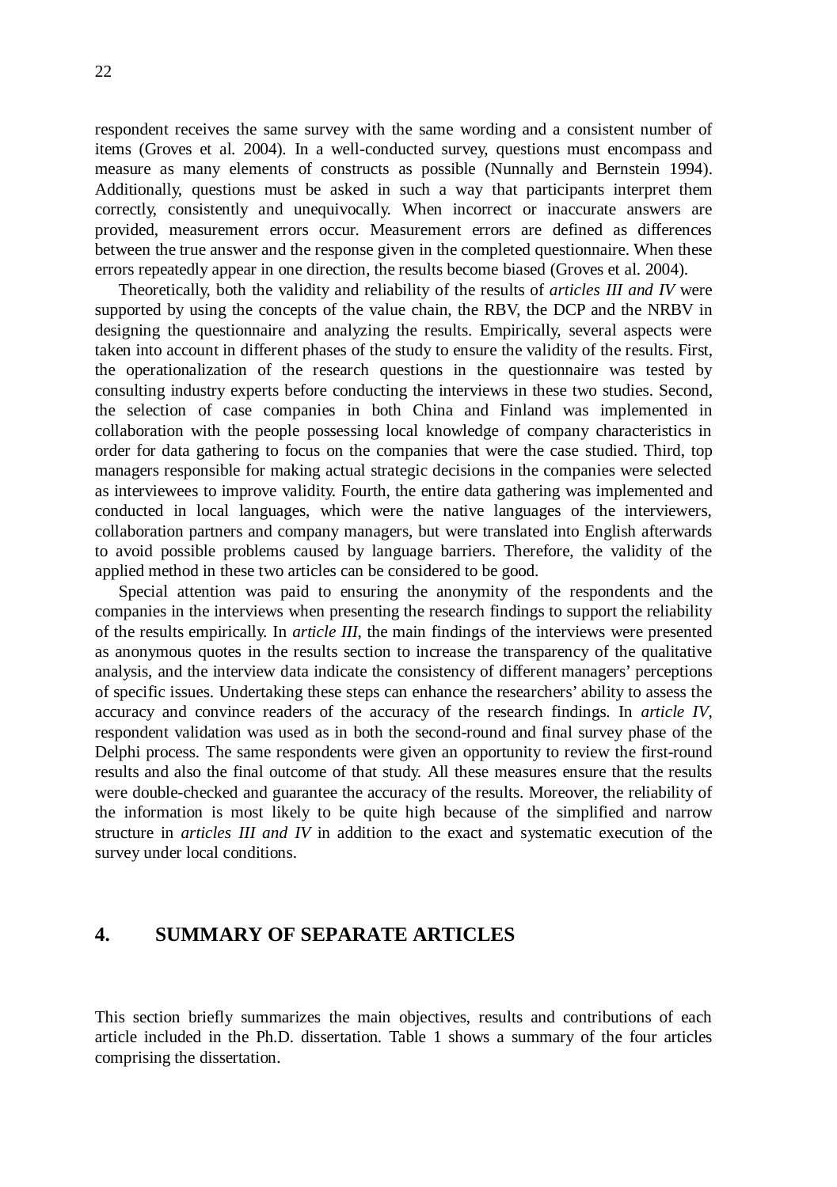respondent receives the same survey with the same wording and a consistent number of items (Groves et al. 2004). In a well-conducted survey, questions must encompass and measure as many elements of constructs as possible (Nunnally and Bernstein 1994). Additionally, questions must be asked in such a way that participants interpret them correctly, consistently and unequivocally. When incorrect or inaccurate answers are provided, measurement errors occur. Measurement errors are defined as differences between the true answer and the response given in the completed questionnaire. When these errors repeatedly appear in one direction, the results become biased (Groves et al. 2004).

Theoretically, both the validity and reliability of the results of *articles III and IV* were supported by using the concepts of the value chain, the RBV, the DCP and the NRBV in designing the questionnaire and analyzing the results. Empirically, several aspects were taken into account in different phases of the study to ensure the validity of the results. First, the operationalization of the research questions in the questionnaire was tested by consulting industry experts before conducting the interviews in these two studies. Second, the selection of case companies in both China and Finland was implemented in collaboration with the people possessing local knowledge of company characteristics in order for data gathering to focus on the companies that were the case studied. Third, top managers responsible for making actual strategic decisions in the companies were selected as interviewees to improve validity. Fourth, the entire data gathering was implemented and conducted in local languages, which were the native languages of the interviewers, collaboration partners and company managers, but were translated into English afterwards to avoid possible problems caused by language barriers. Therefore, the validity of the applied method in these two articles can be considered to be good.

Special attention was paid to ensuring the anonymity of the respondents and the companies in the interviews when presenting the research findings to support the reliability of the results empirically. In *article III*, the main findings of the interviews were presented as anonymous quotes in the results section to increase the transparency of the qualitative analysis, and the interview data indicate the consistency of different managers' perceptions of specific issues. Undertaking these steps can enhance the researchers' ability to assess the accuracy and convince readers of the accuracy of the research findings. In *article IV*, respondent validation was used as in both the second-round and final survey phase of the Delphi process. The same respondents were given an opportunity to review the first-round results and also the final outcome of that study. All these measures ensure that the results were double-checked and guarantee the accuracy of the results. Moreover, the reliability of the information is most likely to be quite high because of the simplified and narrow structure in *articles III and IV* in addition to the exact and systematic execution of the survey under local conditions.

# 4. SUMMARY OF SEPARATE ARTICLES

This section briefly summarizes the main objectives, results and contributions of each article included in the Ph.D. dissertation. Table 1 shows a summary of the four articles comprising the dissertation.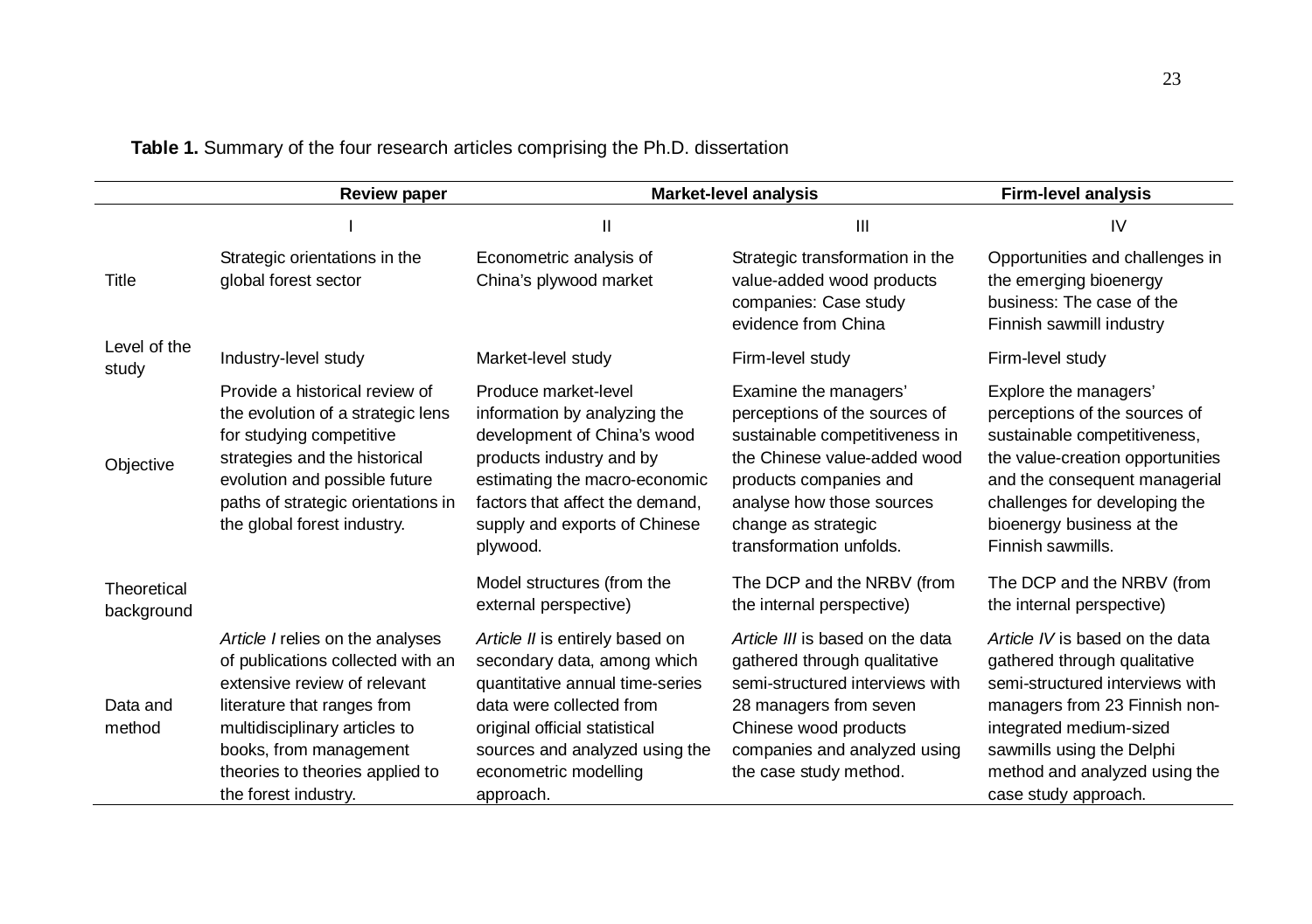**Table 1.** Summary of the four research articles comprising the Ph.D. dissertation

| | Review paper | Market-level analysis | | Firm-level analysis |
|---|---|---|---|---|
| | I | II | III | IV |
| Title | Strategic orientations in the global forest sector | Econometric analysis of China's plywood market | Strategic transformation in the value-added wood products companies: Case study evidence from China | Opportunities and challenges in the emerging bioenergy business: The case of the Finnish sawmill industry |
| Level of the study | Industry-level study | Market-level study | Firm-level study | Firm-level study |
| Objective | Provide a historical review of the evolution of a strategic lens for studying competitive strategies and the historical evolution and possible future paths of strategic orientations in the global forest industry. | Produce market-level information by analyzing the development of China's wood products industry and by estimating the macro-economic factors that affect the demand, supply and exports of Chinese plywood. | Examine the managers' perceptions of the sources of sustainable competitiveness in the Chinese value-added wood products companies and analyse how those sources change as strategic transformation unfolds. | Explore the managers' perceptions of the sources of sustainable competitiveness, the value-creation opportunities and the consequent managerial challenges for developing the bioenergy business at the Finnish sawmills. |
| Theoretical background | | Model structures (from the external perspective) | The DCP and the NRBV (from the internal perspective) | The DCP and the NRBV (from the internal perspective) |
| Data and method | *Article I* relies on the analyses of publications collected with an extensive review of relevant literature that ranges from multidisciplinary articles to books, from management theories to theories applied to the forest industry. | *Article II* is entirely based on secondary data, among which quantitative annual time-series data were collected from original official statistical sources and analyzed using the econometric modelling approach. | *Article III* is based on the data gathered through qualitative semi-structured interviews with 28 managers from seven Chinese wood products companies and analyzed using the case study method. | *Article IV* is based on the data gathered through qualitative semi-structured interviews with managers from 23 Finnish non-integrated medium-sized sawmills using the Delphi method and analyzed using the case study approach. |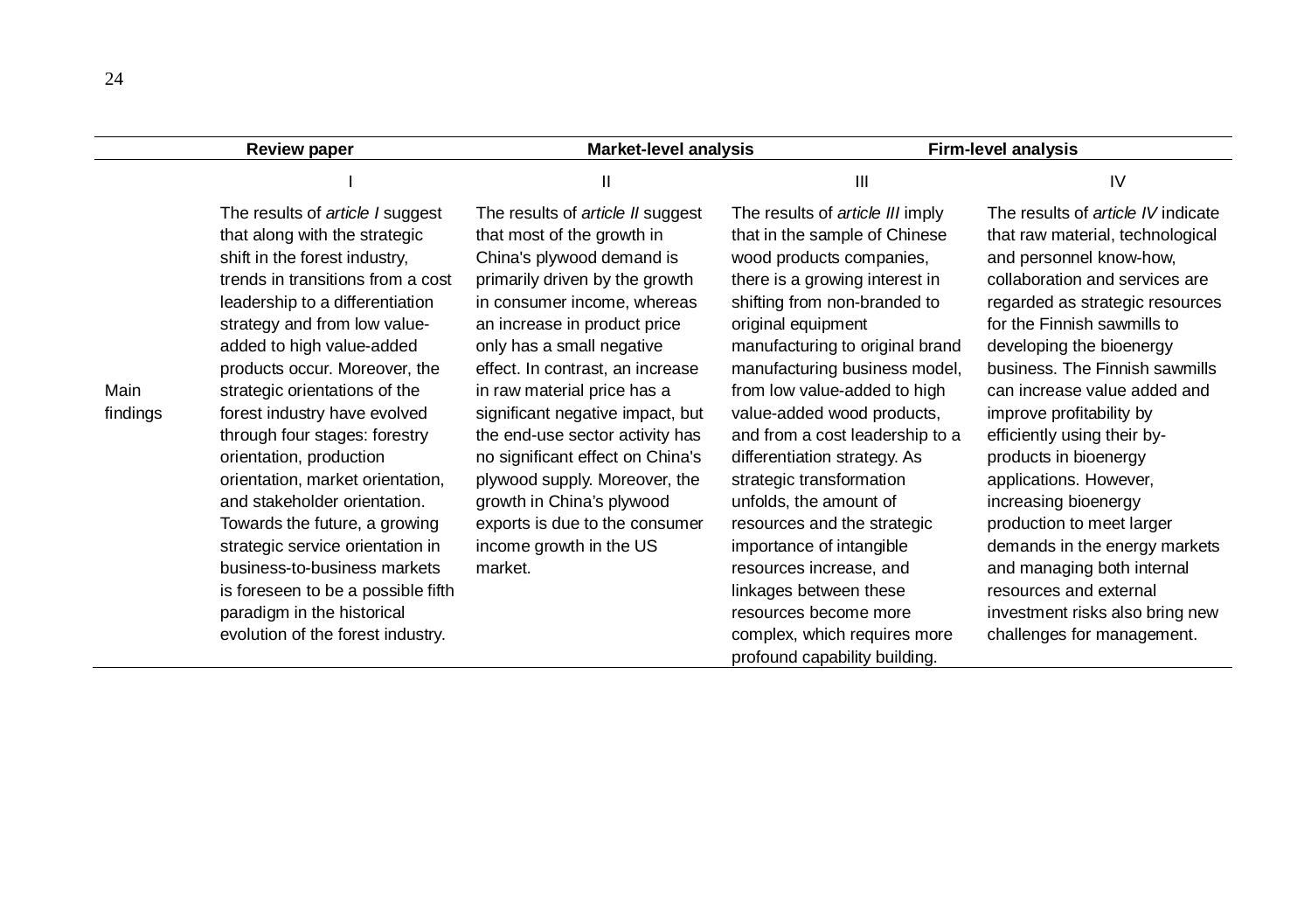| | Review paper | Market-level analysis | Firm-level analysis | |
|---|---|---|---|---|
| | I | II | III | IV |
| Main findings | The results of *article I* suggest that along with the strategic shift in the forest industry, trends in transitions from a cost leadership to a differentiation strategy and from low value-added to high value-added products occur. Moreover, the strategic orientations of the forest industry have evolved through four stages: forestry orientation, production orientation, market orientation, and stakeholder orientation. Towards the future, a growing strategic service orientation in business-to-business markets is foreseen to be a possible fifth paradigm in the historical evolution of the forest industry. | The results of *article II* suggest that most of the growth in China's plywood demand is primarily driven by the growth in consumer income, whereas an increase in product price only has a small negative effect. In contrast, an increase in raw material price has a significant negative impact, but the end-use sector activity has no significant effect on China's plywood supply. Moreover, the growth in China's plywood exports is due to the consumer income growth in the US market. | The results of *article III* imply that in the sample of Chinese wood products companies, there is a growing interest in shifting from non-branded to original equipment manufacturing to original brand manufacturing business model, from low value-added to high value-added wood products, and from a cost leadership to a differentiation strategy. As strategic transformation unfolds, the amount of resources and the strategic importance of intangible resources increase, and linkages between these resources become more complex, which requires more profound capability building. | The results of *article IV* indicate that raw material, technological and personnel know-how, collaboration and services are regarded as strategic resources for the Finnish sawmills to developing the bioenergy business. The Finnish sawmills can increase value added and improve profitability by efficiently using their by-products in bioenergy applications. However, increasing bioenergy production to meet larger demands in the energy markets and managing both internal resources and external investment risks also bring new challenges for management. |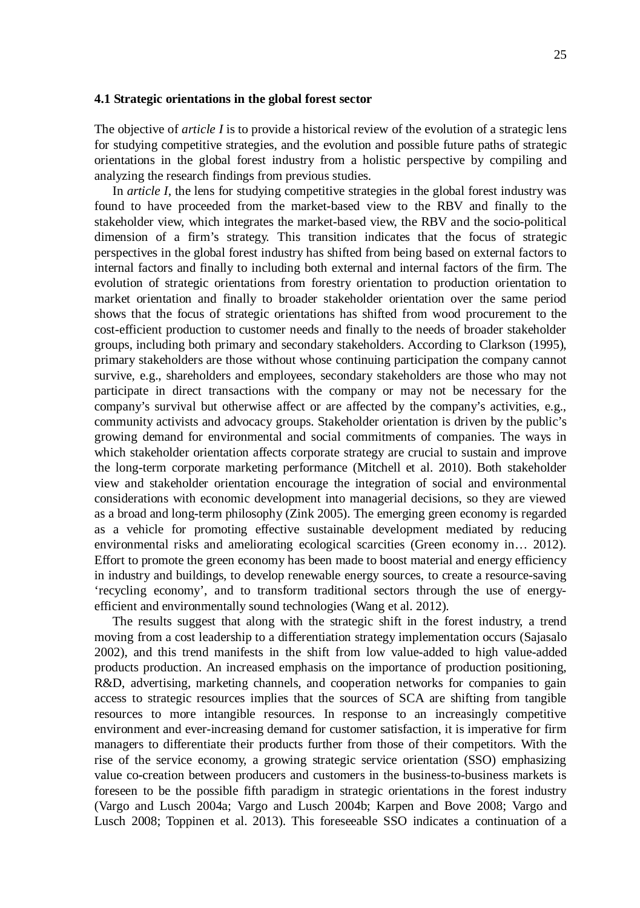### 4.1 Strategic orientations in the global forest sector

The objective of *article I* is to provide a historical review of the evolution of a strategic lens for studying competitive strategies, and the evolution and possible future paths of strategic orientations in the global forest industry from a holistic perspective by compiling and analyzing the research findings from previous studies.

In *article I*, the lens for studying competitive strategies in the global forest industry was found to have proceeded from the market-based view to the RBV and finally to the stakeholder view, which integrates the market-based view, the RBV and the socio-political dimension of a firm's strategy. This transition indicates that the focus of strategic perspectives in the global forest industry has shifted from being based on external factors to internal factors and finally to including both external and internal factors of the firm. The evolution of strategic orientations from forestry orientation to production orientation to market orientation and finally to broader stakeholder orientation over the same period shows that the focus of strategic orientations has shifted from wood procurement to the cost-efficient production to customer needs and finally to the needs of broader stakeholder groups, including both primary and secondary stakeholders. According to Clarkson (1995), primary stakeholders are those without whose continuing participation the company cannot survive, e.g., shareholders and employees, secondary stakeholders are those who may not participate in direct transactions with the company or may not be necessary for the company's survival but otherwise affect or are affected by the company's activities, e.g., community activists and advocacy groups. Stakeholder orientation is driven by the public's growing demand for environmental and social commitments of companies. The ways in which stakeholder orientation affects corporate strategy are crucial to sustain and improve the long-term corporate marketing performance (Mitchell et al. 2010). Both stakeholder view and stakeholder orientation encourage the integration of social and environmental considerations with economic development into managerial decisions, so they are viewed as a broad and long-term philosophy (Zink 2005). The emerging green economy is regarded as a vehicle for promoting effective sustainable development mediated by reducing environmental risks and ameliorating ecological scarcities (Green economy in… 2012). Effort to promote the green economy has been made to boost material and energy efficiency in industry and buildings, to develop renewable energy sources, to create a resource-saving 'recycling economy', and to transform traditional sectors through the use of energy-efficient and environmentally sound technologies (Wang et al. 2012).

The results suggest that along with the strategic shift in the forest industry, a trend moving from a cost leadership to a differentiation strategy implementation occurs (Sajasalo 2002), and this trend manifests in the shift from low value-added to high value-added products production. An increased emphasis on the importance of production positioning, R&D, advertising, marketing channels, and cooperation networks for companies to gain access to strategic resources implies that the sources of SCA are shifting from tangible resources to more intangible resources. In response to an increasingly competitive environment and ever-increasing demand for customer satisfaction, it is imperative for firm managers to differentiate their products further from those of their competitors. With the rise of the service economy, a growing strategic service orientation (SSO) emphasizing value co-creation between producers and customers in the business-to-business markets is foreseen to be the possible fifth paradigm in strategic orientations in the forest industry (Vargo and Lusch 2004a; Vargo and Lusch 2004b; Karpen and Bove 2008; Vargo and Lusch 2008; Toppinen et al. 2013). This foreseeable SSO indicates a continuation of a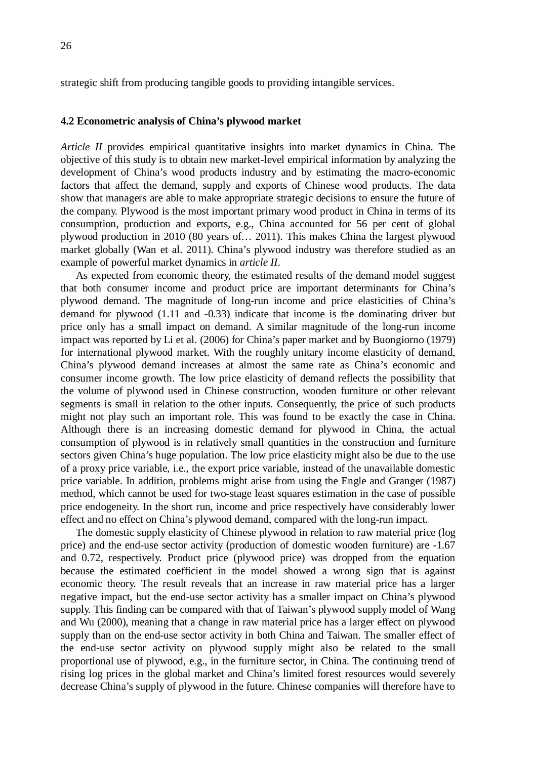strategic shift from producing tangible goods to providing intangible services.

### 4.2 Econometric analysis of China's plywood market

*Article II* provides empirical quantitative insights into market dynamics in China. The objective of this study is to obtain new market-level empirical information by analyzing the development of China's wood products industry and by estimating the macro-economic factors that affect the demand, supply and exports of Chinese wood products. The data show that managers are able to make appropriate strategic decisions to ensure the future of the company. Plywood is the most important primary wood product in China in terms of its consumption, production and exports, e.g., China accounted for 56 per cent of global plywood production in 2010 (80 years of… 2011). This makes China the largest plywood market globally (Wan et al. 2011). China's plywood industry was therefore studied as an example of powerful market dynamics in *article II*.

As expected from economic theory, the estimated results of the demand model suggest that both consumer income and product price are important determinants for China's plywood demand. The magnitude of long-run income and price elasticities of China's demand for plywood (1.11 and -0.33) indicate that income is the dominating driver but price only has a small impact on demand. A similar magnitude of the long-run income impact was reported by Li et al. (2006) for China's paper market and by Buongiorno (1979) for international plywood market. With the roughly unitary income elasticity of demand, China's plywood demand increases at almost the same rate as China's economic and consumer income growth. The low price elasticity of demand reflects the possibility that the volume of plywood used in Chinese construction, wooden furniture or other relevant segments is small in relation to the other inputs. Consequently, the price of such products might not play such an important role. This was found to be exactly the case in China. Although there is an increasing domestic demand for plywood in China, the actual consumption of plywood is in relatively small quantities in the construction and furniture sectors given China's huge population. The low price elasticity might also be due to the use of a proxy price variable, i.e., the export price variable, instead of the unavailable domestic price variable. In addition, problems might arise from using the Engle and Granger (1987) method, which cannot be used for two-stage least squares estimation in the case of possible price endogeneity. In the short run, income and price respectively have considerably lower effect and no effect on China's plywood demand, compared with the long-run impact.

The domestic supply elasticity of Chinese plywood in relation to raw material price (log price) and the end-use sector activity (production of domestic wooden furniture) are -1.67 and 0.72, respectively. Product price (plywood price) was dropped from the equation because the estimated coefficient in the model showed a wrong sign that is against economic theory. The result reveals that an increase in raw material price has a larger negative impact, but the end-use sector activity has a smaller impact on China's plywood supply. This finding can be compared with that of Taiwan's plywood supply model of Wang and Wu (2000), meaning that a change in raw material price has a larger effect on plywood supply than on the end-use sector activity in both China and Taiwan. The smaller effect of the end-use sector activity on plywood supply might also be related to the small proportional use of plywood, e.g., in the furniture sector, in China. The continuing trend of rising log prices in the global market and China's limited forest resources would severely decrease China's supply of plywood in the future. Chinese companies will therefore have to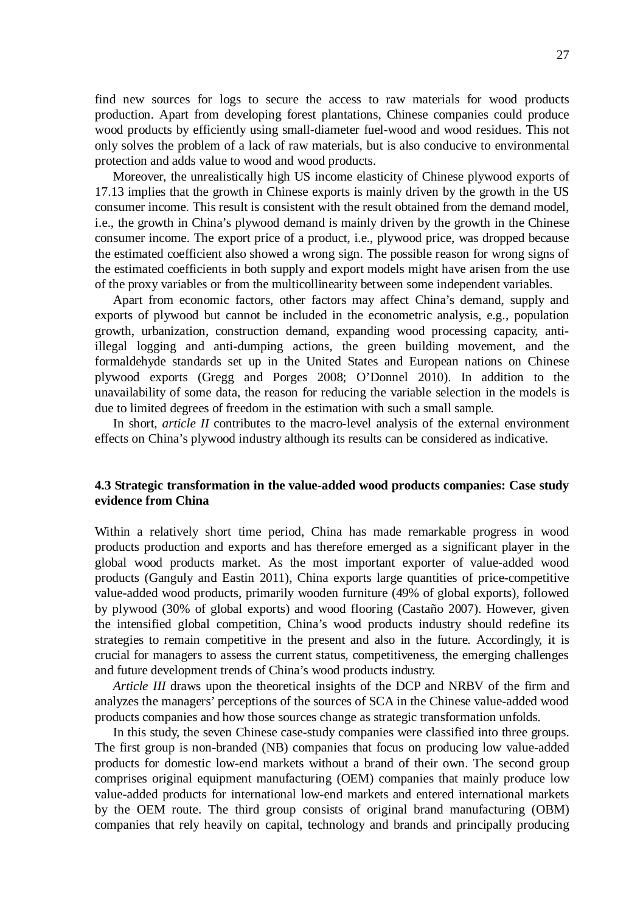find new sources for logs to secure the access to raw materials for wood products production. Apart from developing forest plantations, Chinese companies could produce wood products by efficiently using small-diameter fuel-wood and wood residues. This not only solves the problem of a lack of raw materials, but is also conducive to environmental protection and adds value to wood and wood products.

Moreover, the unrealistically high US income elasticity of Chinese plywood exports of 17.13 implies that the growth in Chinese exports is mainly driven by the growth in the US consumer income. This result is consistent with the result obtained from the demand model, i.e., the growth in China's plywood demand is mainly driven by the growth in the Chinese consumer income. The export price of a product, i.e., plywood price, was dropped because the estimated coefficient also showed a wrong sign. The possible reason for wrong signs of the estimated coefficients in both supply and export models might have arisen from the use of the proxy variables or from the multicollinearity between some independent variables.

Apart from economic factors, other factors may affect China's demand, supply and exports of plywood but cannot be included in the econometric analysis, e.g., population growth, urbanization, construction demand, expanding wood processing capacity, anti-illegal logging and anti-dumping actions, the green building movement, and the formaldehyde standards set up in the United States and European nations on Chinese plywood exports (Gregg and Porges 2008; O'Donnel 2010). In addition to the unavailability of some data, the reason for reducing the variable selection in the models is due to limited degrees of freedom in the estimation with such a small sample.

In short, *article II* contributes to the macro-level analysis of the external environment effects on China's plywood industry although its results can be considered as indicative.

### 4.3 Strategic transformation in the value-added wood products companies: Case study evidence from China

Within a relatively short time period, China has made remarkable progress in wood products production and exports and has therefore emerged as a significant player in the global wood products market. As the most important exporter of value-added wood products (Ganguly and Eastin 2011), China exports large quantities of price-competitive value-added wood products, primarily wooden furniture (49% of global exports), followed by plywood (30% of global exports) and wood flooring (Castaño 2007). However, given the intensified global competition, China's wood products industry should redefine its strategies to remain competitive in the present and also in the future. Accordingly, it is crucial for managers to assess the current status, competitiveness, the emerging challenges and future development trends of China's wood products industry.

*Article III* draws upon the theoretical insights of the DCP and NRBV of the firm and analyzes the managers' perceptions of the sources of SCA in the Chinese value-added wood products companies and how those sources change as strategic transformation unfolds.

In this study, the seven Chinese case-study companies were classified into three groups. The first group is non-branded (NB) companies that focus on producing low value-added products for domestic low-end markets without a brand of their own. The second group comprises original equipment manufacturing (OEM) companies that mainly produce low value-added products for international low-end markets and entered international markets by the OEM route. The third group consists of original brand manufacturing (OBM) companies that rely heavily on capital, technology and brands and principally producing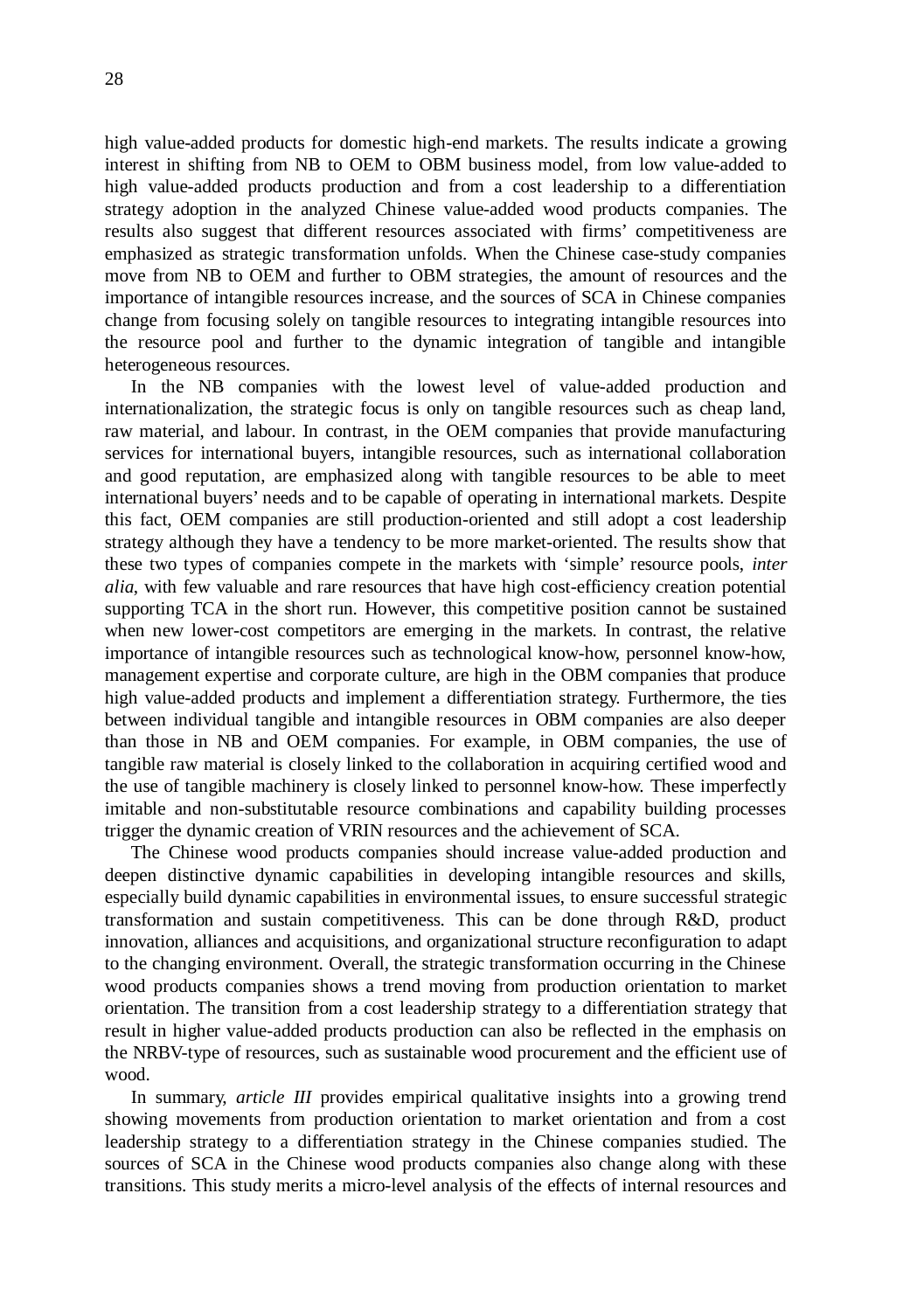high value-added products for domestic high-end markets. The results indicate a growing interest in shifting from NB to OEM to OBM business model, from low value-added to high value-added products production and from a cost leadership to a differentiation strategy adoption in the analyzed Chinese value-added wood products companies. The results also suggest that different resources associated with firms' competitiveness are emphasized as strategic transformation unfolds. When the Chinese case-study companies move from NB to OEM and further to OBM strategies, the amount of resources and the importance of intangible resources increase, and the sources of SCA in Chinese companies change from focusing solely on tangible resources to integrating intangible resources into the resource pool and further to the dynamic integration of tangible and intangible heterogeneous resources.

In the NB companies with the lowest level of value-added production and internationalization, the strategic focus is only on tangible resources such as cheap land, raw material, and labour. In contrast, in the OEM companies that provide manufacturing services for international buyers, intangible resources, such as international collaboration and good reputation, are emphasized along with tangible resources to be able to meet international buyers' needs and to be capable of operating in international markets. Despite this fact, OEM companies are still production-oriented and still adopt a cost leadership strategy although they have a tendency to be more market-oriented. The results show that these two types of companies compete in the markets with 'simple' resource pools, *inter alia*, with few valuable and rare resources that have high cost-efficiency creation potential supporting TCA in the short run. However, this competitive position cannot be sustained when new lower-cost competitors are emerging in the markets. In contrast, the relative importance of intangible resources such as technological know-how, personnel know-how, management expertise and corporate culture, are high in the OBM companies that produce high value-added products and implement a differentiation strategy. Furthermore, the ties between individual tangible and intangible resources in OBM companies are also deeper than those in NB and OEM companies. For example, in OBM companies, the use of tangible raw material is closely linked to the collaboration in acquiring certified wood and the use of tangible machinery is closely linked to personnel know-how. These imperfectly imitable and non-substitutable resource combinations and capability building processes trigger the dynamic creation of VRIN resources and the achievement of SCA.

The Chinese wood products companies should increase value-added production and deepen distinctive dynamic capabilities in developing intangible resources and skills, especially build dynamic capabilities in environmental issues, to ensure successful strategic transformation and sustain competitiveness. This can be done through R&D, product innovation, alliances and acquisitions, and organizational structure reconfiguration to adapt to the changing environment. Overall, the strategic transformation occurring in the Chinese wood products companies shows a trend moving from production orientation to market orientation. The transition from a cost leadership strategy to a differentiation strategy that result in higher value-added products production can also be reflected in the emphasis on the NRBV-type of resources, such as sustainable wood procurement and the efficient use of wood.

In summary, *article III* provides empirical qualitative insights into a growing trend showing movements from production orientation to market orientation and from a cost leadership strategy to a differentiation strategy in the Chinese companies studied. The sources of SCA in the Chinese wood products companies also change along with these transitions. This study merits a micro-level analysis of the effects of internal resources and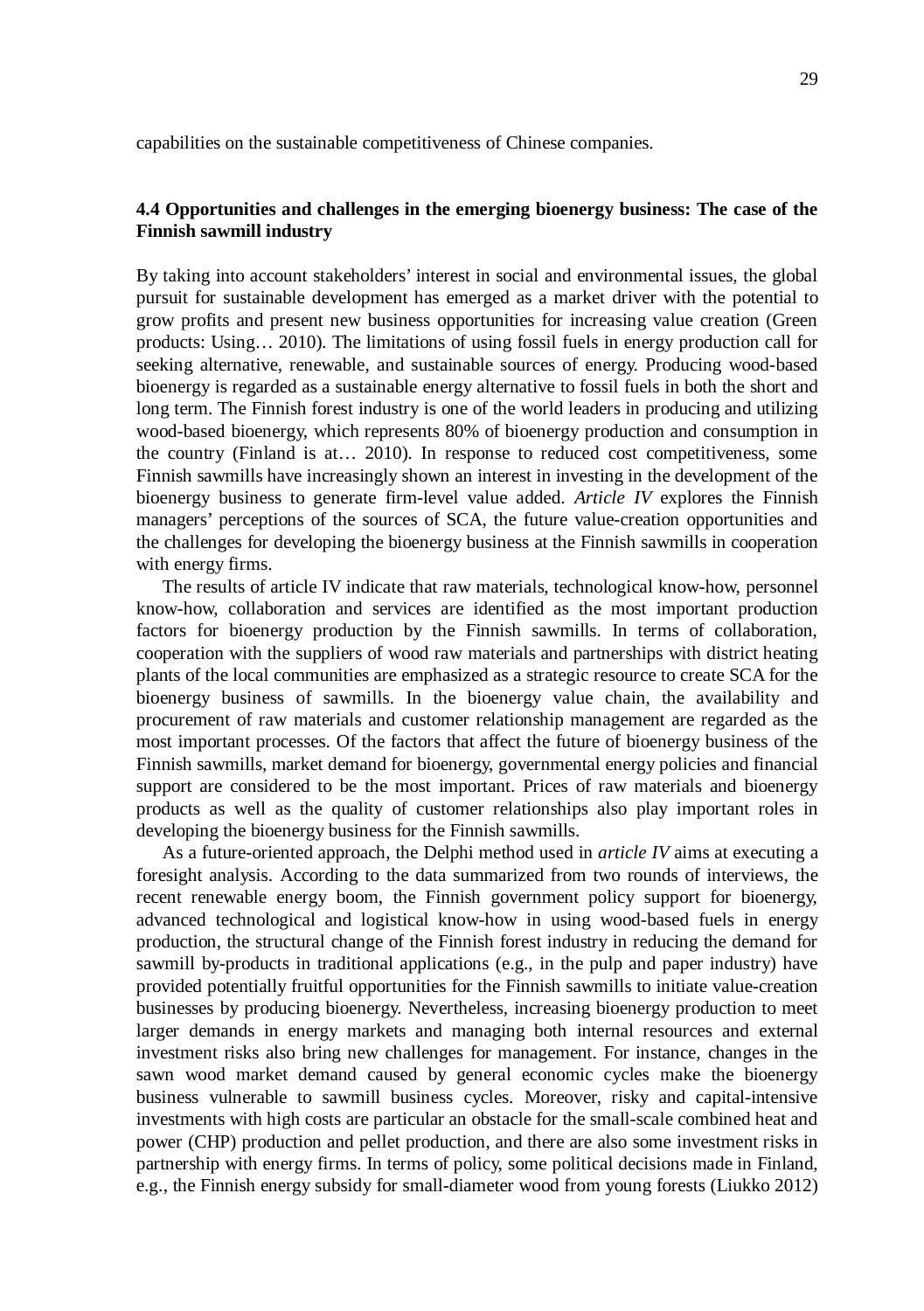capabilities on the sustainable competitiveness of Chinese companies.

### 4.4 Opportunities and challenges in the emerging bioenergy business: The case of the Finnish sawmill industry

By taking into account stakeholders' interest in social and environmental issues, the global pursuit for sustainable development has emerged as a market driver with the potential to grow profits and present new business opportunities for increasing value creation (Green products: Using… 2010). The limitations of using fossil fuels in energy production call for seeking alternative, renewable, and sustainable sources of energy. Producing wood-based bioenergy is regarded as a sustainable energy alternative to fossil fuels in both the short and long term. The Finnish forest industry is one of the world leaders in producing and utilizing wood-based bioenergy, which represents 80% of bioenergy production and consumption in the country (Finland is at… 2010). In response to reduced cost competitiveness, some Finnish sawmills have increasingly shown an interest in investing in the development of the bioenergy business to generate firm-level value added. *Article IV* explores the Finnish managers' perceptions of the sources of SCA, the future value-creation opportunities and the challenges for developing the bioenergy business at the Finnish sawmills in cooperation with energy firms.

The results of article IV indicate that raw materials, technological know-how, personnel know-how, collaboration and services are identified as the most important production factors for bioenergy production by the Finnish sawmills. In terms of collaboration, cooperation with the suppliers of wood raw materials and partnerships with district heating plants of the local communities are emphasized as a strategic resource to create SCA for the bioenergy business of sawmills. In the bioenergy value chain, the availability and procurement of raw materials and customer relationship management are regarded as the most important processes. Of the factors that affect the future of bioenergy business of the Finnish sawmills, market demand for bioenergy, governmental energy policies and financial support are considered to be the most important. Prices of raw materials and bioenergy products as well as the quality of customer relationships also play important roles in developing the bioenergy business for the Finnish sawmills.

As a future-oriented approach, the Delphi method used in *article IV* aims at executing a foresight analysis. According to the data summarized from two rounds of interviews, the recent renewable energy boom, the Finnish government policy support for bioenergy, advanced technological and logistical know-how in using wood-based fuels in energy production, the structural change of the Finnish forest industry in reducing the demand for sawmill by-products in traditional applications (e.g., in the pulp and paper industry) have provided potentially fruitful opportunities for the Finnish sawmills to initiate value-creation businesses by producing bioenergy. Nevertheless, increasing bioenergy production to meet larger demands in energy markets and managing both internal resources and external investment risks also bring new challenges for management. For instance, changes in the sawn wood market demand caused by general economic cycles make the bioenergy business vulnerable to sawmill business cycles. Moreover, risky and capital-intensive investments with high costs are particular an obstacle for the small-scale combined heat and power (CHP) production and pellet production, and there are also some investment risks in partnership with energy firms. In terms of policy, some political decisions made in Finland, e.g., the Finnish energy subsidy for small-diameter wood from young forests (Liukko 2012)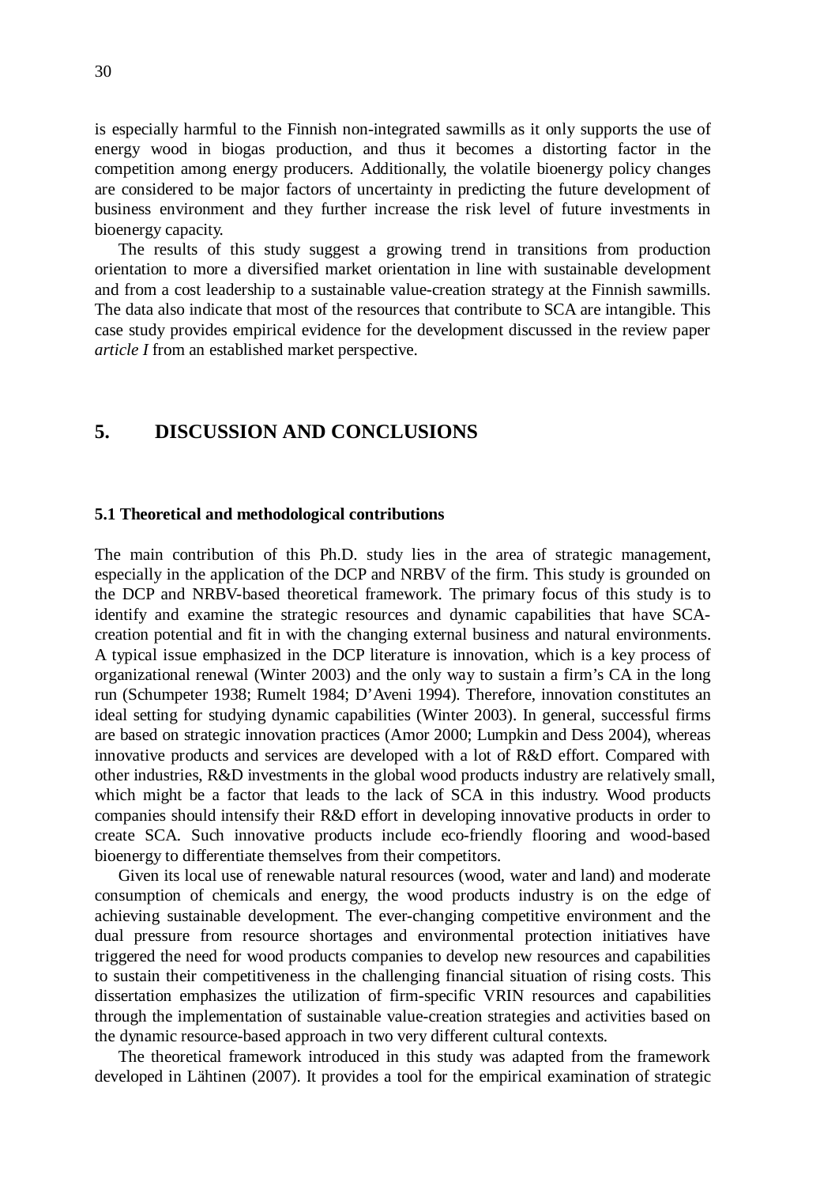is especially harmful to the Finnish non-integrated sawmills as it only supports the use of energy wood in biogas production, and thus it becomes a distorting factor in the competition among energy producers. Additionally, the volatile bioenergy policy changes are considered to be major factors of uncertainty in predicting the future development of business environment and they further increase the risk level of future investments in bioenergy capacity.

The results of this study suggest a growing trend in transitions from production orientation to more a diversified market orientation in line with sustainable development and from a cost leadership to a sustainable value-creation strategy at the Finnish sawmills. The data also indicate that most of the resources that contribute to SCA are intangible. This case study provides empirical evidence for the development discussed in the review paper *article I* from an established market perspective.

# 5. DISCUSSION AND CONCLUSIONS

## 5.1 Theoretical and methodological contributions

The main contribution of this Ph.D. study lies in the area of strategic management, especially in the application of the DCP and NRBV of the firm. This study is grounded on the DCP and NRBV-based theoretical framework. The primary focus of this study is to identify and examine the strategic resources and dynamic capabilities that have SCA-creation potential and fit in with the changing external business and natural environments. A typical issue emphasized in the DCP literature is innovation, which is a key process of organizational renewal (Winter 2003) and the only way to sustain a firm's CA in the long run (Schumpeter 1938; Rumelt 1984; D'Aveni 1994). Therefore, innovation constitutes an ideal setting for studying dynamic capabilities (Winter 2003). In general, successful firms are based on strategic innovation practices (Amor 2000; Lumpkin and Dess 2004), whereas innovative products and services are developed with a lot of R&D effort. Compared with other industries, R&D investments in the global wood products industry are relatively small, which might be a factor that leads to the lack of SCA in this industry. Wood products companies should intensify their R&D effort in developing innovative products in order to create SCA. Such innovative products include eco-friendly flooring and wood-based bioenergy to differentiate themselves from their competitors.

Given its local use of renewable natural resources (wood, water and land) and moderate consumption of chemicals and energy, the wood products industry is on the edge of achieving sustainable development. The ever-changing competitive environment and the dual pressure from resource shortages and environmental protection initiatives have triggered the need for wood products companies to develop new resources and capabilities to sustain their competitiveness in the challenging financial situation of rising costs. This dissertation emphasizes the utilization of firm-specific VRIN resources and capabilities through the implementation of sustainable value-creation strategies and activities based on the dynamic resource-based approach in two very different cultural contexts.

The theoretical framework introduced in this study was adapted from the framework developed in Lähtinen (2007). It provides a tool for the empirical examination of strategic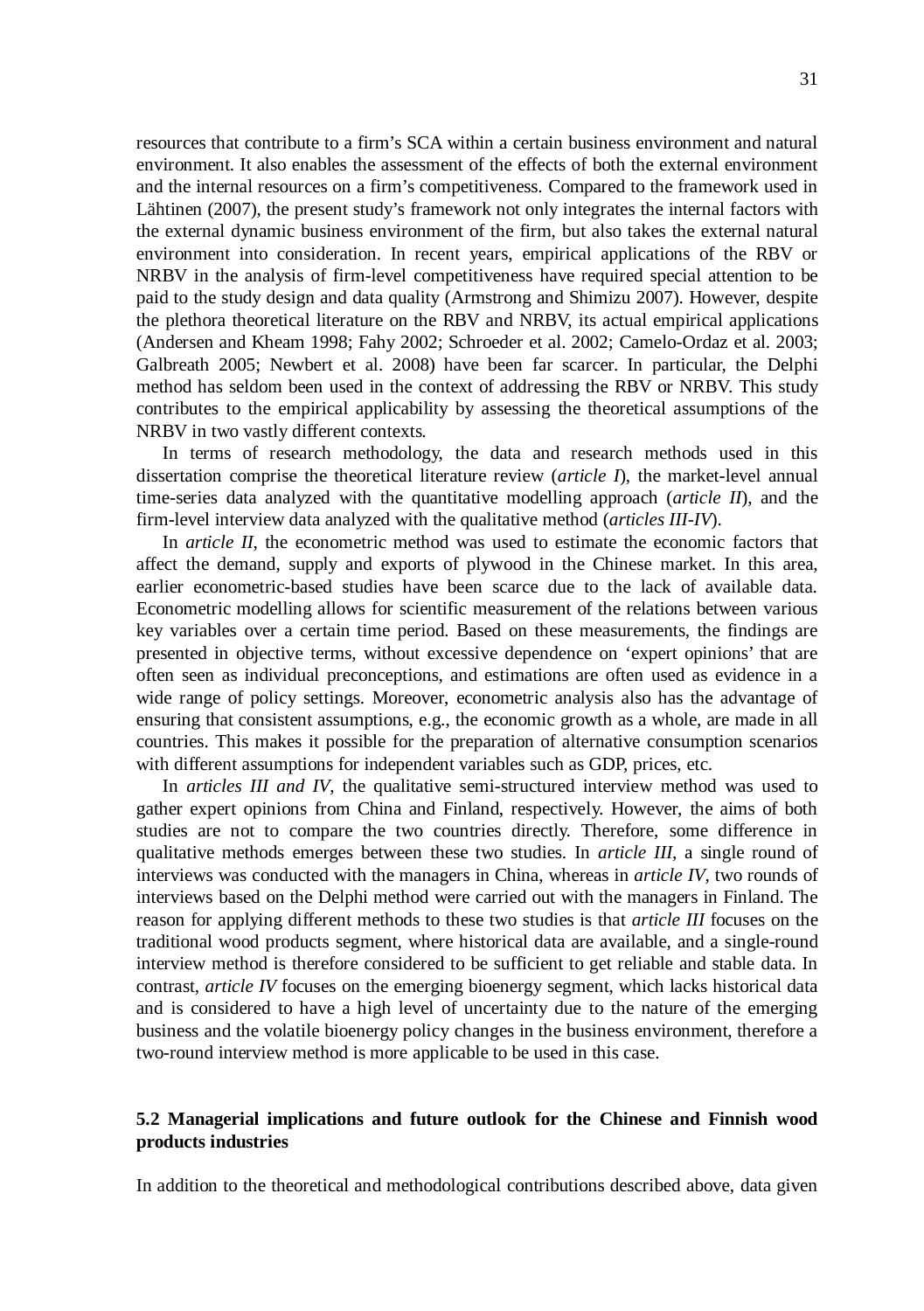resources that contribute to a firm's SCA within a certain business environment and natural environment. It also enables the assessment of the effects of both the external environment and the internal resources on a firm's competitiveness. Compared to the framework used in Lähtinen (2007), the present study's framework not only integrates the internal factors with the external dynamic business environment of the firm, but also takes the external natural environment into consideration. In recent years, empirical applications of the RBV or NRBV in the analysis of firm-level competitiveness have required special attention to be paid to the study design and data quality (Armstrong and Shimizu 2007). However, despite the plethora theoretical literature on the RBV and NRBV, its actual empirical applications (Andersen and Kheam 1998; Fahy 2002; Schroeder et al. 2002; Camelo-Ordaz et al. 2003; Galbreath 2005; Newbert et al. 2008) have been far scarcer. In particular, the Delphi method has seldom been used in the context of addressing the RBV or NRBV. This study contributes to the empirical applicability by assessing the theoretical assumptions of the NRBV in two vastly different contexts.

In terms of research methodology, the data and research methods used in this dissertation comprise the theoretical literature review (*article I*), the market-level annual time-series data analyzed with the quantitative modelling approach (*article II*), and the firm-level interview data analyzed with the qualitative method (*articles III-IV*).

In *article II*, the econometric method was used to estimate the economic factors that affect the demand, supply and exports of plywood in the Chinese market. In this area, earlier econometric-based studies have been scarce due to the lack of available data. Econometric modelling allows for scientific measurement of the relations between various key variables over a certain time period. Based on these measurements, the findings are presented in objective terms, without excessive dependence on 'expert opinions' that are often seen as individual preconceptions, and estimations are often used as evidence in a wide range of policy settings. Moreover, econometric analysis also has the advantage of ensuring that consistent assumptions, e.g., the economic growth as a whole, are made in all countries. This makes it possible for the preparation of alternative consumption scenarios with different assumptions for independent variables such as GDP, prices, etc.

In *articles III and IV*, the qualitative semi-structured interview method was used to gather expert opinions from China and Finland, respectively. However, the aims of both studies are not to compare the two countries directly. Therefore, some difference in qualitative methods emerges between these two studies. In *article III*, a single round of interviews was conducted with the managers in China, whereas in *article IV*, two rounds of interviews based on the Delphi method were carried out with the managers in Finland. The reason for applying different methods to these two studies is that *article III* focuses on the traditional wood products segment, where historical data are available, and a single-round interview method is therefore considered to be sufficient to get reliable and stable data. In contrast, *article IV* focuses on the emerging bioenergy segment, which lacks historical data and is considered to have a high level of uncertainty due to the nature of the emerging business and the volatile bioenergy policy changes in the business environment, therefore a two-round interview method is more applicable to be used in this case.

### 5.2 Managerial implications and future outlook for the Chinese and Finnish wood products industries

In addition to the theoretical and methodological contributions described above, data given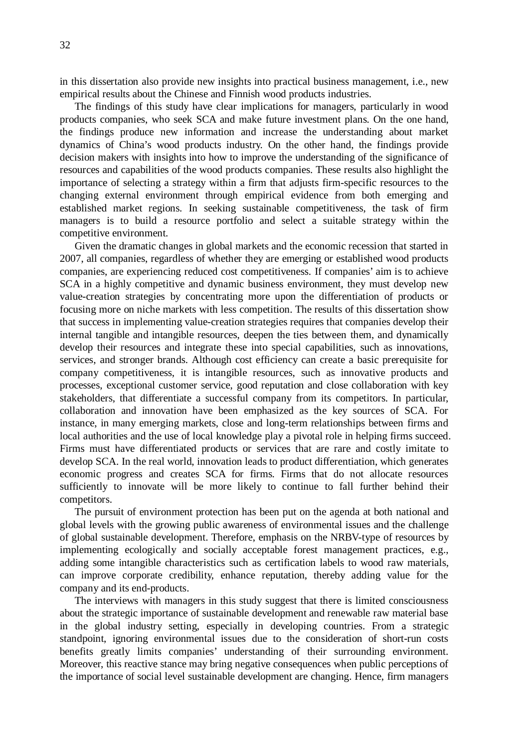in this dissertation also provide new insights into practical business management, i.e., new empirical results about the Chinese and Finnish wood products industries.

The findings of this study have clear implications for managers, particularly in wood products companies, who seek SCA and make future investment plans. On the one hand, the findings produce new information and increase the understanding about market dynamics of China's wood products industry. On the other hand, the findings provide decision makers with insights into how to improve the understanding of the significance of resources and capabilities of the wood products companies. These results also highlight the importance of selecting a strategy within a firm that adjusts firm-specific resources to the changing external environment through empirical evidence from both emerging and established market regions. In seeking sustainable competitiveness, the task of firm managers is to build a resource portfolio and select a suitable strategy within the competitive environment.

Given the dramatic changes in global markets and the economic recession that started in 2007, all companies, regardless of whether they are emerging or established wood products companies, are experiencing reduced cost competitiveness. If companies' aim is to achieve SCA in a highly competitive and dynamic business environment, they must develop new value-creation strategies by concentrating more upon the differentiation of products or focusing more on niche markets with less competition. The results of this dissertation show that success in implementing value-creation strategies requires that companies develop their internal tangible and intangible resources, deepen the ties between them, and dynamically develop their resources and integrate these into special capabilities, such as innovations, services, and stronger brands. Although cost efficiency can create a basic prerequisite for company competitiveness, it is intangible resources, such as innovative products and processes, exceptional customer service, good reputation and close collaboration with key stakeholders, that differentiate a successful company from its competitors. In particular, collaboration and innovation have been emphasized as the key sources of SCA. For instance, in many emerging markets, close and long-term relationships between firms and local authorities and the use of local knowledge play a pivotal role in helping firms succeed. Firms must have differentiated products or services that are rare and costly imitate to develop SCA. In the real world, innovation leads to product differentiation, which generates economic progress and creates SCA for firms. Firms that do not allocate resources sufficiently to innovate will be more likely to continue to fall further behind their competitors.

The pursuit of environment protection has been put on the agenda at both national and global levels with the growing public awareness of environmental issues and the challenge of global sustainable development. Therefore, emphasis on the NRBV-type of resources by implementing ecologically and socially acceptable forest management practices, e.g., adding some intangible characteristics such as certification labels to wood raw materials, can improve corporate credibility, enhance reputation, thereby adding value for the company and its end-products.

The interviews with managers in this study suggest that there is limited consciousness about the strategic importance of sustainable development and renewable raw material base in the global industry setting, especially in developing countries. From a strategic standpoint, ignoring environmental issues due to the consideration of short-run costs benefits greatly limits companies' understanding of their surrounding environment. Moreover, this reactive stance may bring negative consequences when public perceptions of the importance of social level sustainable development are changing. Hence, firm managers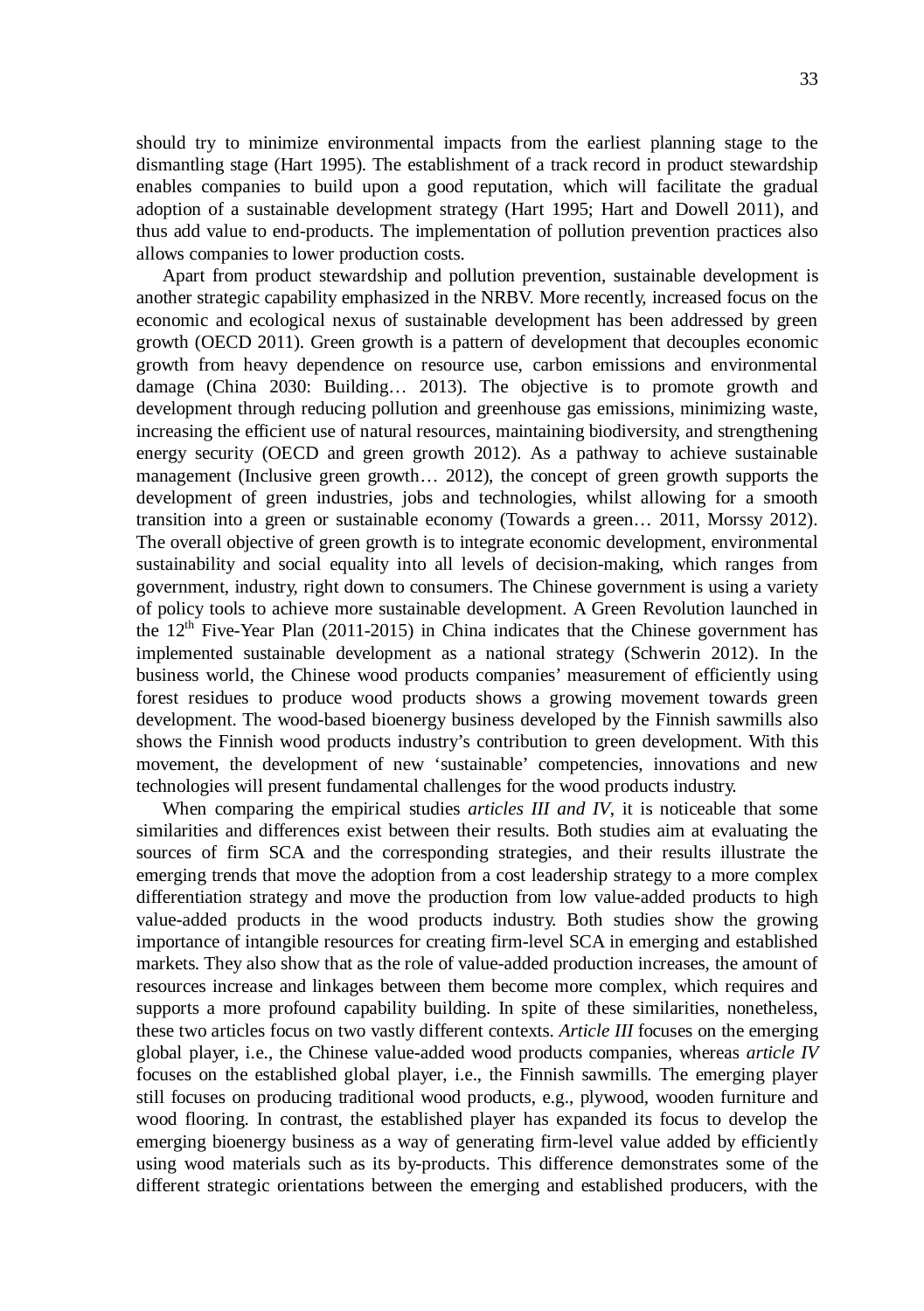should try to minimize environmental impacts from the earliest planning stage to the dismantling stage (Hart 1995). The establishment of a track record in product stewardship enables companies to build upon a good reputation, which will facilitate the gradual adoption of a sustainable development strategy (Hart 1995; Hart and Dowell 2011), and thus add value to end-products. The implementation of pollution prevention practices also allows companies to lower production costs.

Apart from product stewardship and pollution prevention, sustainable development is another strategic capability emphasized in the NRBV. More recently, increased focus on the economic and ecological nexus of sustainable development has been addressed by green growth (OECD 2011). Green growth is a pattern of development that decouples economic growth from heavy dependence on resource use, carbon emissions and environmental damage (China 2030: Building… 2013). The objective is to promote growth and development through reducing pollution and greenhouse gas emissions, minimizing waste, increasing the efficient use of natural resources, maintaining biodiversity, and strengthening energy security (OECD and green growth 2012). As a pathway to achieve sustainable management (Inclusive green growth… 2012), the concept of green growth supports the development of green industries, jobs and technologies, whilst allowing for a smooth transition into a green or sustainable economy (Towards a green… 2011, Morssy 2012). The overall objective of green growth is to integrate economic development, environmental sustainability and social equality into all levels of decision-making, which ranges from government, industry, right down to consumers. The Chinese government is using a variety of policy tools to achieve more sustainable development. A Green Revolution launched in the 12th Five-Year Plan (2011-2015) in China indicates that the Chinese government has implemented sustainable development as a national strategy (Schwerin 2012). In the business world, the Chinese wood products companies' measurement of efficiently using forest residues to produce wood products shows a growing movement towards green development. The wood-based bioenergy business developed by the Finnish sawmills also shows the Finnish wood products industry's contribution to green development. With this movement, the development of new 'sustainable' competencies, innovations and new technologies will present fundamental challenges for the wood products industry.

When comparing the empirical studies *articles III and IV*, it is noticeable that some similarities and differences exist between their results. Both studies aim at evaluating the sources of firm SCA and the corresponding strategies, and their results illustrate the emerging trends that move the adoption from a cost leadership strategy to a more complex differentiation strategy and move the production from low value-added products to high value-added products in the wood products industry. Both studies show the growing importance of intangible resources for creating firm-level SCA in emerging and established markets. They also show that as the role of value-added production increases, the amount of resources increase and linkages between them become more complex, which requires and supports a more profound capability building. In spite of these similarities, nonetheless, these two articles focus on two vastly different contexts. *Article III* focuses on the emerging global player, i.e., the Chinese value-added wood products companies, whereas *article IV* focuses on the established global player, i.e., the Finnish sawmills. The emerging player still focuses on producing traditional wood products, e.g., plywood, wooden furniture and wood flooring. In contrast, the established player has expanded its focus to develop the emerging bioenergy business as a way of generating firm-level value added by efficiently using wood materials such as its by-products. This difference demonstrates some of the different strategic orientations between the emerging and established producers, with the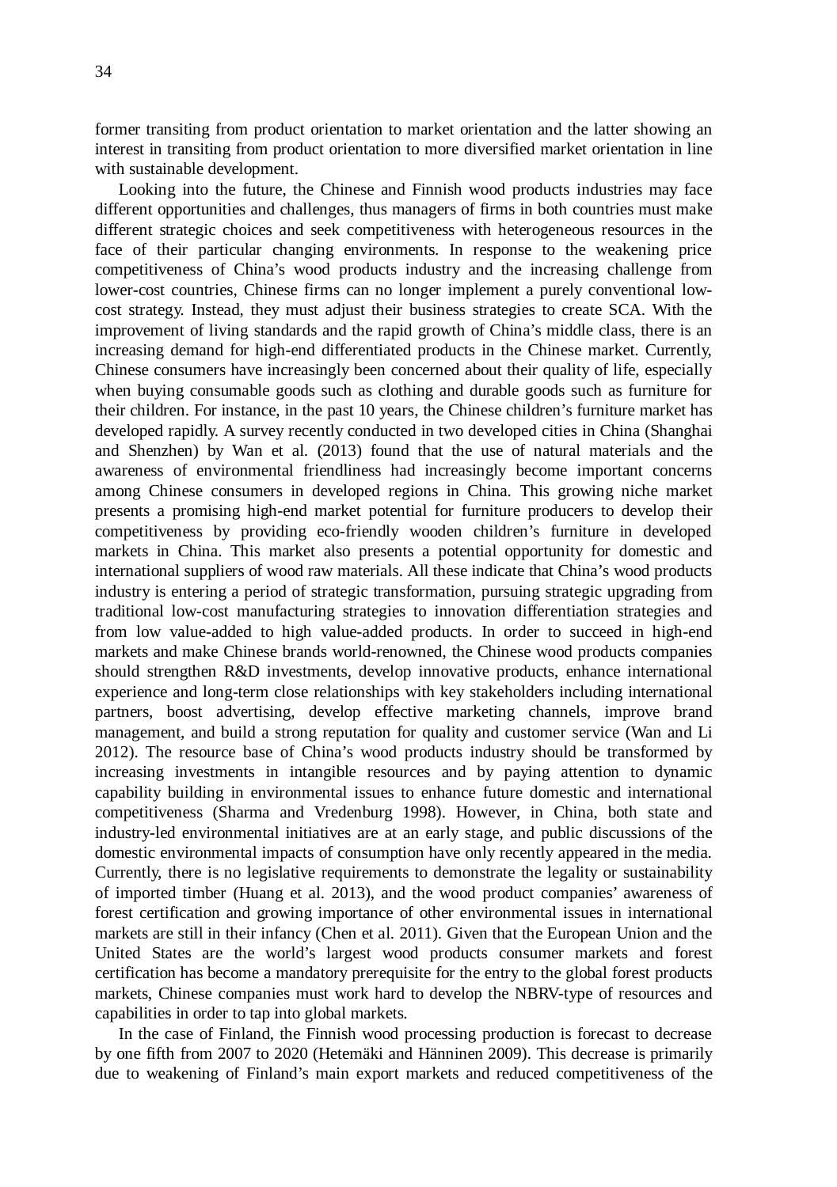former transiting from product orientation to market orientation and the latter showing an interest in transiting from product orientation to more diversified market orientation in line with sustainable development.

Looking into the future, the Chinese and Finnish wood products industries may face different opportunities and challenges, thus managers of firms in both countries must make different strategic choices and seek competitiveness with heterogeneous resources in the face of their particular changing environments. In response to the weakening price competitiveness of China's wood products industry and the increasing challenge from lower-cost countries, Chinese firms can no longer implement a purely conventional low-cost strategy. Instead, they must adjust their business strategies to create SCA. With the improvement of living standards and the rapid growth of China's middle class, there is an increasing demand for high-end differentiated products in the Chinese market. Currently, Chinese consumers have increasingly been concerned about their quality of life, especially when buying consumable goods such as clothing and durable goods such as furniture for their children. For instance, in the past 10 years, the Chinese children's furniture market has developed rapidly. A survey recently conducted in two developed cities in China (Shanghai and Shenzhen) by Wan et al. (2013) found that the use of natural materials and the awareness of environmental friendliness had increasingly become important concerns among Chinese consumers in developed regions in China. This growing niche market presents a promising high-end market potential for furniture producers to develop their competitiveness by providing eco-friendly wooden children's furniture in developed markets in China. This market also presents a potential opportunity for domestic and international suppliers of wood raw materials. All these indicate that China's wood products industry is entering a period of strategic transformation, pursuing strategic upgrading from traditional low-cost manufacturing strategies to innovation differentiation strategies and from low value-added to high value-added products. In order to succeed in high-end markets and make Chinese brands world-renowned, the Chinese wood products companies should strengthen R&D investments, develop innovative products, enhance international experience and long-term close relationships with key stakeholders including international partners, boost advertising, develop effective marketing channels, improve brand management, and build a strong reputation for quality and customer service (Wan and Li 2012). The resource base of China's wood products industry should be transformed by increasing investments in intangible resources and by paying attention to dynamic capability building in environmental issues to enhance future domestic and international competitiveness (Sharma and Vredenburg 1998). However, in China, both state and industry-led environmental initiatives are at an early stage, and public discussions of the domestic environmental impacts of consumption have only recently appeared in the media. Currently, there is no legislative requirements to demonstrate the legality or sustainability of imported timber (Huang et al. 2013), and the wood product companies' awareness of forest certification and growing importance of other environmental issues in international markets are still in their infancy (Chen et al. 2011). Given that the European Union and the United States are the world's largest wood products consumer markets and forest certification has become a mandatory prerequisite for the entry to the global forest products markets, Chinese companies must work hard to develop the NBRV-type of resources and capabilities in order to tap into global markets.

In the case of Finland, the Finnish wood processing production is forecast to decrease by one fifth from 2007 to 2020 (Hetemäki and Hänninen 2009). This decrease is primarily due to weakening of Finland's main export markets and reduced competitiveness of the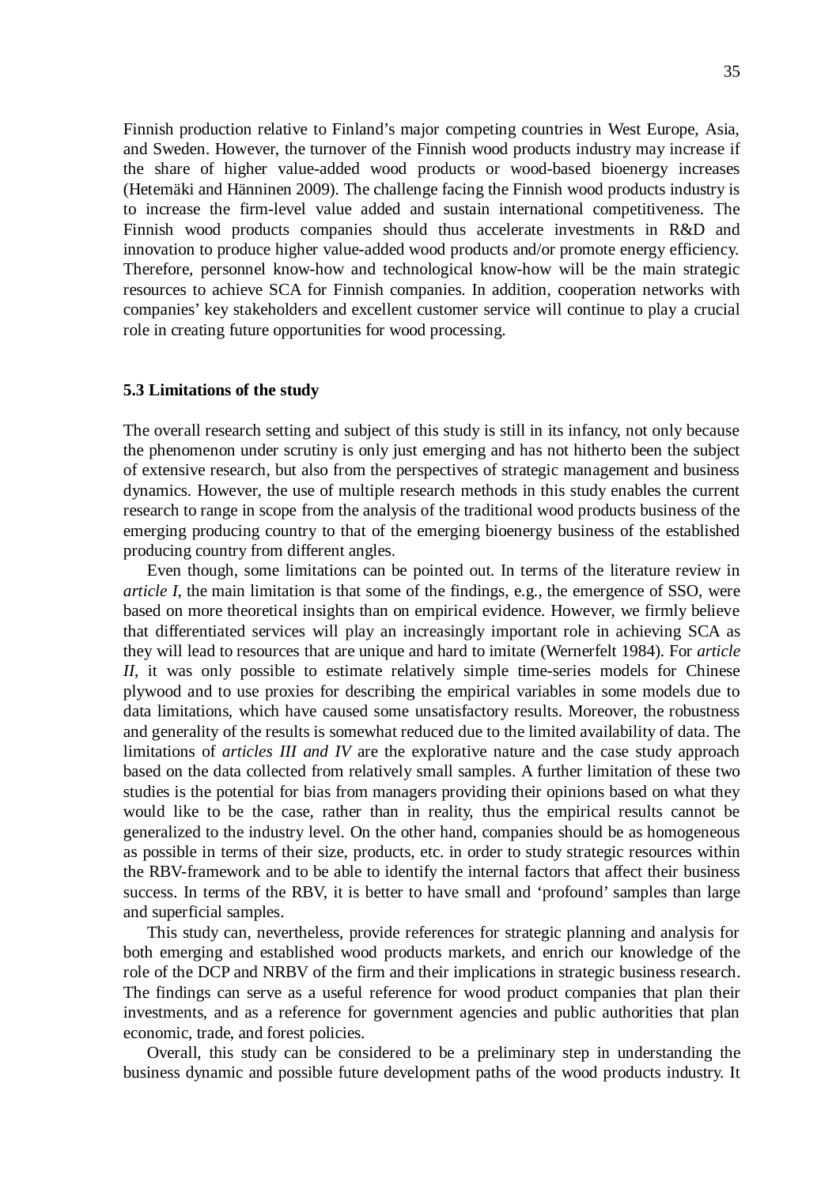Finnish production relative to Finland's major competing countries in West Europe, Asia, and Sweden. However, the turnover of the Finnish wood products industry may increase if the share of higher value-added wood products or wood-based bioenergy increases (Hetemäki and Hänninen 2009). The challenge facing the Finnish wood products industry is to increase the firm-level value added and sustain international competitiveness. The Finnish wood products companies should thus accelerate investments in R&D and innovation to produce higher value-added wood products and/or promote energy efficiency. Therefore, personnel know-how and technological know-how will be the main strategic resources to achieve SCA for Finnish companies. In addition, cooperation networks with companies' key stakeholders and excellent customer service will continue to play a crucial role in creating future opportunities for wood processing.

### 5.3 Limitations of the study

The overall research setting and subject of this study is still in its infancy, not only because the phenomenon under scrutiny is only just emerging and has not hitherto been the subject of extensive research, but also from the perspectives of strategic management and business dynamics. However, the use of multiple research methods in this study enables the current research to range in scope from the analysis of the traditional wood products business of the emerging producing country to that of the emerging bioenergy business of the established producing country from different angles.

Even though, some limitations can be pointed out. In terms of the literature review in *article I*, the main limitation is that some of the findings, e.g., the emergence of SSO, were based on more theoretical insights than on empirical evidence. However, we firmly believe that differentiated services will play an increasingly important role in achieving SCA as they will lead to resources that are unique and hard to imitate (Wernerfelt 1984). For *article II*, it was only possible to estimate relatively simple time-series models for Chinese plywood and to use proxies for describing the empirical variables in some models due to data limitations, which have caused some unsatisfactory results. Moreover, the robustness and generality of the results is somewhat reduced due to the limited availability of data. The limitations of *articles III and IV* are the explorative nature and the case study approach based on the data collected from relatively small samples. A further limitation of these two studies is the potential for bias from managers providing their opinions based on what they would like to be the case, rather than in reality, thus the empirical results cannot be generalized to the industry level. On the other hand, companies should be as homogeneous as possible in terms of their size, products, etc. in order to study strategic resources within the RBV-framework and to be able to identify the internal factors that affect their business success. In terms of the RBV, it is better to have small and 'profound' samples than large and superficial samples.

This study can, nevertheless, provide references for strategic planning and analysis for both emerging and established wood products markets, and enrich our knowledge of the role of the DCP and NRBV of the firm and their implications in strategic business research. The findings can serve as a useful reference for wood product companies that plan their investments, and as a reference for government agencies and public authorities that plan economic, trade, and forest policies.

Overall, this study can be considered to be a preliminary step in understanding the business dynamic and possible future development paths of the wood products industry. It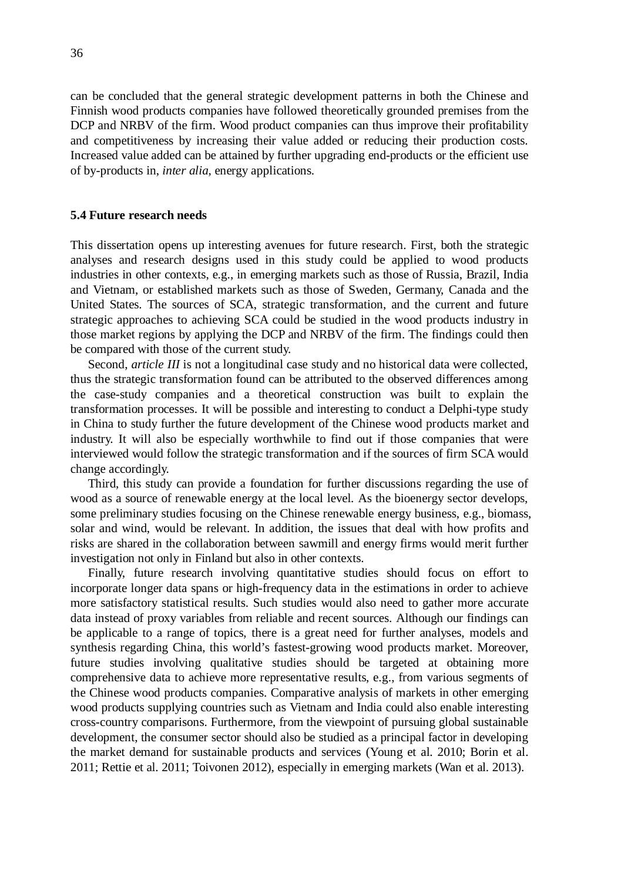can be concluded that the general strategic development patterns in both the Chinese and Finnish wood products companies have followed theoretically grounded premises from the DCP and NRBV of the firm. Wood product companies can thus improve their profitability and competitiveness by increasing their value added or reducing their production costs. Increased value added can be attained by further upgrading end-products or the efficient use of by-products in, *inter alia*, energy applications.

### 5.4 Future research needs

This dissertation opens up interesting avenues for future research. First, both the strategic analyses and research designs used in this study could be applied to wood products industries in other contexts, e.g., in emerging markets such as those of Russia, Brazil, India and Vietnam, or established markets such as those of Sweden, Germany, Canada and the United States. The sources of SCA, strategic transformation, and the current and future strategic approaches to achieving SCA could be studied in the wood products industry in those market regions by applying the DCP and NRBV of the firm. The findings could then be compared with those of the current study.

Second, *article III* is not a longitudinal case study and no historical data were collected, thus the strategic transformation found can be attributed to the observed differences among the case-study companies and a theoretical construction was built to explain the transformation processes. It will be possible and interesting to conduct a Delphi-type study in China to study further the future development of the Chinese wood products market and industry. It will also be especially worthwhile to find out if those companies that were interviewed would follow the strategic transformation and if the sources of firm SCA would change accordingly.

Third, this study can provide a foundation for further discussions regarding the use of wood as a source of renewable energy at the local level. As the bioenergy sector develops, some preliminary studies focusing on the Chinese renewable energy business, e.g., biomass, solar and wind, would be relevant. In addition, the issues that deal with how profits and risks are shared in the collaboration between sawmill and energy firms would merit further investigation not only in Finland but also in other contexts.

Finally, future research involving quantitative studies should focus on effort to incorporate longer data spans or high-frequency data in the estimations in order to achieve more satisfactory statistical results. Such studies would also need to gather more accurate data instead of proxy variables from reliable and recent sources. Although our findings can be applicable to a range of topics, there is a great need for further analyses, models and synthesis regarding China, this world's fastest-growing wood products market. Moreover, future studies involving qualitative studies should be targeted at obtaining more comprehensive data to achieve more representative results, e.g., from various segments of the Chinese wood products companies. Comparative analysis of markets in other emerging wood products supplying countries such as Vietnam and India could also enable interesting cross-country comparisons. Furthermore, from the viewpoint of pursuing global sustainable development, the consumer sector should also be studied as a principal factor in developing the market demand for sustainable products and services (Young et al. 2010; Borin et al. 2011; Rettie et al. 2011; Toivonen 2012), especially in emerging markets (Wan et al. 2013).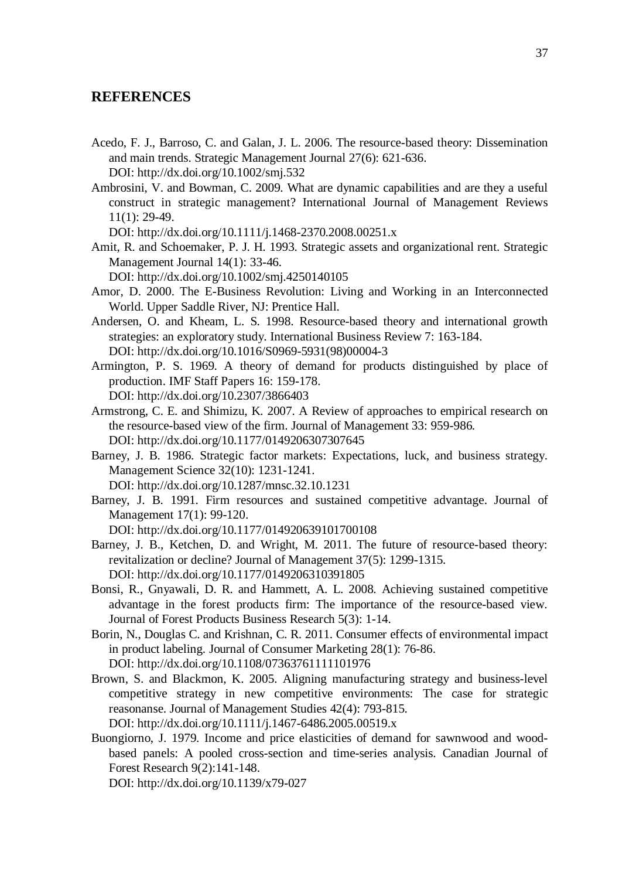# REFERENCES

Acedo, F. J., Barroso, C. and Galan, J. L. 2006. The resource-based theory: Dissemination and main trends. Strategic Management Journal 27(6): 621-636.
DOI: http://dx.doi.org/10.1002/smj.532

Ambrosini, V. and Bowman, C. 2009. What are dynamic capabilities and are they a useful construct in strategic management? International Journal of Management Reviews 11(1): 29-49.
DOI: http://dx.doi.org/10.1111/j.1468-2370.2008.00251.x

Amit, R. and Schoemaker, P. J. H. 1993. Strategic assets and organizational rent. Strategic Management Journal 14(1): 33-46.
DOI: http://dx.doi.org/10.1002/smj.4250140105

Amor, D. 2000. The E-Business Revolution: Living and Working in an Interconnected World. Upper Saddle River, NJ: Prentice Hall.

Andersen, O. and Kheam, L. S. 1998. Resource-based theory and international growth strategies: an exploratory study. International Business Review 7: 163-184.
DOI: http://dx.doi.org/10.1016/S0969-5931(98)00004-3

Armington, P. S. 1969. A theory of demand for products distinguished by place of production. IMF Staff Papers 16: 159-178.
DOI: http://dx.doi.org/10.2307/3866403

Armstrong, C. E. and Shimizu, K. 2007. A Review of approaches to empirical research on the resource-based view of the firm. Journal of Management 33: 959-986.
DOI: http://dx.doi.org/10.1177/0149206307307645

Barney, J. B. 1986. Strategic factor markets: Expectations, luck, and business strategy. Management Science 32(10): 1231-1241.
DOI: http://dx.doi.org/10.1287/mnsc.32.10.1231

Barney, J. B. 1991. Firm resources and sustained competitive advantage. Journal of Management 17(1): 99-120.
DOI: http://dx.doi.org/10.1177/014920639101700108

Barney, J. B., Ketchen, D. and Wright, M. 2011. The future of resource-based theory: revitalization or decline? Journal of Management 37(5): 1299-1315.
DOI: http://dx.doi.org/10.1177/0149206310391805

Bonsi, R., Gnyawali, D. R. and Hammett, A. L. 2008. Achieving sustained competitive advantage in the forest products firm: The importance of the resource-based view. Journal of Forest Products Business Research 5(3): 1-14.

Borin, N., Douglas C. and Krishnan, C. R. 2011. Consumer effects of environmental impact in product labeling. Journal of Consumer Marketing 28(1): 76-86.
DOI: http://dx.doi.org/10.1108/07363761111101976

Brown, S. and Blackmon, K. 2005. Aligning manufacturing strategy and business-level competitive strategy in new competitive environments: The case for strategic reasonanse. Journal of Management Studies 42(4): 793-815.
DOI: http://dx.doi.org/10.1111/j.1467-6486.2005.00519.x

Buongiorno, J. 1979. Income and price elasticities of demand for sawnwood and wood-based panels: A pooled cross-section and time-series analysis. Canadian Journal of Forest Research 9(2):141-148.
DOI: http://dx.doi.org/10.1139/x79-027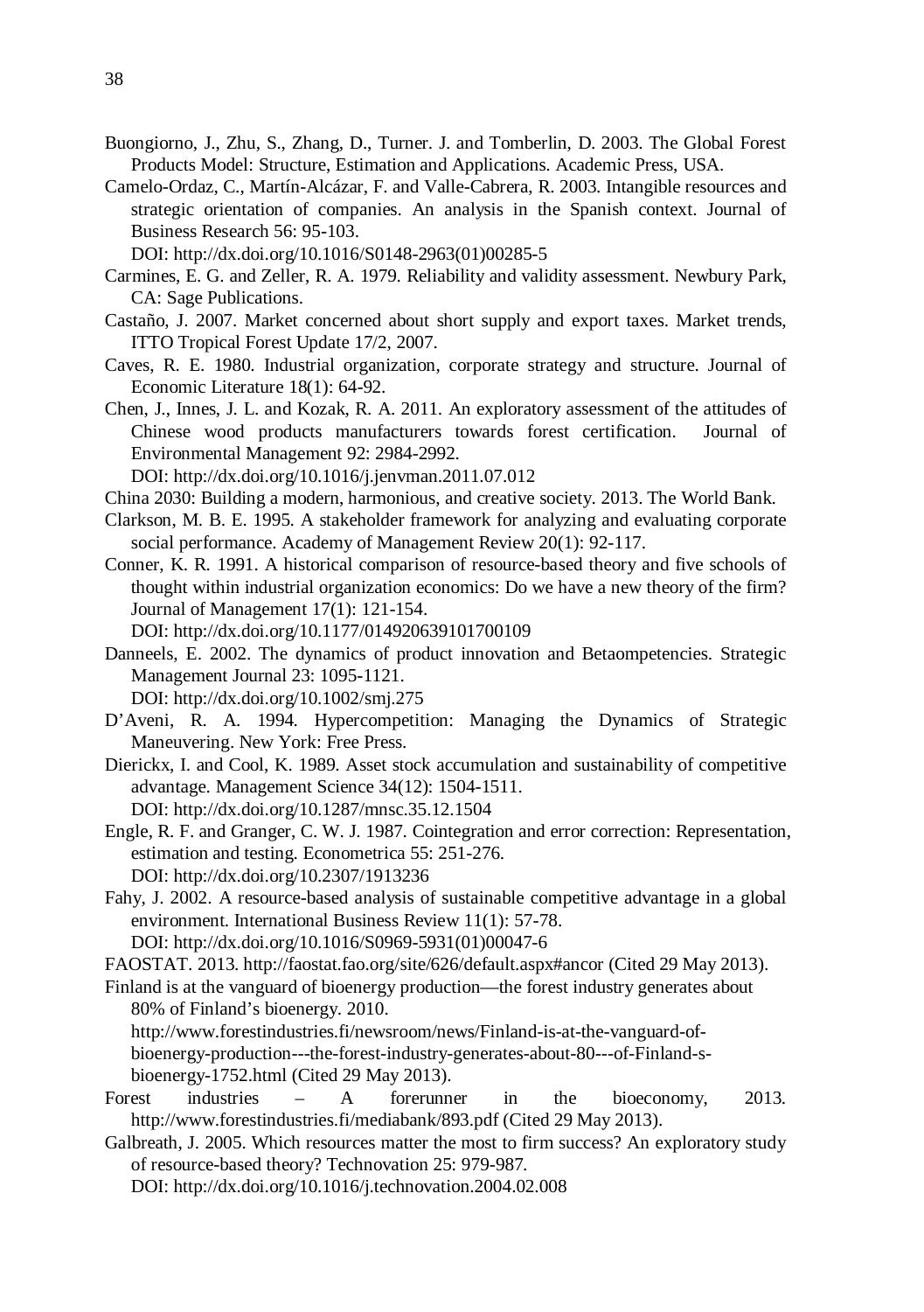Buongiorno, J., Zhu, S., Zhang, D., Turner. J. and Tomberlin, D. 2003. The Global Forest Products Model: Structure, Estimation and Applications. Academic Press, USA.

Camelo-Ordaz, C., Martín-Alcázar, F. and Valle-Cabrera, R. 2003. Intangible resources and strategic orientation of companies. An analysis in the Spanish context. Journal of Business Research 56: 95-103.
DOI: http://dx.doi.org/10.1016/S0148-2963(01)00285-5

Carmines, E. G. and Zeller, R. A. 1979. Reliability and validity assessment. Newbury Park, CA: Sage Publications.

Castaño, J. 2007. Market concerned about short supply and export taxes. Market trends, ITTO Tropical Forest Update 17/2, 2007.

Caves, R. E. 1980. Industrial organization, corporate strategy and structure. Journal of Economic Literature 18(1): 64-92.

Chen, J., Innes, J. L. and Kozak, R. A. 2011. An exploratory assessment of the attitudes of Chinese wood products manufacturers towards forest certification. Journal of Environmental Management 92: 2984-2992.
DOI: http://dx.doi.org/10.1016/j.jenvman.2011.07.012

China 2030: Building a modern, harmonious, and creative society. 2013. The World Bank.

Clarkson, M. B. E. 1995. A stakeholder framework for analyzing and evaluating corporate social performance. Academy of Management Review 20(1): 92-117.

Conner, K. R. 1991. A historical comparison of resource-based theory and five schools of thought within industrial organization economics: Do we have a new theory of the firm? Journal of Management 17(1): 121-154.
DOI: http://dx.doi.org/10.1177/014920639101700109

Danneels, E. 2002. The dynamics of product innovation and Betaompetencies. Strategic Management Journal 23: 1095-1121.
DOI: http://dx.doi.org/10.1002/smj.275

D'Aveni, R. A. 1994. Hypercompetition: Managing the Dynamics of Strategic Maneuvering. New York: Free Press.

Dierickx, I. and Cool, K. 1989. Asset stock accumulation and sustainability of competitive advantage. Management Science 34(12): 1504-1511.
DOI: http://dx.doi.org/10.1287/mnsc.35.12.1504

Engle, R. F. and Granger, C. W. J. 1987. Cointegration and error correction: Representation, estimation and testing. Econometrica 55: 251-276.
DOI: http://dx.doi.org/10.2307/1913236

Fahy, J. 2002. A resource-based analysis of sustainable competitive advantage in a global environment. International Business Review 11(1): 57-78.
DOI: http://dx.doi.org/10.1016/S0969-5931(01)00047-6

FAOSTAT. 2013. http://faostat.fao.org/site/626/default.aspx#ancor (Cited 29 May 2013).

Finland is at the vanguard of bioenergy production—the forest industry generates about 80% of Finland's bioenergy. 2010.
http://www.forestindustries.fi/newsroom/news/Finland-is-at-the-vanguard-of-bioenergy-production---the-forest-industry-generates-about-80---of-Finland-s-bioenergy-1752.html (Cited 29 May 2013).

Forest industries – A forerunner in the bioeconomy, 2013. http://www.forestindustries.fi/mediabank/893.pdf (Cited 29 May 2013).

Galbreath, J. 2005. Which resources matter the most to firm success? An exploratory study of resource-based theory? Technovation 25: 979-987.
DOI: http://dx.doi.org/10.1016/j.technovation.2004.02.008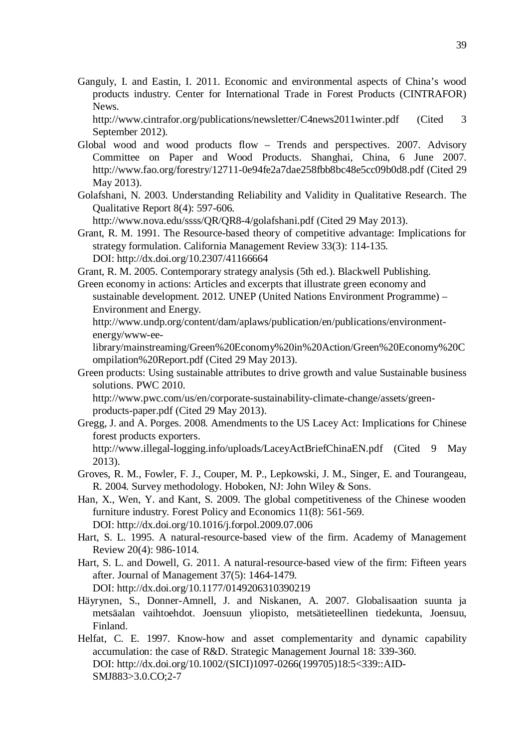Ganguly, I. and Eastin, I. 2011. Economic and environmental aspects of China's wood products industry. Center for International Trade in Forest Products (CINTRAFOR) News. http://www.cintrafor.org/publications/newsletter/C4news2011winter.pdf (Cited 3 September 2012).

Global wood and wood products flow – Trends and perspectives. 2007. Advisory Committee on Paper and Wood Products. Shanghai, China, 6 June 2007. http://www.fao.org/forestry/12711-0e94fe2a7dae258fbb8bc48e5cc09b0d8.pdf (Cited 29 May 2013).

Golafshani, N. 2003. Understanding Reliability and Validity in Qualitative Research. The Qualitative Report 8(4): 597-606. http://www.nova.edu/ssss/QR/QR8-4/golafshani.pdf (Cited 29 May 2013).

Grant, R. M. 1991. The Resource-based theory of competitive advantage: Implications for strategy formulation. California Management Review 33(3): 114-135. DOI: http://dx.doi.org/10.2307/41166664

Grant, R. M. 2005. Contemporary strategy analysis (5th ed.). Blackwell Publishing.

Green economy in actions: Articles and excerpts that illustrate green economy and sustainable development. 2012. UNEP (United Nations Environment Programme) – Environment and Energy. http://www.undp.org/content/dam/aplaws/publication/en/publications/environment-energy/www-ee-library/mainstreaming/Green%20Economy%20in%20Action/Green%20Economy%20Compilation%20Report.pdf (Cited 29 May 2013).

Green products: Using sustainable attributes to drive growth and value Sustainable business solutions. PWC 2010. http://www.pwc.com/us/en/corporate-sustainability-climate-change/assets/green-products-paper.pdf (Cited 29 May 2013).

Gregg, J. and A. Porges. 2008. Amendments to the US Lacey Act: Implications for Chinese forest products exporters. http://www.illegal-logging.info/uploads/LaceyActBriefChinaEN.pdf (Cited 9 May 2013).

Groves, R. M., Fowler, F. J., Couper, M. P., Lepkowski, J. M., Singer, E. and Tourangeau, R. 2004. Survey methodology. Hoboken, NJ: John Wiley & Sons.

Han, X., Wen, Y. and Kant, S. 2009. The global competitiveness of the Chinese wooden furniture industry. Forest Policy and Economics 11(8): 561-569. DOI: http://dx.doi.org/10.1016/j.forpol.2009.07.006

Hart, S. L. 1995. A natural-resource-based view of the firm. Academy of Management Review 20(4): 986-1014.

Hart, S. L. and Dowell, G. 2011. A natural-resource-based view of the firm: Fifteen years after. Journal of Management 37(5): 1464-1479. DOI: http://dx.doi.org/10.1177/0149206310390219

Häyrynen, S., Donner-Amnell, J. and Niskanen, A. 2007. Globalisaation suunta ja metsäalan vaihtoehdot. Joensuun yliopisto, metsätieteellinen tiedekunta, Joensuu, Finland.

Helfat, C. E. 1997. Know-how and asset complementarity and dynamic capability accumulation: the case of R&D. Strategic Management Journal 18: 339-360. DOI: http://dx.doi.org/10.1002/(SICI)1097-0266(199705)18:5<339::AID-SMJ883>3.0.CO;2-7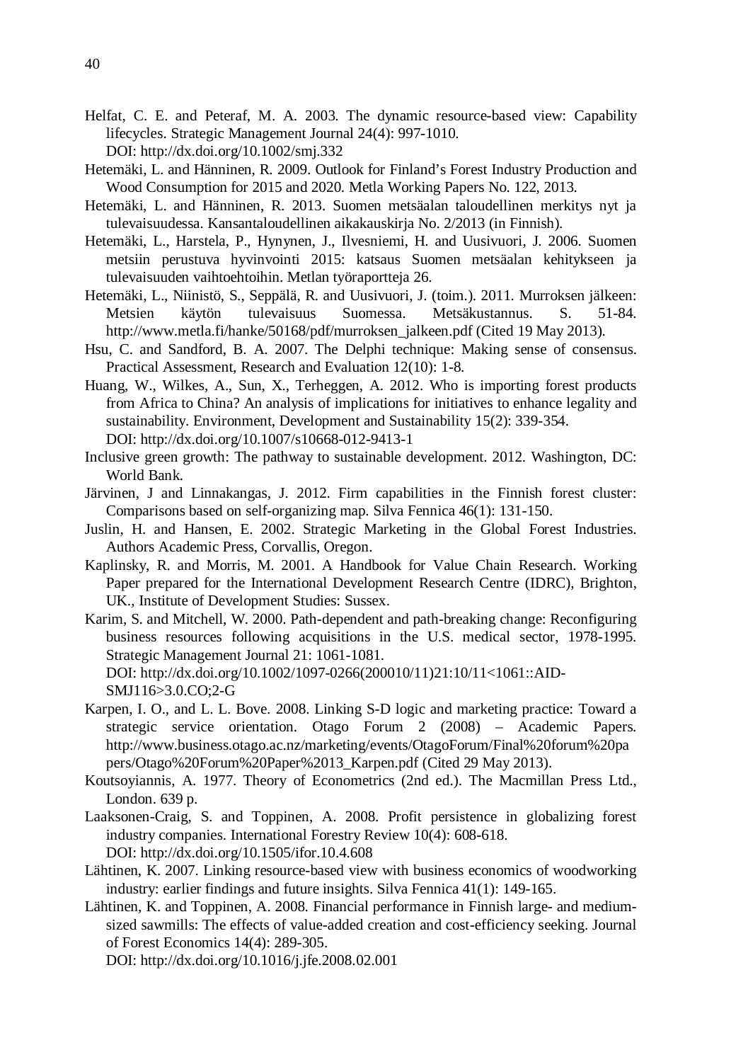Helfat, C. E. and Peteraf, M. A. 2003. The dynamic resource-based view: Capability lifecycles. Strategic Management Journal 24(4): 997-1010. DOI: http://dx.doi.org/10.1002/smj.332

Hetemäki, L. and Hänninen, R. 2009. Outlook for Finland's Forest Industry Production and Wood Consumption for 2015 and 2020. Metla Working Papers No. 122, 2013.

Hetemäki, L. and Hänninen, R. 2013. Suomen metsäalan taloudellinen merkitys nyt ja tulevaisuudessa. Kansantaloudellinen aikakauskirja No. 2/2013 (in Finnish).

Hetemäki, L., Harstela, P., Hynynen, J., Ilvesniemi, H. and Uusivuori, J. 2006. Suomen metsiin perustuva hyvinvointi 2015: katsaus Suomen metsäalan kehitykseen ja tulevaisuuden vaihtoehtoihin. Metlan työraportteja 26.

Hetemäki, L., Niinistö, S., Seppälä, R. and Uusivuori, J. (toim.). 2011. Murroksen jälkeen: Metsien käytön tulevaisuus Suomessa. Metsäkustannus. S. 51-84. http://www.metla.fi/hanke/50168/pdf/murroksen_jalkeen.pdf (Cited 19 May 2013).

Hsu, C. and Sandford, B. A. 2007. The Delphi technique: Making sense of consensus. Practical Assessment, Research and Evaluation 12(10): 1-8.

Huang, W., Wilkes, A., Sun, X., Terheggen, A. 2012. Who is importing forest products from Africa to China? An analysis of implications for initiatives to enhance legality and sustainability. Environment, Development and Sustainability 15(2): 339-354. DOI: http://dx.doi.org/10.1007/s10668-012-9413-1

Inclusive green growth: The pathway to sustainable development. 2012. Washington, DC: World Bank.

Järvinen, J and Linnakangas, J. 2012. Firm capabilities in the Finnish forest cluster: Comparisons based on self-organizing map. Silva Fennica 46(1): 131-150.

Juslin, H. and Hansen, E. 2002. Strategic Marketing in the Global Forest Industries. Authors Academic Press, Corvallis, Oregon.

Kaplinsky, R. and Morris, M. 2001. A Handbook for Value Chain Research. Working Paper prepared for the International Development Research Centre (IDRC), Brighton, UK., Institute of Development Studies: Sussex.

Karim, S. and Mitchell, W. 2000. Path-dependent and path-breaking change: Reconfiguring business resources following acquisitions in the U.S. medical sector, 1978-1995. Strategic Management Journal 21: 1061-1081. DOI: http://dx.doi.org/10.1002/1097-0266(200010/11)21:10/11<1061::AID-SMJ116>3.0.CO;2-G

Karpen, I. O., and L. L. Bove. 2008. Linking S-D logic and marketing practice: Toward a strategic service orientation. Otago Forum 2 (2008) – Academic Papers. http://www.business.otago.ac.nz/marketing/events/OtagoForum/Final%20forum%20papers/Otago%20Forum%20Paper%2013_Karpen.pdf (Cited 29 May 2013).

Koutsoyiannis, A. 1977. Theory of Econometrics (2nd ed.). The Macmillan Press Ltd., London. 639 p.

Laaksonen-Craig, S. and Toppinen, A. 2008. Profit persistence in globalizing forest industry companies. International Forestry Review 10(4): 608-618. DOI: http://dx.doi.org/10.1505/ifor.10.4.608

Lähtinen, K. 2007. Linking resource-based view with business economics of woodworking industry: earlier findings and future insights. Silva Fennica 41(1): 149-165.

Lähtinen, K. and Toppinen, A. 2008. Financial performance in Finnish large- and medium-sized sawmills: The effects of value-added creation and cost-efficiency seeking. Journal of Forest Economics 14(4): 289-305. DOI: http://dx.doi.org/10.1016/j.jfe.2008.02.001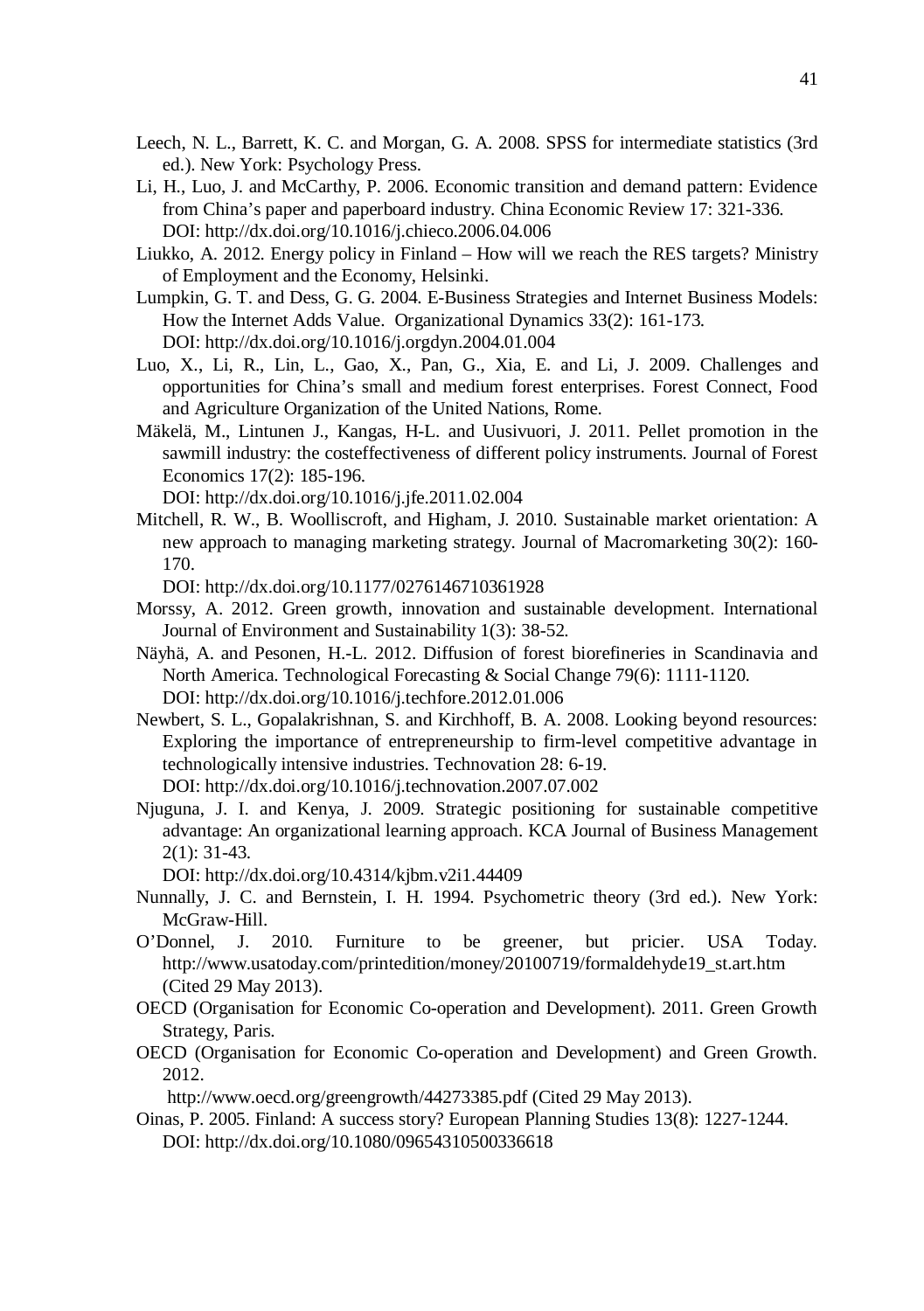Leech, N. L., Barrett, K. C. and Morgan, G. A. 2008. SPSS for intermediate statistics (3rd ed.). New York: Psychology Press.

Li, H., Luo, J. and McCarthy, P. 2006. Economic transition and demand pattern: Evidence from China's paper and paperboard industry. China Economic Review 17: 321-336. DOI: http://dx.doi.org/10.1016/j.chieco.2006.04.006

Liukko, A. 2012. Energy policy in Finland – How will we reach the RES targets? Ministry of Employment and the Economy, Helsinki.

Lumpkin, G. T. and Dess, G. G. 2004. E-Business Strategies and Internet Business Models: How the Internet Adds Value. Organizational Dynamics 33(2): 161-173. DOI: http://dx.doi.org/10.1016/j.orgdyn.2004.01.004

Luo, X., Li, R., Lin, L., Gao, X., Pan, G., Xia, E. and Li, J. 2009. Challenges and opportunities for China's small and medium forest enterprises. Forest Connect, Food and Agriculture Organization of the United Nations, Rome.

Mäkelä, M., Lintunen J., Kangas, H-L. and Uusivuori, J. 2011. Pellet promotion in the sawmill industry: the costeffectiveness of different policy instruments. Journal of Forest Economics 17(2): 185-196. DOI: http://dx.doi.org/10.1016/j.jfe.2011.02.004

Mitchell, R. W., B. Woolliscroft, and Higham, J. 2010. Sustainable market orientation: A new approach to managing marketing strategy. Journal of Macromarketing 30(2): 160-170. DOI: http://dx.doi.org/10.1177/0276146710361928

Morssy, A. 2012. Green growth, innovation and sustainable development. International Journal of Environment and Sustainability 1(3): 38-52.

Näyhä, A. and Pesonen, H.-L. 2012. Diffusion of forest biorefineries in Scandinavia and North America. Technological Forecasting & Social Change 79(6): 1111-1120. DOI: http://dx.doi.org/10.1016/j.techfore.2012.01.006

Newbert, S. L., Gopalakrishnan, S. and Kirchhoff, B. A. 2008. Looking beyond resources: Exploring the importance of entrepreneurship to firm-level competitive advantage in technologically intensive industries. Technovation 28: 6-19. DOI: http://dx.doi.org/10.1016/j.technovation.2007.07.002

Njuguna, J. I. and Kenya, J. 2009. Strategic positioning for sustainable competitive advantage: An organizational learning approach. KCA Journal of Business Management 2(1): 31-43. DOI: http://dx.doi.org/10.4314/kjbm.v2i1.44409

Nunnally, J. C. and Bernstein, I. H. 1994. Psychometric theory (3rd ed.). New York: McGraw-Hill.

O'Donnel, J. 2010. Furniture to be greener, but pricier. USA Today. http://www.usatoday.com/printedition/money/20100719/formaldehyde19_st.art.htm (Cited 29 May 2013).

OECD (Organisation for Economic Co-operation and Development). 2011. Green Growth Strategy, Paris.

OECD (Organisation for Economic Co-operation and Development) and Green Growth. 2012. http://www.oecd.org/greengrowth/44273385.pdf (Cited 29 May 2013).

Oinas, P. 2005. Finland: A success story? European Planning Studies 13(8): 1227-1244. DOI: http://dx.doi.org/10.1080/09654310500336618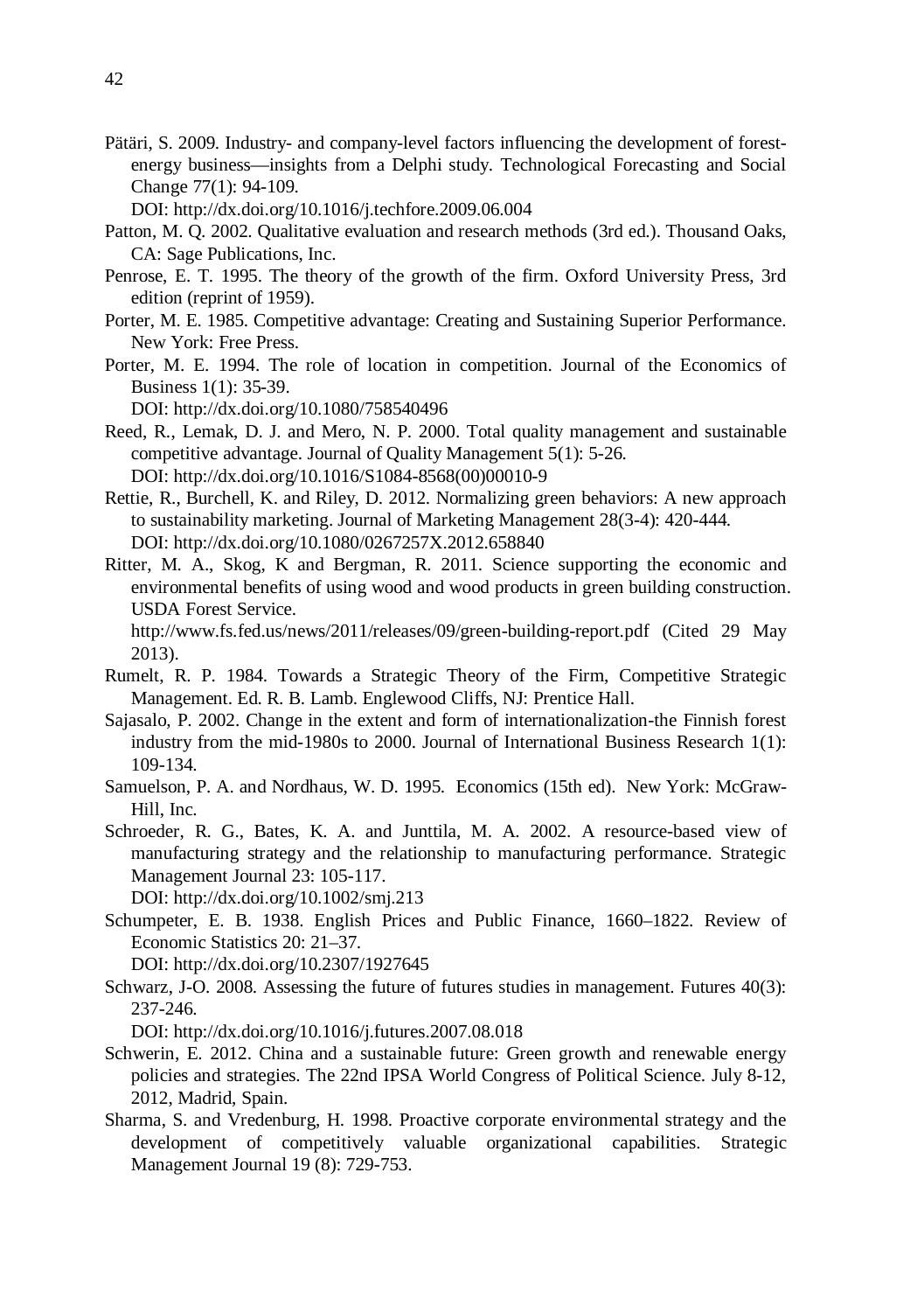Pätäri, S. 2009. Industry- and company-level factors influencing the development of forest-energy business—insights from a Delphi study. Technological Forecasting and Social Change 77(1): 94-109.
DOI: http://dx.doi.org/10.1016/j.techfore.2009.06.004

Patton, M. Q. 2002. Qualitative evaluation and research methods (3rd ed.). Thousand Oaks, CA: Sage Publications, Inc.

Penrose, E. T. 1995. The theory of the growth of the firm. Oxford University Press, 3rd edition (reprint of 1959).

Porter, M. E. 1985. Competitive advantage: Creating and Sustaining Superior Performance. New York: Free Press.

Porter, M. E. 1994. The role of location in competition. Journal of the Economics of Business 1(1): 35-39.
DOI: http://dx.doi.org/10.1080/758540496

Reed, R., Lemak, D. J. and Mero, N. P. 2000. Total quality management and sustainable competitive advantage. Journal of Quality Management 5(1): 5-26.
DOI: http://dx.doi.org/10.1016/S1084-8568(00)00010-9

Rettie, R., Burchell, K. and Riley, D. 2012. Normalizing green behaviors: A new approach to sustainability marketing. Journal of Marketing Management 28(3-4): 420-444.
DOI: http://dx.doi.org/10.1080/0267257X.2012.658840

Ritter, M. A., Skog, K and Bergman, R. 2011. Science supporting the economic and environmental benefits of using wood and wood products in green building construction. USDA Forest Service.
http://www.fs.fed.us/news/2011/releases/09/green-building-report.pdf (Cited 29 May 2013).

Rumelt, R. P. 1984. Towards a Strategic Theory of the Firm, Competitive Strategic Management. Ed. R. B. Lamb. Englewood Cliffs, NJ: Prentice Hall.

Sajasalo, P. 2002. Change in the extent and form of internationalization-the Finnish forest industry from the mid-1980s to 2000. Journal of International Business Research 1(1): 109-134.

Samuelson, P. A. and Nordhaus, W. D. 1995. Economics (15th ed). New York: McGraw-Hill, Inc.

Schroeder, R. G., Bates, K. A. and Junttila, M. A. 2002. A resource-based view of manufacturing strategy and the relationship to manufacturing performance. Strategic Management Journal 23: 105-117.
DOI: http://dx.doi.org/10.1002/smj.213

Schumpeter, E. B. 1938. English Prices and Public Finance, 1660–1822. Review of Economic Statistics 20: 21–37.
DOI: http://dx.doi.org/10.2307/1927645

Schwarz, J-O. 2008. Assessing the future of futures studies in management. Futures 40(3): 237-246.
DOI: http://dx.doi.org/10.1016/j.futures.2007.08.018

Schwerin, E. 2012. China and a sustainable future: Green growth and renewable energy policies and strategies. The 22nd IPSA World Congress of Political Science. July 8-12, 2012, Madrid, Spain.

Sharma, S. and Vredenburg, H. 1998. Proactive corporate environmental strategy and the development of competitively valuable organizational capabilities. Strategic Management Journal 19 (8): 729-753.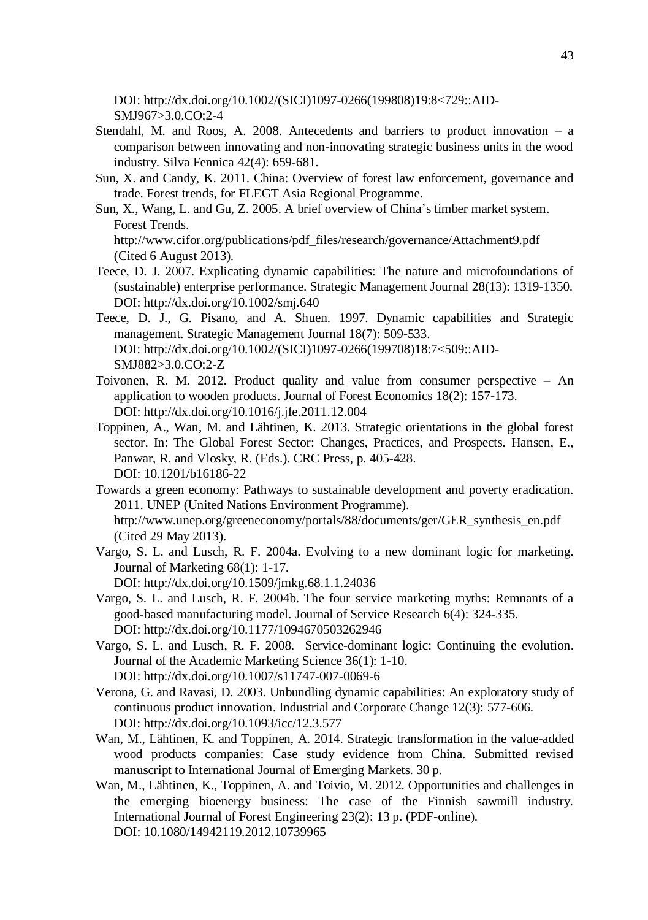DOI: http://dx.doi.org/10.1002/(SICI)1097-0266(199808)19:8<729::AID-SMJ967>3.0.CO;2-4

Stendahl, M. and Roos, A. 2008. Antecedents and barriers to product innovation – a comparison between innovating and non-innovating strategic business units in the wood industry. Silva Fennica 42(4): 659-681.

Sun, X. and Candy, K. 2011. China: Overview of forest law enforcement, governance and trade. Forest trends, for FLEGT Asia Regional Programme.

Sun, X., Wang, L. and Gu, Z. 2005. A brief overview of China's timber market system. Forest Trends. http://www.cifor.org/publications/pdf_files/research/governance/Attachment9.pdf (Cited 6 August 2013).

Teece, D. J. 2007. Explicating dynamic capabilities: The nature and microfoundations of (sustainable) enterprise performance. Strategic Management Journal 28(13): 1319-1350. DOI: http://dx.doi.org/10.1002/smj.640

Teece, D. J., G. Pisano, and A. Shuen. 1997. Dynamic capabilities and Strategic management. Strategic Management Journal 18(7): 509-533. DOI: http://dx.doi.org/10.1002/(SICI)1097-0266(199708)18:7<509::AID-SMJ882>3.0.CO;2-Z

Toivonen, R. M. 2012. Product quality and value from consumer perspective – An application to wooden products. Journal of Forest Economics 18(2): 157-173. DOI: http://dx.doi.org/10.1016/j.jfe.2011.12.004

Toppinen, A., Wan, M. and Lähtinen, K. 2013. Strategic orientations in the global forest sector. In: The Global Forest Sector: Changes, Practices, and Prospects. Hansen, E., Panwar, R. and Vlosky, R. (Eds.). CRC Press, p. 405-428. DOI: 10.1201/b16186-22

Towards a green economy: Pathways to sustainable development and poverty eradication. 2011. UNEP (United Nations Environment Programme). http://www.unep.org/greeneconomy/portals/88/documents/ger/GER_synthesis_en.pdf (Cited 29 May 2013).

Vargo, S. L. and Lusch, R. F. 2004a. Evolving to a new dominant logic for marketing. Journal of Marketing 68(1): 1-17. DOI: http://dx.doi.org/10.1509/jmkg.68.1.1.24036

Vargo, S. L. and Lusch, R. F. 2004b. The four service marketing myths: Remnants of a good-based manufacturing model. Journal of Service Research 6(4): 324-335. DOI: http://dx.doi.org/10.1177/1094670503262946

Vargo, S. L. and Lusch, R. F. 2008. Service-dominant logic: Continuing the evolution. Journal of the Academic Marketing Science 36(1): 1-10. DOI: http://dx.doi.org/10.1007/s11747-007-0069-6

Verona, G. and Ravasi, D. 2003. Unbundling dynamic capabilities: An exploratory study of continuous product innovation. Industrial and Corporate Change 12(3): 577-606. DOI: http://dx.doi.org/10.1093/icc/12.3.577

Wan, M., Lähtinen, K. and Toppinen, A. 2014. Strategic transformation in the value-added wood products companies: Case study evidence from China. Submitted revised manuscript to International Journal of Emerging Markets. 30 p.

Wan, M., Lähtinen, K., Toppinen, A. and Toivio, M. 2012. Opportunities and challenges in the emerging bioenergy business: The case of the Finnish sawmill industry. International Journal of Forest Engineering 23(2): 13 p. (PDF-online). DOI: 10.1080/14942119.2012.10739965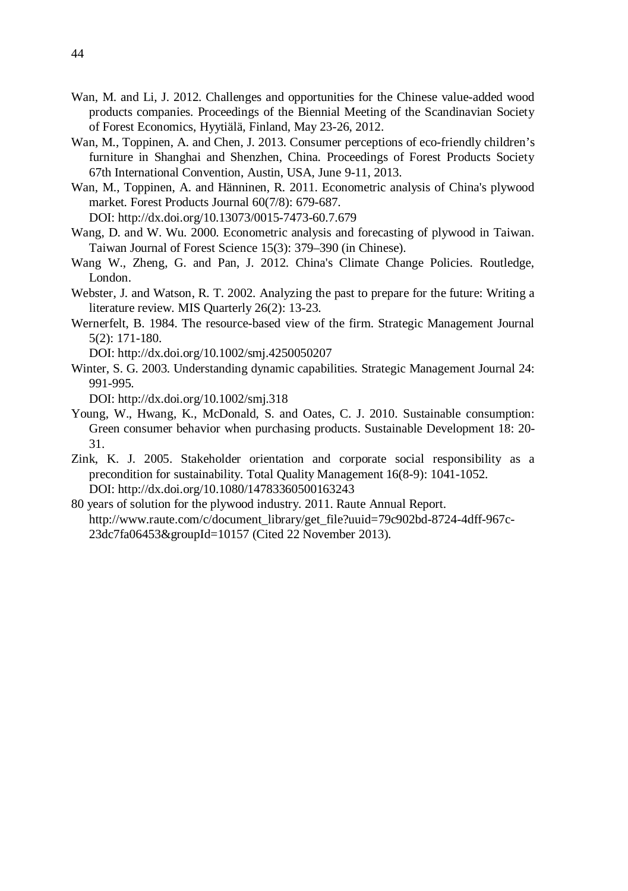Wan, M. and Li, J. 2012. Challenges and opportunities for the Chinese value-added wood products companies. Proceedings of the Biennial Meeting of the Scandinavian Society of Forest Economics, Hyytiälä, Finland, May 23-26, 2012.

Wan, M., Toppinen, A. and Chen, J. 2013. Consumer perceptions of eco-friendly children's furniture in Shanghai and Shenzhen, China. Proceedings of Forest Products Society 67th International Convention, Austin, USA, June 9-11, 2013.

Wan, M., Toppinen, A. and Hänninen, R. 2011. Econometric analysis of China's plywood market. Forest Products Journal 60(7/8): 679-687.
DOI: http://dx.doi.org/10.13073/0015-7473-60.7.679

Wang, D. and W. Wu. 2000. Econometric analysis and forecasting of plywood in Taiwan. Taiwan Journal of Forest Science 15(3): 379–390 (in Chinese).

Wang W., Zheng, G. and Pan, J. 2012. China's Climate Change Policies. Routledge, London.

Webster, J. and Watson, R. T. 2002. Analyzing the past to prepare for the future: Writing a literature review. MIS Quarterly 26(2): 13-23.

Wernerfelt, B. 1984. The resource-based view of the firm. Strategic Management Journal 5(2): 171-180.
DOI: http://dx.doi.org/10.1002/smj.4250050207

Winter, S. G. 2003. Understanding dynamic capabilities. Strategic Management Journal 24: 991-995.
DOI: http://dx.doi.org/10.1002/smj.318

Young, W., Hwang, K., McDonald, S. and Oates, C. J. 2010. Sustainable consumption: Green consumer behavior when purchasing products. Sustainable Development 18: 20-31.

Zink, K. J. 2005. Stakeholder orientation and corporate social responsibility as a precondition for sustainability. Total Quality Management 16(8-9): 1041-1052.
DOI: http://dx.doi.org/10.1080/14783360500163243

80 years of solution for the plywood industry. 2011. Raute Annual Report.
http://www.raute.com/c/document_library/get_file?uuid=79c902bd-8724-4dff-967c-23dc7fa06453&groupId=10157 (Cited 22 November 2013).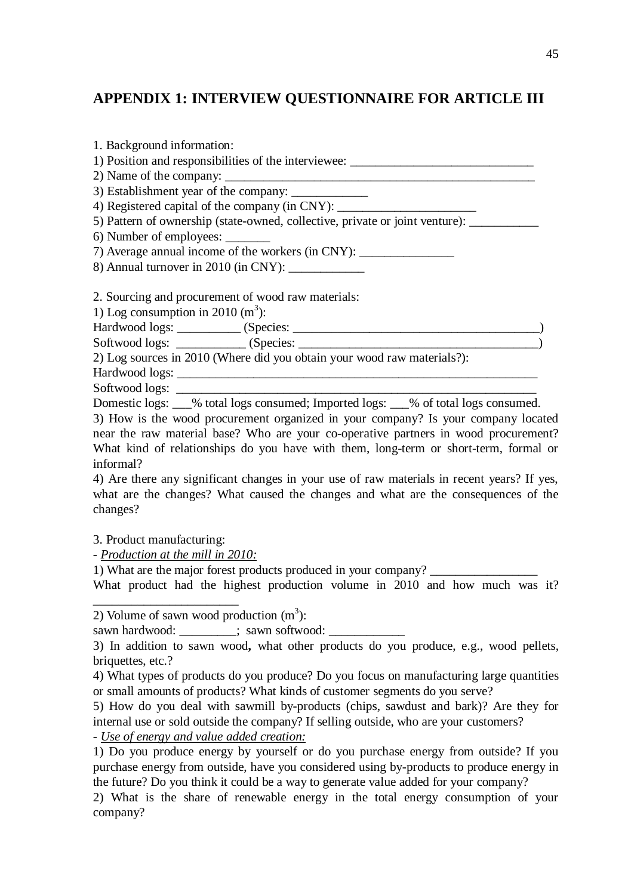## APPENDIX 1: INTERVIEW QUESTIONNAIRE FOR ARTICLE III

1. Background information:
1) Position and responsibilities of the interviewee: ____________________________
2) Name of the company: _______________________________________________
3) Establishment year of the company: ___________
4) Registered capital of the company (in CNY): _____________________
5) Pattern of ownership (state-owned, collective, private or joint venture): __________
6) Number of employees: _______
7) Average annual income of the workers (in CNY): ______________
8) Annual turnover in 2010 (in CNY): ___________

2. Sourcing and procurement of wood raw materials:
1) Log consumption in 2010 ($m^3$):
Hardwood logs: _________ (Species: ____________________________________)
Softwood logs: __________ (Species: ____________________________________)
2) Log sources in 2010 (Where did you obtain your wood raw materials?):
Hardwood logs: _______________________________________________________
Softwood logs: _______________________________________________________
Domestic logs: ___% total logs consumed; Imported logs: ___% of total logs consumed.
3) How is the wood procurement organized in your company? Is your company located near the raw material base? Who are your co-operative partners in wood procurement? What kind of relationships do you have with them, long-term or short-term, formal or informal?
4) Are there any significant changes in your use of raw materials in recent years? If yes, what are the changes? What caused the changes and what are the consequences of the changes?

3. Product manufacturing:
- *Production at the mill in 2010:*
1) What are the major forest products produced in your company? ________________
What product had the highest production volume in 2010 and how much was it? ______________________
2) Volume of sawn wood production ($m^3$):
sawn hardwood: ________; sawn softwood: ___________
3) In addition to sawn wood**,** what other products do you produce, e.g., wood pellets, briquettes, etc.?
4) What types of products do you produce? Do you focus on manufacturing large quantities or small amounts of products? What kinds of customer segments do you serve?
5) How do you deal with sawmill by-products (chips, sawdust and bark)? Are they for internal use or sold outside the company? If selling outside, who are your customers?
- *Use of energy and value added creation:*
1) Do you produce energy by yourself or do you purchase energy from outside? If you purchase energy from outside, have you considered using by-products to produce energy in the future? Do you think it could be a way to generate value added for your company?
2) What is the share of renewable energy in the total energy consumption of your company?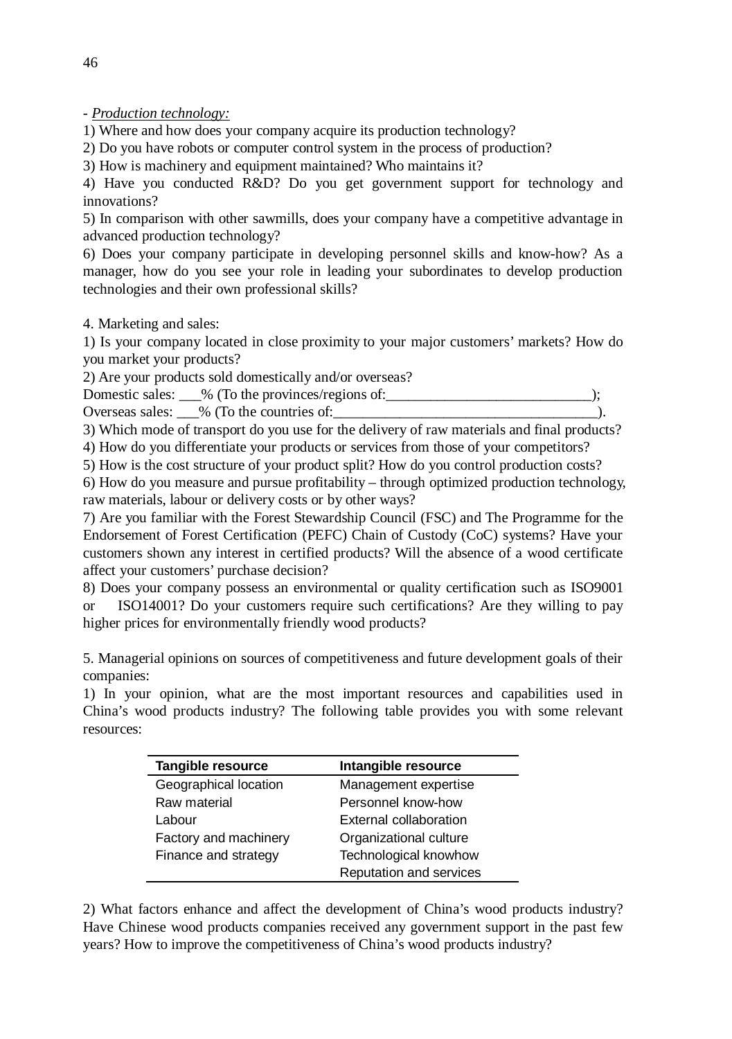- *Production technology:*

1) Where and how does your company acquire its production technology?

2) Do you have robots or computer control system in the process of production?

3) How is machinery and equipment maintained? Who maintains it?

4) Have you conducted R&D? Do you get government support for technology and innovations?

5) In comparison with other sawmills, does your company have a competitive advantage in advanced production technology?

6) Does your company participate in developing personnel skills and know-how? As a manager, how do you see your role in leading your subordinates to develop production technologies and their own professional skills?

4. Marketing and sales:

1) Is your company located in close proximity to your major customers' markets? How do you market your products?

2) Are your products sold domestically and/or overseas?

Domestic sales: ___% (To the provinces/regions of:____________________________);

Overseas sales: ___% (To the countries of:____________________________________).

3) Which mode of transport do you use for the delivery of raw materials and final products?

4) How do you differentiate your products or services from those of your competitors?

5) How is the cost structure of your product split? How do you control production costs?

6) How do you measure and pursue profitability – through optimized production technology, raw materials, labour or delivery costs or by other ways?

7) Are you familiar with the Forest Stewardship Council (FSC) and The Programme for the Endorsement of Forest Certification (PEFC) Chain of Custody (CoC) systems? Have your customers shown any interest in certified products? Will the absence of a wood certificate affect your customers' purchase decision?

8) Does your company possess an environmental or quality certification such as ISO9001 or ISO14001? Do your customers require such certifications? Are they willing to pay higher prices for environmentally friendly wood products?

5. Managerial opinions on sources of competitiveness and future development goals of their companies:

1) In your opinion, what are the most important resources and capabilities used in China's wood products industry? The following table provides you with some relevant resources:

| Tangible resource | Intangible resource |
|---|---|
| Geographical location | Management expertise |
| Raw material | Personnel know-how |
| Labour | External collaboration |
| Factory and machinery | Organizational culture |
| Finance and strategy | Technological knowhow |
| | Reputation and services |

2) What factors enhance and affect the development of China's wood products industry? Have Chinese wood products companies received any government support in the past few years? How to improve the competitiveness of China's wood products industry?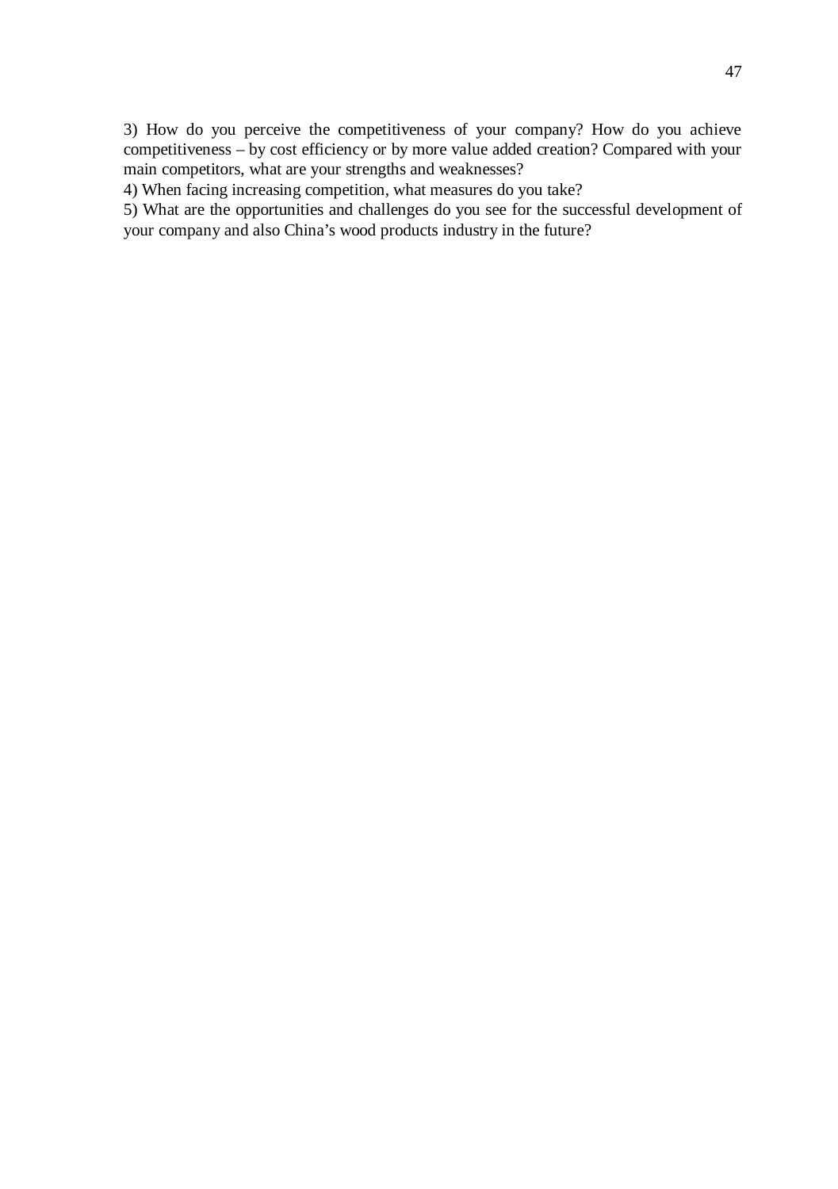3) How do you perceive the competitiveness of your company? How do you achieve competitiveness – by cost efficiency or by more value added creation? Compared with your main competitors, what are your strengths and weaknesses?

4) When facing increasing competition, what measures do you take?

5) What are the opportunities and challenges do you see for the successful development of your company and also China's wood products industry in the future?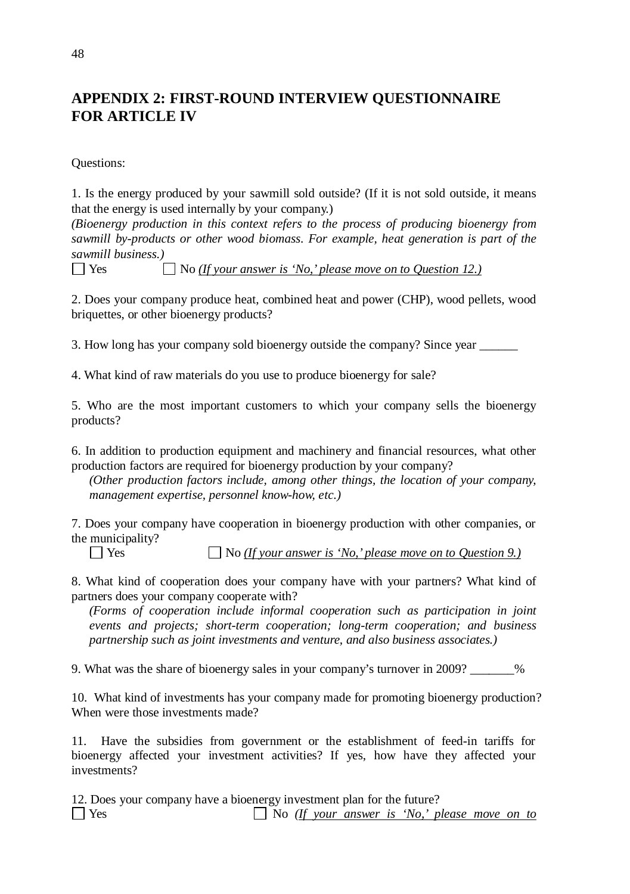# APPENDIX 2: FIRST-ROUND INTERVIEW QUESTIONNAIRE FOR ARTICLE IV

Questions:

1. Is the energy produced by your sawmill sold outside? (If it is not sold outside, it means that the energy is used internally by your company.)
*(Bioenergy production in this context refers to the process of producing bioenergy from sawmill by-products or other wood biomass. For example, heat generation is part of the sawmill business.)*
☐ Yes ☐ No *(If your answer is 'No,' please move on to Question 12.)*

2. Does your company produce heat, combined heat and power (CHP), wood pellets, wood briquettes, or other bioenergy products?

3. How long has your company sold bioenergy outside the company? Since year ______

4. What kind of raw materials do you use to produce bioenergy for sale?

5. Who are the most important customers to which your company sells the bioenergy products?

6. In addition to production equipment and machinery and financial resources, what other production factors are required for bioenergy production by your company?
*(Other production factors include, among other things, the location of your company, management expertise, personnel know-how, etc.)*

7. Does your company have cooperation in bioenergy production with other companies, or the municipality?
☐ Yes ☐ No *(If your answer is 'No,' please move on to Question 9.)*

8. What kind of cooperation does your company have with your partners? What kind of partners does your company cooperate with?
*(Forms of cooperation include informal cooperation such as participation in joint events and projects; short-term cooperation; long-term cooperation; and business partnership such as joint investments and venture, and also business associates.)*

9. What was the share of bioenergy sales in your company's turnover in 2009? _______%

10. What kind of investments has your company made for promoting bioenergy production? When were those investments made?

11. Have the subsidies from government or the establishment of feed-in tariffs for bioenergy affected your investment activities? If yes, how have they affected your investments?

12. Does your company have a bioenergy investment plan for the future?
☐ Yes ☐ No *(If your answer is 'No,' please move on to*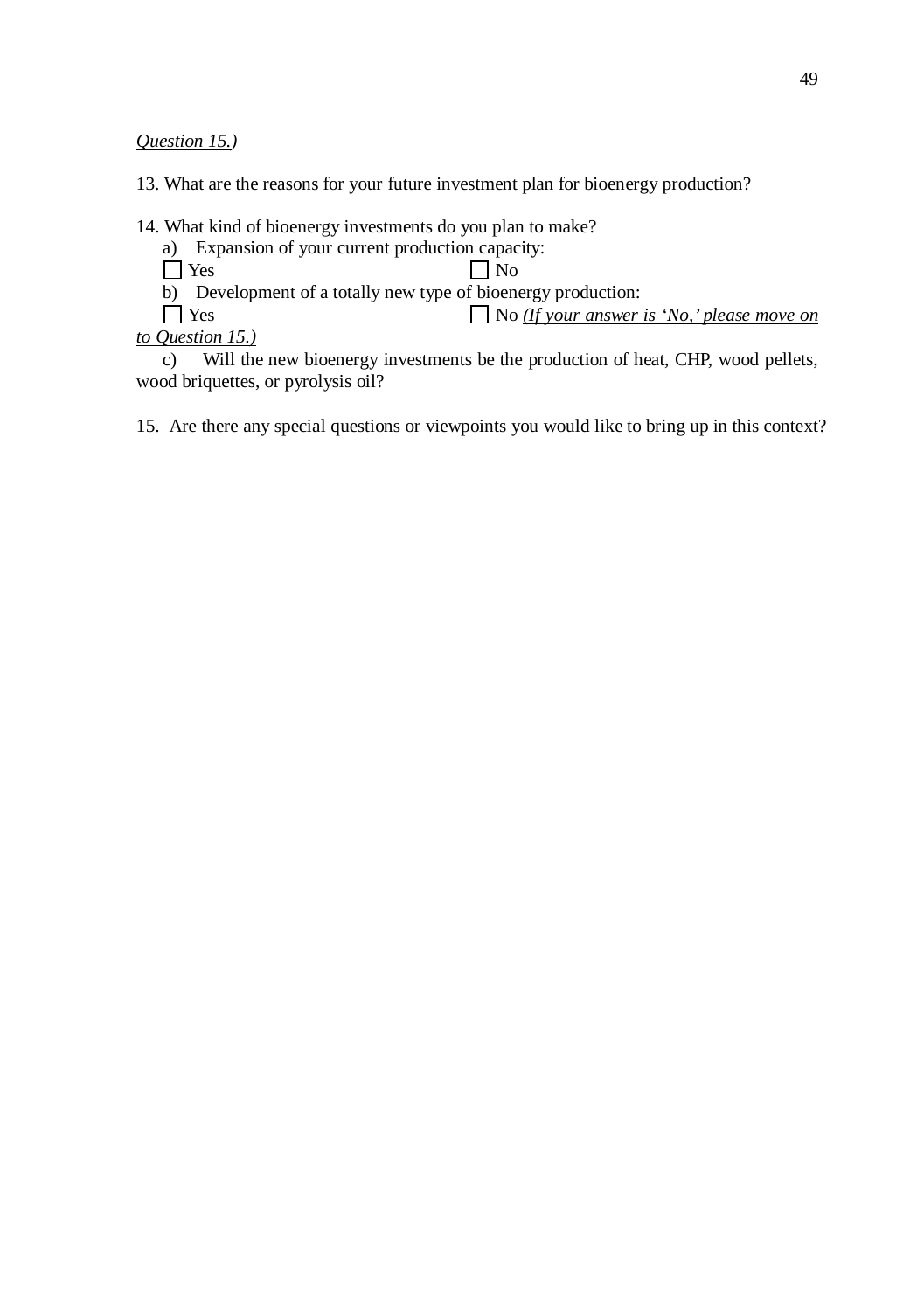*Question 15.)*

13. What are the reasons for your future investment plan for bioenergy production?

14. What kind of bioenergy investments do you plan to make?

a) Expansion of your current production capacity:

☐ Yes ☐ No

b) Development of a totally new type of bioenergy production:

☐ Yes ☐ No *(If your answer is 'No,' please move on to Question 15.)*

c) Will the new bioenergy investments be the production of heat, CHP, wood pellets, wood briquettes, or pyrolysis oil?

15. Are there any special questions or viewpoints you would like to bring up in this context?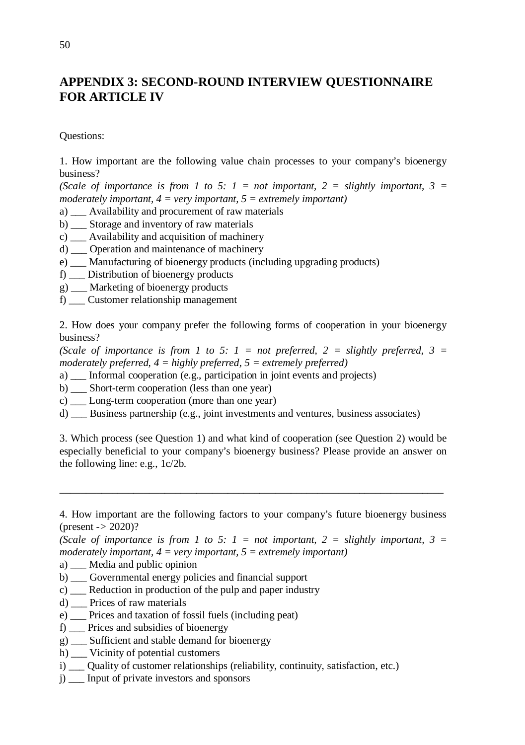## APPENDIX 3: SECOND-ROUND INTERVIEW QUESTIONNAIRE FOR ARTICLE IV

Questions:

1. How important are the following value chain processes to your company's bioenergy business?
*(Scale of importance is from 1 to 5: 1 = not important, 2 = slightly important, 3 = moderately important, 4 = very important, 5 = extremely important)*
a) ___ Availability and procurement of raw materials
b) ___ Storage and inventory of raw materials
c) ___ Availability and acquisition of machinery
d) ___ Operation and maintenance of machinery
e) ___ Manufacturing of bioenergy products (including upgrading products)
f) ___ Distribution of bioenergy products
g) ___ Marketing of bioenergy products
f) ___ Customer relationship management

2. How does your company prefer the following forms of cooperation in your bioenergy business?
*(Scale of importance is from 1 to 5: 1 = not preferred, 2 = slightly preferred, 3 = moderately preferred, 4 = highly preferred, 5 = extremely preferred)*
a) ___ Informal cooperation (e.g., participation in joint events and projects)
b) ___ Short-term cooperation (less than one year)
c) ___ Long-term cooperation (more than one year)
d) ___ Business partnership (e.g., joint investments and ventures, business associates)

3. Which process (see Question 1) and what kind of cooperation (see Question 2) would be especially beneficial to your company's bioenergy business? Please provide an answer on the following line: e.g., 1c/2b.

_______________________________________________________________________

4. How important are the following factors to your company's future bioenergy business (present -> 2020)?
*(Scale of importance is from 1 to 5: 1 = not important, 2 = slightly important, 3 = moderately important, 4 = very important, 5 = extremely important)*
a) ___ Media and public opinion
b) ___ Governmental energy policies and financial support
c) ___ Reduction in production of the pulp and paper industry
d) ___ Prices of raw materials
e) ___ Prices and taxation of fossil fuels (including peat)
f) ___ Prices and subsidies of bioenergy
g) ___ Sufficient and stable demand for bioenergy
h) ___ Vicinity of potential customers
i) ___ Quality of customer relationships (reliability, continuity, satisfaction, etc.)
j) ___ Input of private investors and sponsors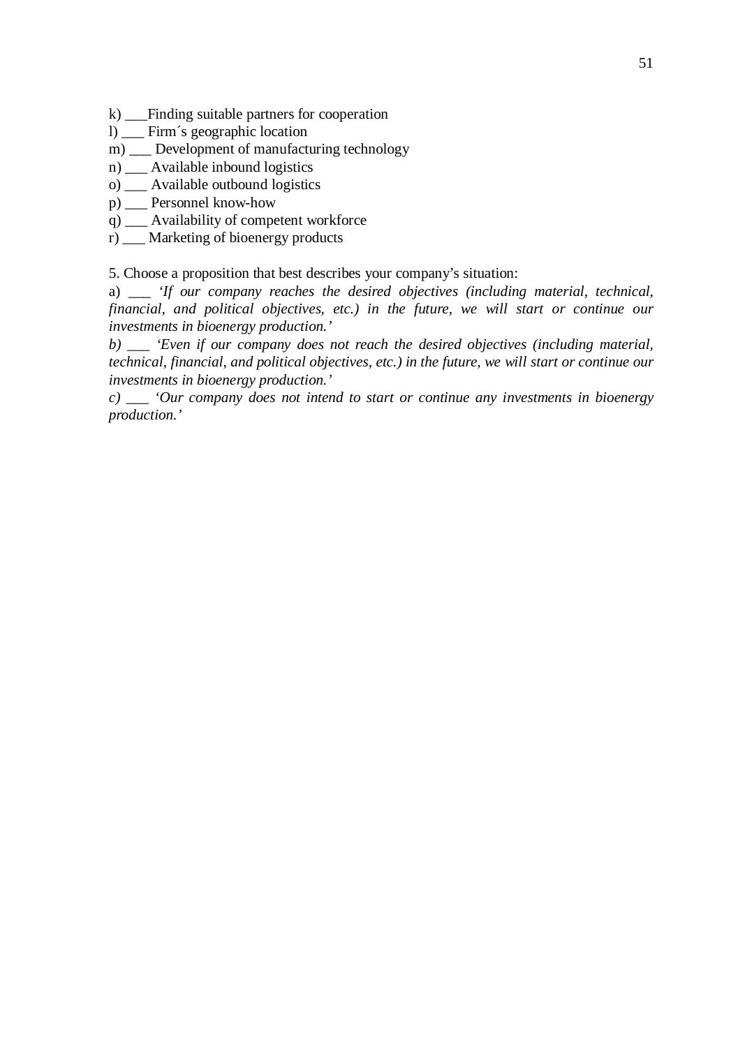k) ___Finding suitable partners for cooperation
l) ___ Firm´s geographic location
m) ___ Development of manufacturing technology
n) ___ Available inbound logistics
o) ___ Available outbound logistics
p) ___ Personnel know-how
q) ___ Availability of competent workforce
r) ___ Marketing of bioenergy products

5. Choose a proposition that best describes your company's situation:
a) ___ *'If our company reaches the desired objectives (including material, technical, financial, and political objectives, etc.) in the future, we will start or continue our investments in bioenergy production.'*
*b) ___ 'Even if our company does not reach the desired objectives (including material, technical, financial, and political objectives, etc.) in the future, we will start or continue our investments in bioenergy production.'*
*c) ___ 'Our company does not intend to start or continue any investments in bioenergy production.'*